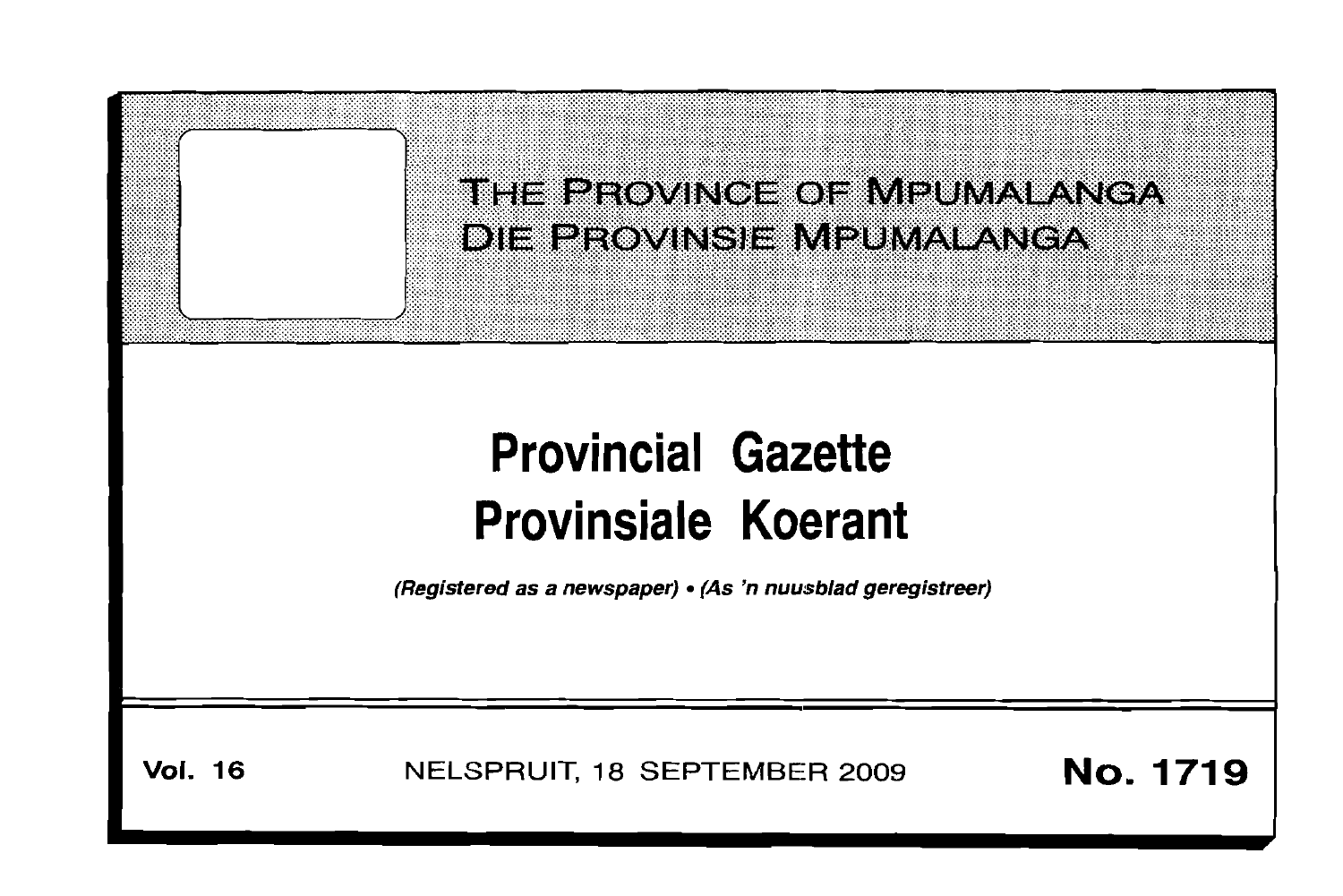# THE PROVINCE OF MPUMALANGA
# DIE PROVINSIE MPUMALANGA

# Provincial Gazette
# Provinsiale Koerant

*(Registered as a newspaper) • (As 'n nuusblad geregistreer)*

**Vol. 16** NELSPRUIT, 18 SEPTEMBER 2009 **No. 1719**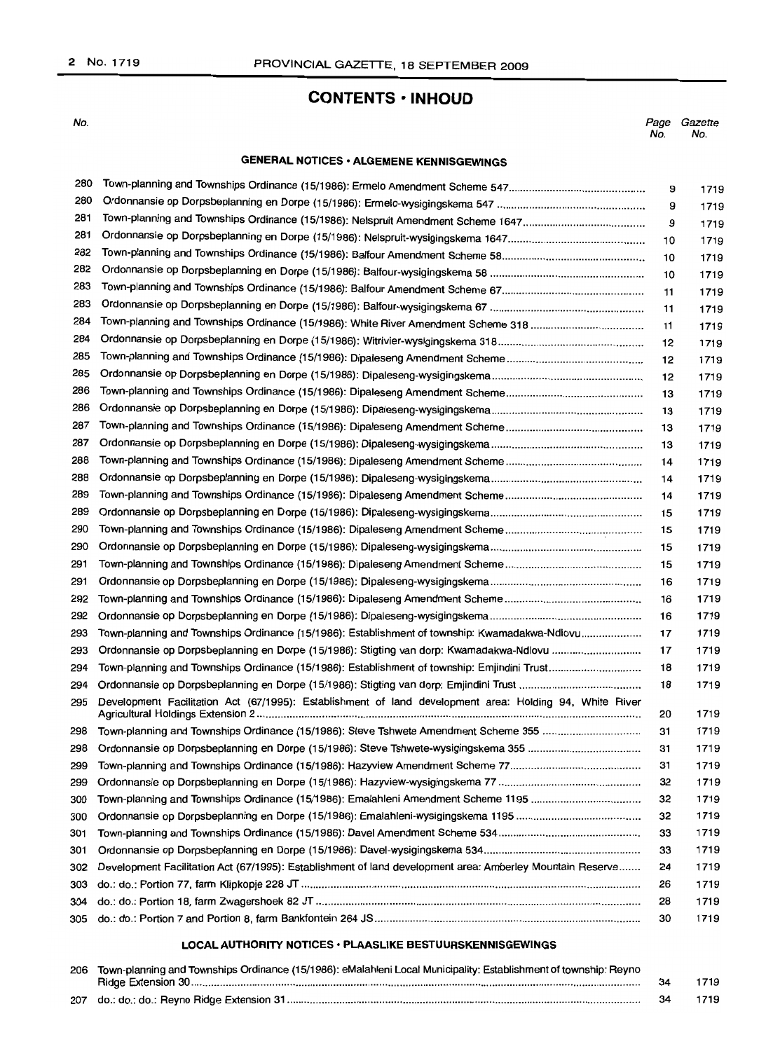## CONTENTS · INHOUD

| No. | | Page No. | Gazette No. |
|---|---|---|---|
| | **GENERAL NOTICES · ALGEMENE KENNISGEWINGS** | | |
| 280 | Town-planning and Townships Ordinance (15/1986): Ermelo Amendment Scheme 547 | 9 | 1719 |
| 280 | Ordonnansie op Dorpsbeplanning en Dorpe (15/1986): Ermelo-wysigingskema 547 | 9 | 1719 |
| 281 | Town-planning and Townships Ordinance (15/1986): Nelspruit Amendment Scheme 1647 | 9 | 1719 |
| 281 | Ordonnansie op Dorpsbeplanning en Dorpe (15/1986): Nelspruit-wysigingskema 1647 | 10 | 1719 |
| 282 | Town-planning and Townships Ordinance (15/1986): Balfour Amendment Scheme 58 | 10 | 1719 |
| 282 | Ordonnansie op Dorpsbeplanning en Dorpe (15/1986): Balfour-wysigingskema 58 | 10 | 1719 |
| 283 | Town-planning and Townships Ordinance (15/1986): Balfour Amendment Scheme 67 | 11 | 1719 |
| 283 | Ordonnansie op Dorpsbeplanning en Dorpe (15/1986): Balfour-wysigingskema 67 | 11 | 1719 |
| 284 | Town-planning and Townships Ordinance (15/1986): White River Amendment Scheme 318 | 11 | 1719 |
| 284 | Ordonnansie op Dorpsbeplanning en Dorpe (15/1986): Witrivier-wysigingskema 318 | 12 | 1719 |
| 285 | Town-planning and Townships Ordinance (15/1986): Dipaleseng Amendment Scheme | 12 | 1719 |
| 285 | Ordonnansie op Dorpsbeplanning en Dorpe (15/1986): Dipaleseng-wysigingskema | 12 | 1719 |
| 286 | Town-planning and Townships Ordinance (15/1986): Dipaleseng Amendment Scheme | 13 | 1719 |
| 286 | Ordonnansie op Dorpsbeplanning en Dorpe (15/1986): Dipaleseng-wysigingskema | 13 | 1719 |
| 287 | Town-planning and Townships Ordinance (15/1986): Dipaleseng Amendment Scheme | 13 | 1719 |
| 287 | Ordonnansie op Dorpsbeplanning en Dorpe (15/1986): Dipaleseng-wysigingskema | 13 | 1719 |
| 288 | Town-planning and Townships Ordinance (15/1986): Dipaleseng Amendment Scheme | 14 | 1719 |
| 288 | Ordonnansie op Dorpsbeplanning en Dorpe (15/1986): Dipaleseng-wysigingskema | 14 | 1719 |
| 289 | Town-planning and Townships Ordinance (15/1986): Dipaleseng Amendment Scheme | 14 | 1719 |
| 289 | Ordonnansie op Dorpsbeplanning en Dorpe (15/1986): Dipaleseng-wysigingskema | 15 | 1719 |
| 290 | Town-planning and Townships Ordinance (15/1986): Dipaleseng Amendment Scheme | 15 | 1719 |
| 290 | Ordonnansie op Dorpsbeplanning en Dorpe (15/1986): Dipaleseng-wysigingskema | 15 | 1719 |
| 291 | Town-planning and Townships Ordinance (15/1986): Dipaleseng Amendment Scheme | 15 | 1719 |
| 291 | Ordonnansie op Dorpsbeplanning en Dorpe (15/1986): Dipaleseng-wysigingskema | 16 | 1719 |
| 292 | Town-planning and Townships Ordinance (15/1986): Dipaleseng Amendment Scheme | 16 | 1719 |
| 292 | Ordonnansie op Dorpsbeplanning en Dorpe (15/1986): Dipaleseng-wysigingskema | 16 | 1719 |
| 293 | Town-planning and Townships Ordinance (15/1986): Establishment of township: Kwamadakwa-Ndlovu | 17 | 1719 |
| 293 | Ordonnansie op Dorpsbeplanning en Dorpe (15/1986): Stigting van dorp: Kwamadakwa-Ndlovu | 17 | 1719 |
| 294 | Town-planning and Townships Ordinance (15/1986): Establishment of township: Emjindini Trust | 18 | 1719 |
| 294 | Ordonnansie op Dorpsbeplanning en Dorpe (15/1986): Stigting van dorp: Emjindini Trust | 18 | 1719 |
| 295 | Development Facilitation Act (67/1995): Establishment of land development area: Holding 94, White River Agricultural Holdings Extension 2 | 20 | 1719 |
| 298 | Town-planning and Townships Ordinance (15/1986): Steve Tshwete Amendment Scheme 355 | 31 | 1719 |
| 298 | Ordonnansie op Dorpsbeplanning en Dorpe (15/1986): Steve Tshwete-wysigingskema 355 | 31 | 1719 |
| 299 | Town-planning and Townships Ordinance (15/1986): Hazyview Amendment Scheme 77 | 31 | 1719 |
| 299 | Ordonnansie op Dorpsbeplanning en Dorpe (15/1986): Hazyview-wysigingskema 77 | 32 | 1719 |
| 300 | Town-planning and Townships Ordinance (15/1986): Emalahleni Amendment Scheme 1195 | 32 | 1719 |
| 300 | Ordonnansie op Dorpsbeplanning en Dorpe (15/1986): Emalahleni-wysigingskema 1195 | 32 | 1719 |
| 301 | Town-planning and Townships Ordinance (15/1986): Davel Amendment Scheme 534 | 33 | 1719 |
| 301 | Ordonnansie op Dorpsbeplanning en Dorpe (15/1986): Davel-wysigingskema 534 | 33 | 1719 |
| 302 | Development Facilitation Act (67/1995): Establishment of land development area: Amberley Mountain Reserve | 24 | 1719 |
| 303 | do.: do.: Portion 77, farm Klipkopje 228 JT | 26 | 1719 |
| 304 | do.: do.: Portion 18, farm Zwagershoek 82 JT | 28 | 1719 |
| 305 | do.: do.: Portion 7 and Portion 8, farm Bankfontein 264 JS | 30 | 1719 |
| | **LOCAL AUTHORITY NOTICES · PLAASLIKE BESTUURSKENNISGEWINGS** | | |
| 206 | Town-planning and Townships Ordinance (15/1986): eMalahleni Local Municipality: Establishment of township: Reyno Ridge Extension 30 | 34 | 1719 |
| 207 | do.: do.: do.: Reyno Ridge Extension 31 | 34 | 1719 |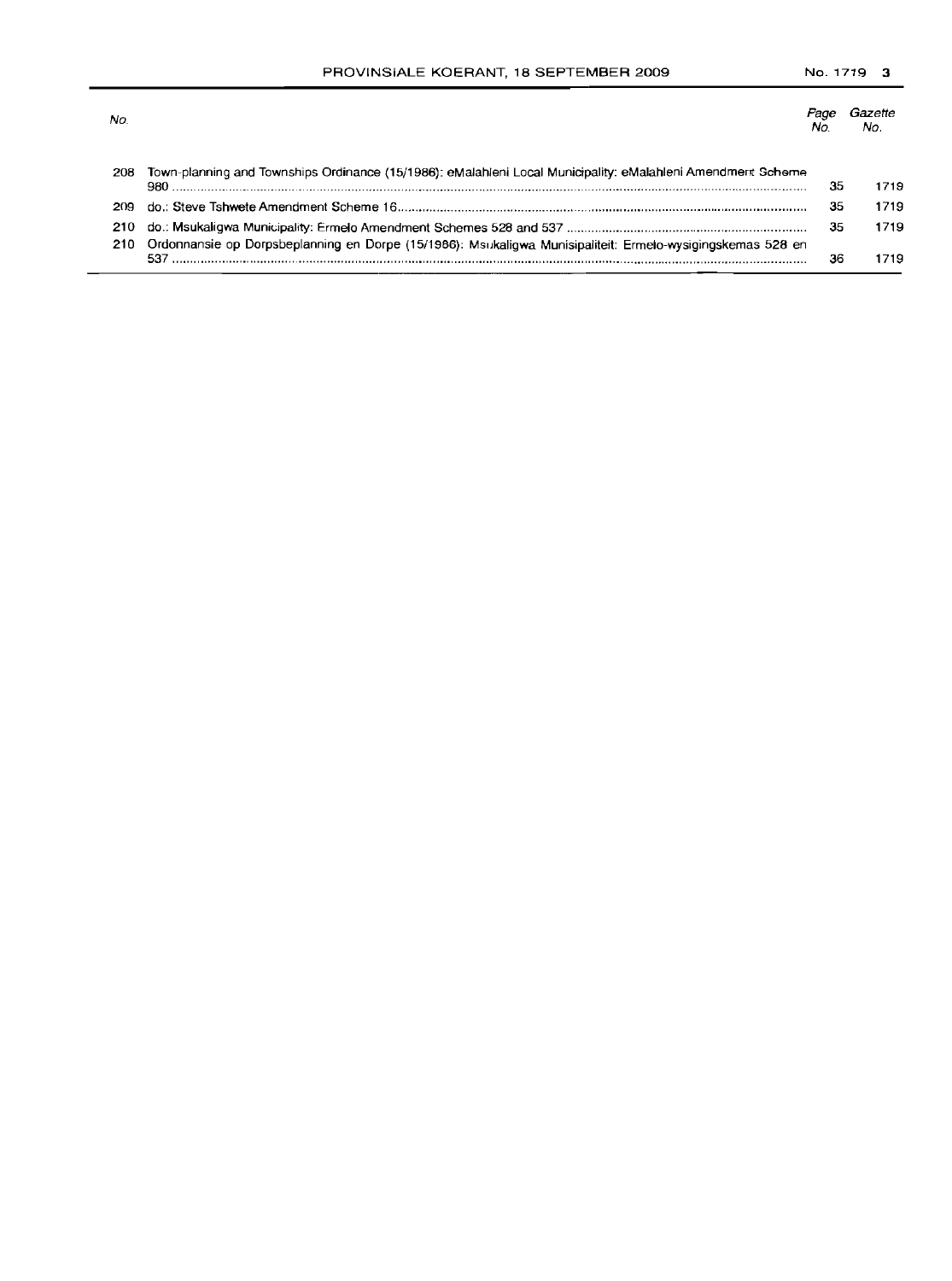| No. | | Page No. | Gazette No. |
|---|---|---|---|
| 208 | Town-planning and Townships Ordinance (15/1986): eMalahleni Local Municipality: eMalahleni Amendment Scheme 980 | 35 | 1719 |
| 209 | do.: Steve Tshwete Amendment Scheme 16 | 35 | 1719 |
| 210 | do.: Msukaligwa Municipality: Ermelo Amendment Schemes 528 and 537 | 35 | 1719 |
| 210 | Ordonnansie op Dorpsbeplanning en Dorpe (15/1986): Msukaligwa Munisipaliteit: Ermelo-wysigingskemas 528 en 537 | 36 | 1719 |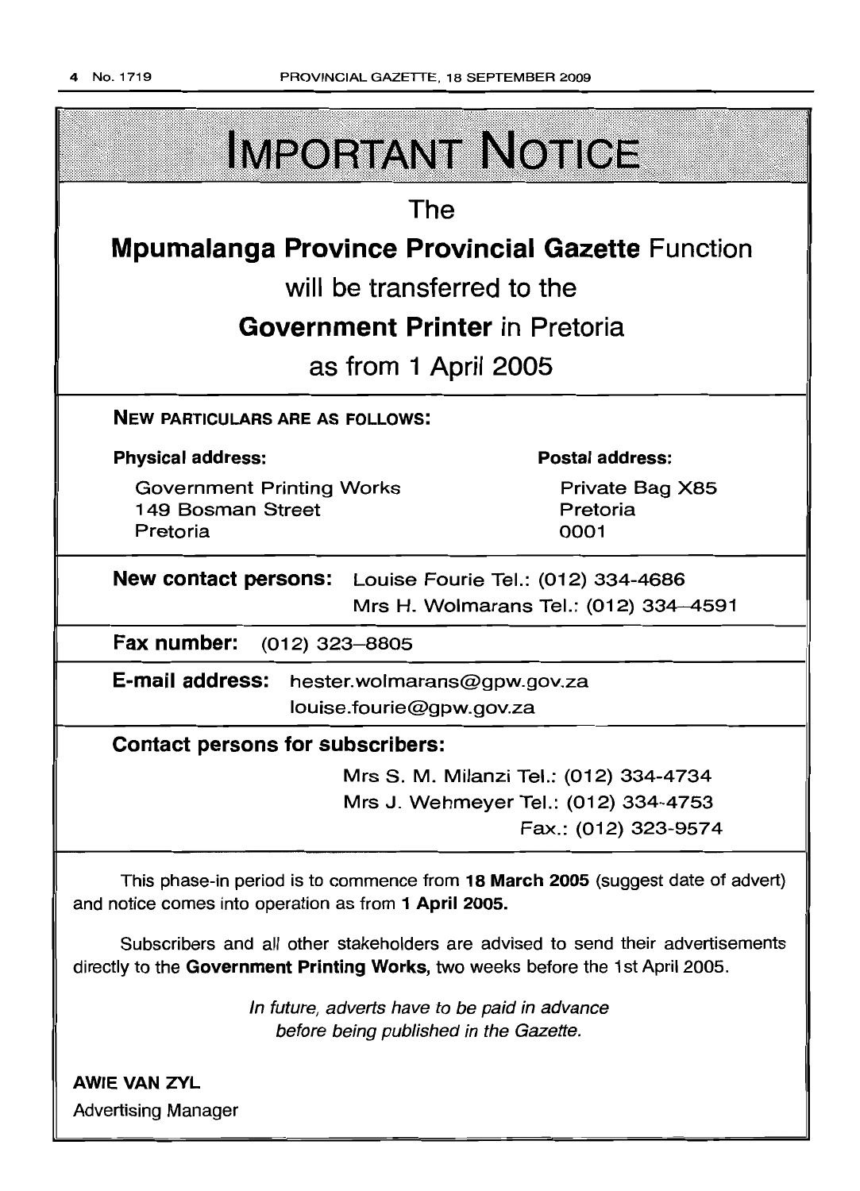# IMPORTANT NOTICE

The

**Mpumalanga Province Provincial Gazette** Function

will be transferred to the

**Government Printer** in Pretoria

as from 1 April 2005

**NEW PARTICULARS ARE AS FOLLOWS:**

**Physical address:**

Government Printing Works
149 Bosman Street
Pretoria

**Postal address:**

Private Bag X85
Pretoria
0001

**New contact persons:** Louise Fourie Tel.: (012) 334-4686
Mrs H. Wolmarans Tel.: (012) 334–4591

**Fax number:** (012) 323–8805

**E-mail address:** hester.wolmarans@gpw.gov.za
louise.fourie@gpw.gov.za

**Contact persons for subscribers:**

Mrs S. M. Milanzi Tel.: (012) 334-4734
Mrs J. Wehmeyer Tel.: (012) 334-4753
Fax.: (012) 323-9574

This phase-in period is to commence from **18 March 2005** (suggest date of advert) and notice comes into operation as from **1 April 2005.**

Subscribers and all other stakeholders are advised to send their advertisements directly to the **Government Printing Works,** two weeks before the 1st April 2005.

*In future, adverts have to be paid in advance before being published in the Gazette.*

**AWIE VAN ZYL**
Advertising Manager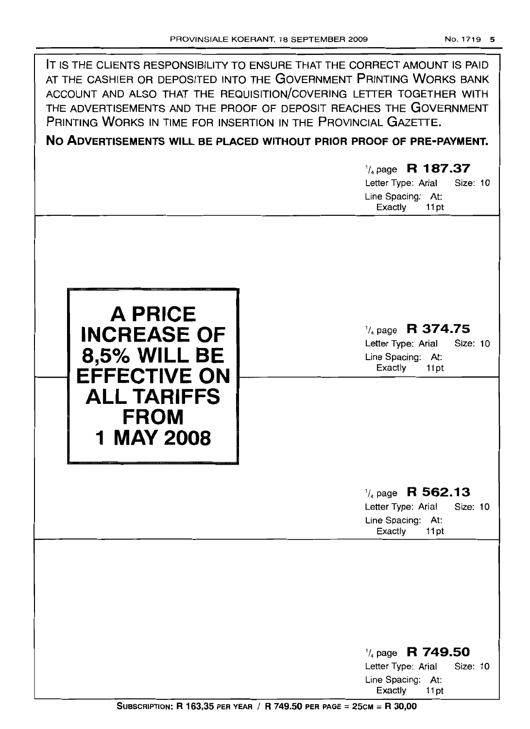IT IS THE CLIENTS RESPONSIBILITY TO ENSURE THAT THE CORRECT AMOUNT IS PAID AT THE CASHIER OR DEPOSITED INTO THE GOVERNMENT PRINTING WORKS BANK ACCOUNT AND ALSO THAT THE REQUISITION/COVERING LETTER TOGETHER WITH THE ADVERTISEMENTS AND THE PROOF OF DEPOSIT REACHES THE GOVERNMENT PRINTING WORKS IN TIME FOR INSERTION IN THE PROVINCIAL GAZETTE.

**NO ADVERTISEMENTS WILL BE PLACED WITHOUT PRIOR PROOF OF PRE-PAYMENT.**

1/4 page **R 187.37**
Letter Type: Arial Size: 10
Line Spacing: At: Exactly 11pt

**A PRICE INCREASE OF 8,5% WILL BE EFFECTIVE ON ALL TARIFFS FROM 1 MAY 2008**

1/4 page **R 374.75**
Letter Type: Arial Size: 10
Line Spacing: At: Exactly 11pt

1/4 page **R 562.13**
Letter Type: Arial Size: 10
Line Spacing: At: Exactly 11pt

1/4 page **R 749.50**
Letter Type: Arial Size: 10
Line Spacing: At: Exactly 11pt

**SUBSCRIPTION: R 163,35 PER YEAR / R 749.50 PER PAGE = 25CM = R 30,00**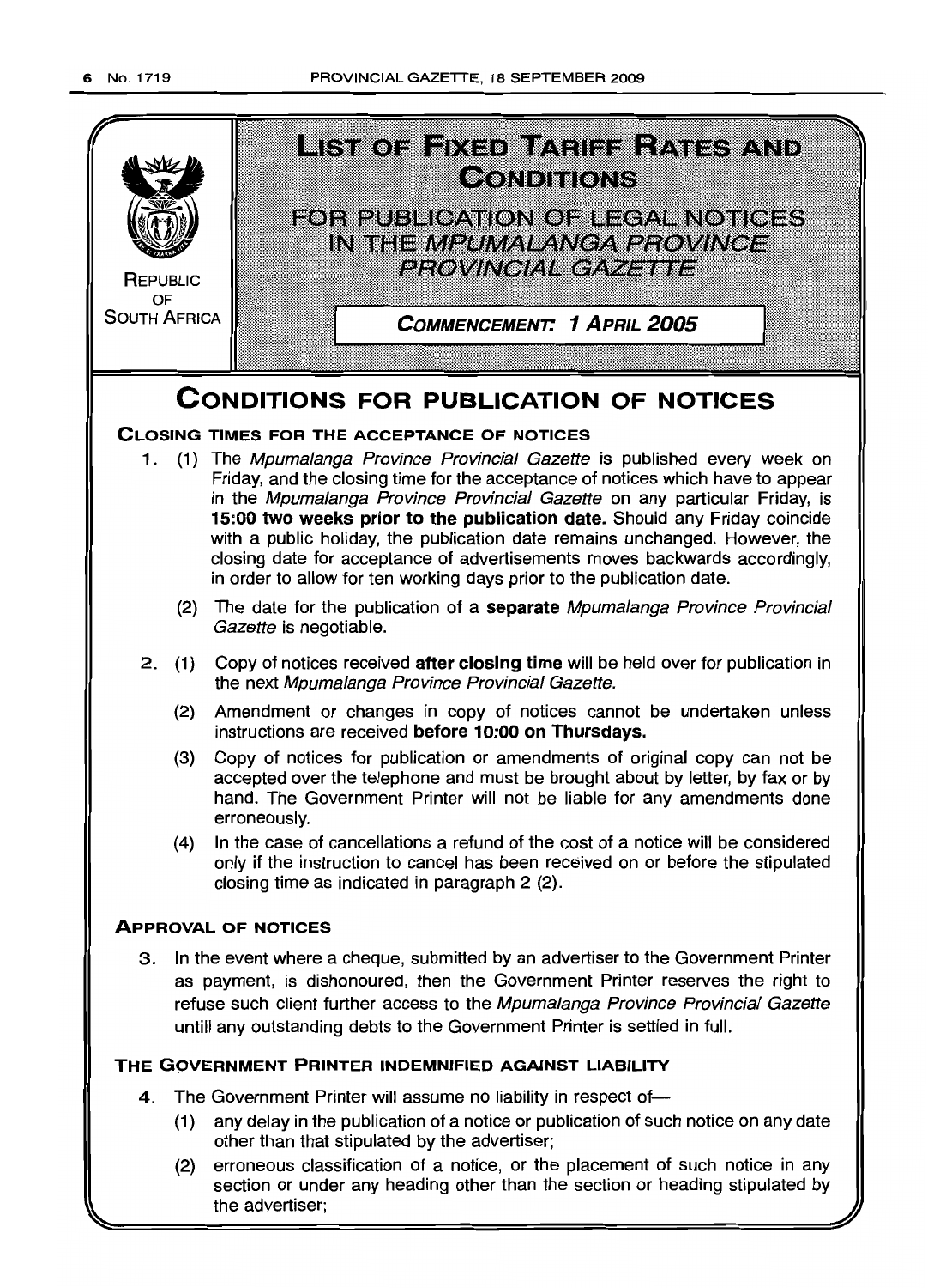# LIST OF FIXED TARIFF RATES AND CONDITIONS

## FOR PUBLICATION OF LEGAL NOTICES IN THE *MPUMALANGA PROVINCE PROVINCIAL GAZETTE*

REPUBLIC OF SOUTH AFRICA

**COMMENCEMENT: 1 APRIL 2005**

# CONDITIONS FOR PUBLICATION OF NOTICES

### CLOSING TIMES FOR THE ACCEPTANCE OF NOTICES

1. (1) The *Mpumalanga Province Provincial Gazette* is published every week on Friday, and the closing time for the acceptance of notices which have to appear in the *Mpumalanga Province Provincial Gazette* on any particular Friday, is **15:00 two weeks prior to the publication date.** Should any Friday coincide with a public holiday, the publication date remains unchanged. However, the closing date for acceptance of advertisements moves backwards accordingly, in order to allow for ten working days prior to the publication date.

   (2) The date for the publication of a **separate** *Mpumalanga Province Provincial Gazette* is negotiable.

2. (1) Copy of notices received **after closing time** will be held over for publication in the next *Mpumalanga Province Provincial Gazette.*

   (2) Amendment or changes in copy of notices cannot be undertaken unless instructions are received **before 10:00 on Thursdays.**

   (3) Copy of notices for publication or amendments of original copy can not be accepted over the telephone and must be brought about by letter, by fax or by hand. The Government Printer will not be liable for any amendments done erroneously.

   (4) In the case of cancellations a refund of the cost of a notice will be considered only if the instruction to cancel has been received on or before the stipulated closing time as indicated in paragraph 2 (2).

### APPROVAL OF NOTICES

3. In the event where a cheque, submitted by an advertiser to the Government Printer as payment, is dishonoured, then the Government Printer reserves the right to refuse such client further access to the *Mpumalanga Province Provincial Gazette* untill any outstanding debts to the Government Printer is settled in full.

### THE GOVERNMENT PRINTER INDEMNIFIED AGAINST LIABILITY

4. The Government Printer will assume no liability in respect of—

   (1) any delay in the publication of a notice or publication of such notice on any date other than that stipulated by the advertiser;

   (2) erroneous classification of a notice, or the placement of such notice in any section or under any heading other than the section or heading stipulated by the advertiser;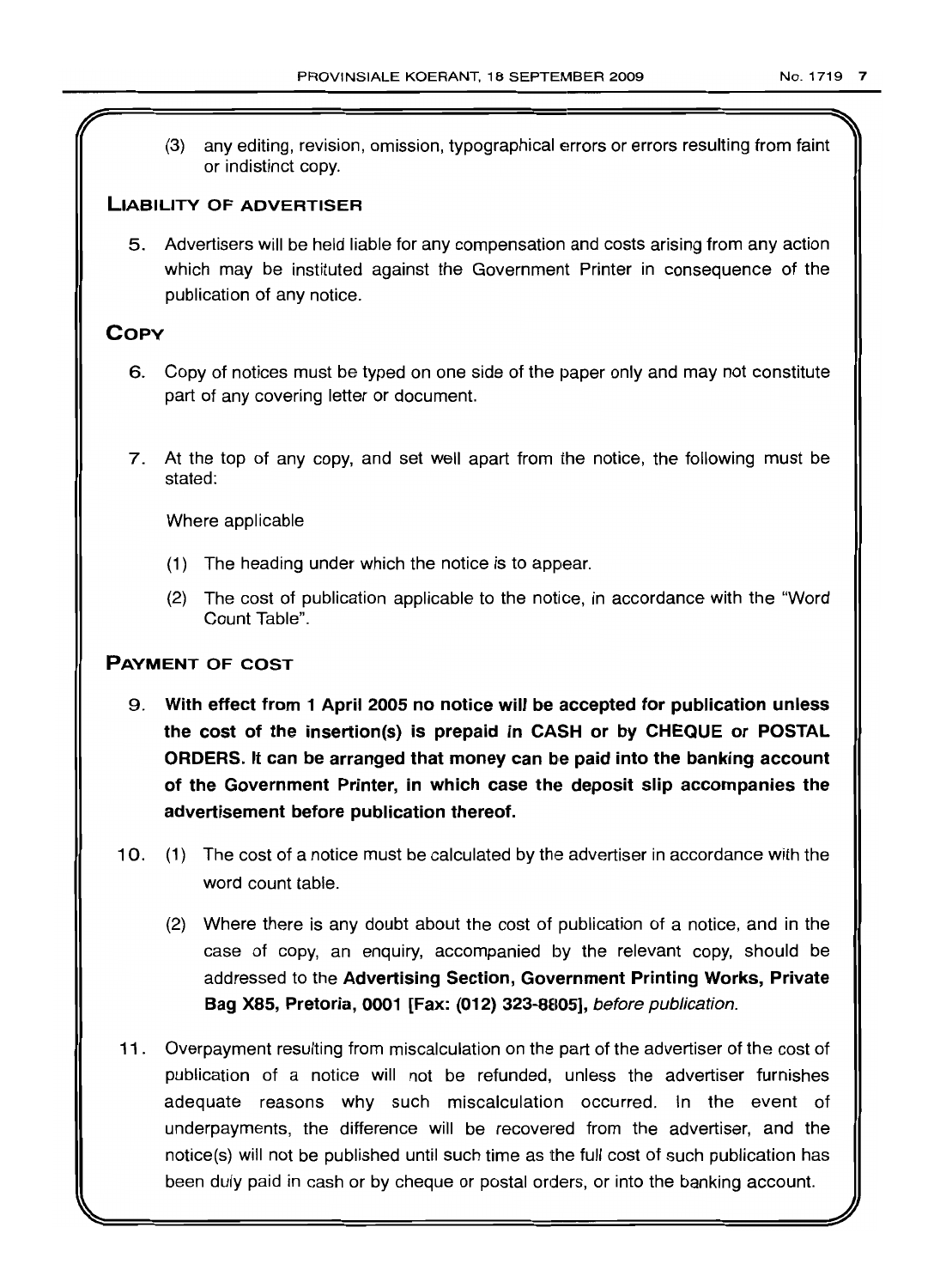(3) any editing, revision, omission, typographical errors or errors resulting from faint or indistinct copy.

## LIABILITY OF ADVERTISER

5. Advertisers will be held liable for any compensation and costs arising from any action which may be instituted against the Government Printer in consequence of the publication of any notice.

## COPY

6. Copy of notices must be typed on one side of the paper only and may not constitute part of any covering letter or document.

7. At the top of any copy, and set well apart from the notice, the following must be stated:

   Where applicable

   (1) The heading under which the notice is to appear.

   (2) The cost of publication applicable to the notice, in accordance with the "Word Count Table".

## PAYMENT OF COST

9. **With effect from 1 April 2005 no notice will be accepted for publication unless the cost of the insertion(s) is prepaid in CASH or by CHEQUE or POSTAL ORDERS. It can be arranged that money can be paid into the banking account of the Government Printer, in which case the deposit slip accompanies the advertisement before publication thereof.**

10. (1) The cost of a notice must be calculated by the advertiser in accordance with the word count table.

    (2) Where there is any doubt about the cost of publication of a notice, and in the case of copy, an enquiry, accompanied by the relevant copy, should be addressed to the **Advertising Section, Government Printing Works, Private Bag X85, Pretoria, 0001 [Fax: (012) 323-8805],** *before publication.*

11. Overpayment resulting from miscalculation on the part of the advertiser of the cost of publication of a notice will not be refunded, unless the advertiser furnishes adequate reasons why such miscalculation occurred. In the event of underpayments, the difference will be recovered from the advertiser, and the notice(s) will not be published until such time as the full cost of such publication has been duly paid in cash or by cheque or postal orders, or into the banking account.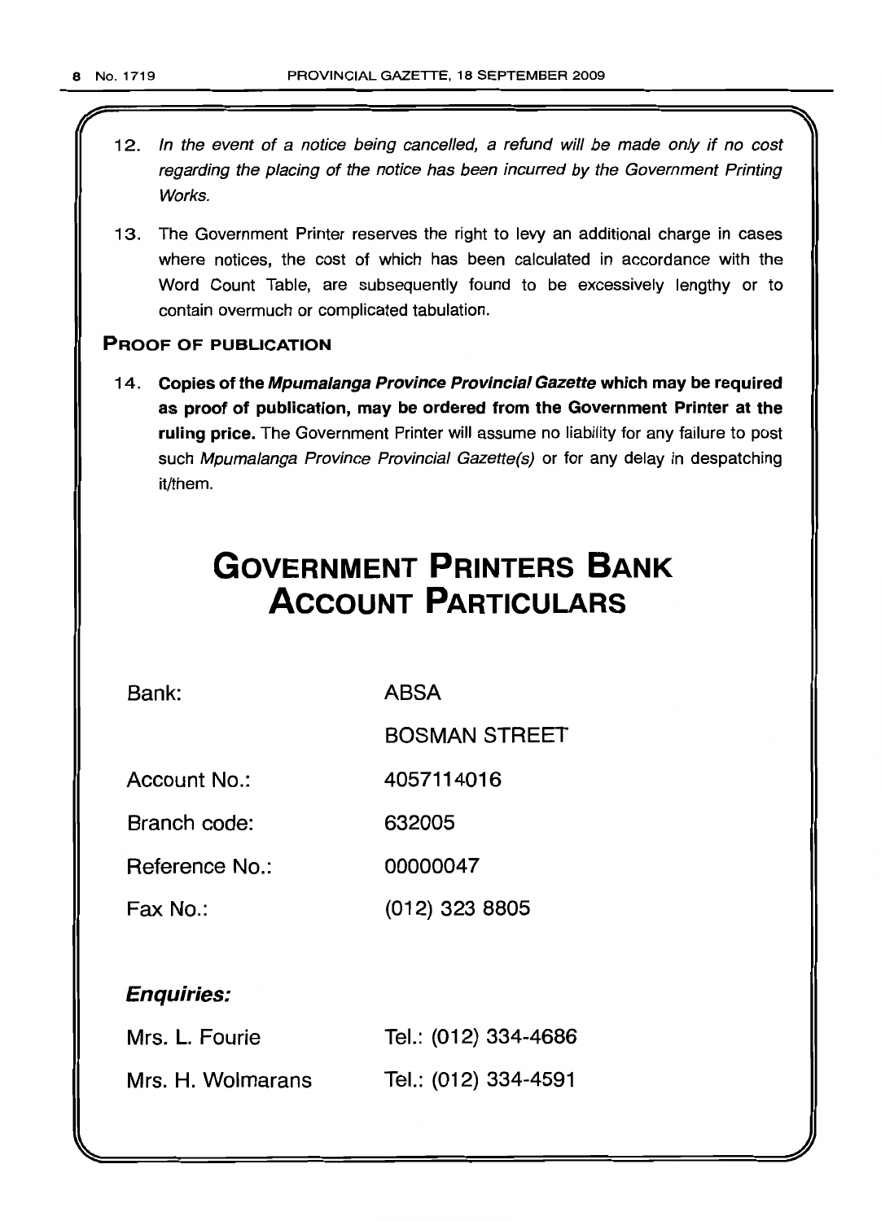12. *In the event of a notice being cancelled, a refund will be made only if no cost regarding the placing of the notice has been incurred by the Government Printing Works.*

13. The Government Printer reserves the right to levy an additional charge in cases where notices, the cost of which has been calculated in accordance with the Word Count Table, are subsequently found to be excessively lengthy or to contain overmuch or complicated tabulation.

**PROOF OF PUBLICATION**

14. **Copies of the *Mpumalanga Province Provincial Gazette* which may be required as proof of publication, may be ordered from the Government Printer at the ruling price.** The Government Printer will assume no liability for any failure to post such *Mpumalanga Province Provincial Gazette(s)* or for any delay in despatching it/them.

# GOVERNMENT PRINTERS BANK ACCOUNT PARTICULARS

| | |
|---|---|
| Bank: | ABSA |
| | BOSMAN STREET |
| Account No.: | 4057114016 |
| Branch code: | 632005 |
| Reference No.: | 00000047 |
| Fax No.: | (012) 323 8805 |

***Enquiries:***

| | |
|---|---|
| Mrs. L. Fourie | Tel.: (012) 334-4686 |
| Mrs. H. Wolmarans | Tel.: (012) 334-4591 |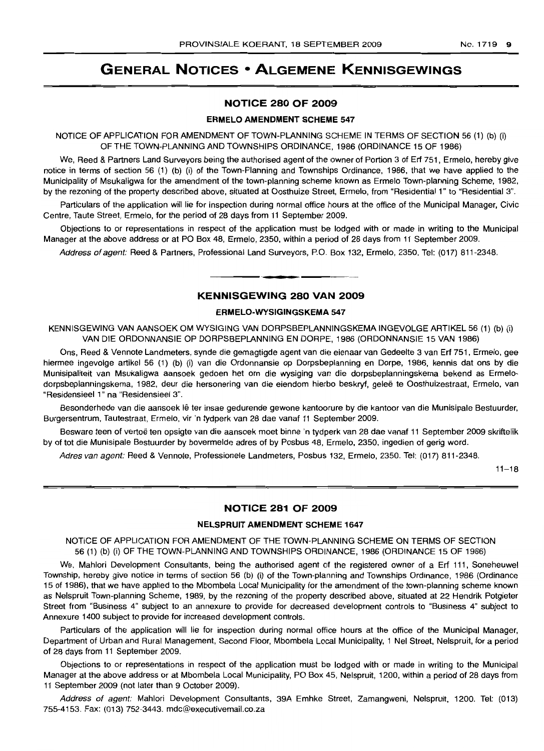# GENERAL NOTICES • ALGEMENE KENNISGEWINGS

## NOTICE 280 OF 2009

### ERMELO AMENDMENT SCHEME 547

NOTICE OF APPLICATION FOR AMENDMENT OF TOWN-PLANNING SCHEME IN TERMS OF SECTION 56 (1) (b) (i) OF THE TOWN-PLANNING AND TOWNSHIPS ORDINANCE, 1986 (ORDINANCE 15 OF 1986)

We, Reed & Partners Land Surveyors being the authorised agent of the owner of Portion 3 of Erf 751, Ermelo, hereby give notice in terms of section 56 (1) (b) (i) of the Town-Planning and Townships Ordinance, 1986, that we have applied to the Municipality of Msukaligwa for the amendment of the town-planning scheme known as Ermelo Town-planning Scheme, 1982, by the rezoning of the property described above, situated at Oosthuize Street, Ermelo, from "Residential 1" to "Residential 3".

Particulars of the application will lie for inspection during normal office hours at the office of the Municipal Manager, Civic Centre, Taute Street, Ermelo, for the period of 28 days from 11 September 2009.

Objections to or representations in respect of the application must be lodged with or made in writing to the Municipal Manager at the above address or at PO Box 48, Ermelo, 2350, within a period of 28 days from 11 September 2009.

*Address of agent:* Reed & Partners, Professional Land Surveyors, P.O. Box 132, Ermelo, 2350. Tel: (017) 811-2348.

---

## KENNISGEWING 280 VAN 2009

### ERMELO-WYSIGINGSKEMA 547

KENNISGEWING VAN AANSOEK OM WYSIGING VAN DORPSBEPLANNINGSKEMA INGEVOLGE ARTIKEL 56 (1) (b) (i) VAN DIE ORDONNANSIE OP DORPSBEPLANNING EN DORPE, 1986 (ORDONNANSIE 15 VAN 1986)

Ons, Reed & Vennote Landmeters, synde die gemagtigde agent van die eienaar van Gedeelte 3 van Erf 751, Ermelo, gee hiermee ingevolge artikel 56 (1) (b) (i) van die Ordonnansie op Dorpsbeplanning en Dorpe, 1986, kennis dat ons by die Munisipaliteit van Msukaligwa aansoek gedoen het om die wysiging van die dorpsbeplanningskema bekend as Ermelo-dorpsbeplanningskema, 1982, deur die hersonering van die eiendom hierbo beskryf, geleë te Oosthuizestraat, Ermelo, van "Residensieel 1" na "Residensieel 3".

Besonderhede van die aansoek lê ter insae gedurende gewone kantoorure by die kantoor van die Munisipale Bestuurder, Burgersentrum, Tautestraat, Ermelo, vir 'n tydperk van 28 dae vanaf 11 September 2009.

Besware teen of vertoë ten opsigte van die aansoek moet binne 'n tydperk van 28 dae vanaf 11 September 2009 skriftelik by of tot die Munisipale Bestuurder by bovermelde adres of by Posbus 48, Ermelo, 2350, ingedien of gerig word.

*Adres van agent:* Reed & Vennote, Professionele Landmeters, Posbus 132, Ermelo, 2350. Tel: (017) 811-2348.

11–18

---

## NOTICE 281 OF 2009

### NELSPRUIT AMENDMENT SCHEME 1647

NOTICE OF APPLICATION FOR AMENDMENT OF THE TOWN-PLANNING SCHEME ON TERMS OF SECTION 56 (1) (b) (i) OF THE TOWN-PLANNING AND TOWNSHIPS ORDINANCE, 1986 (ORDINANCE 15 OF 1986)

We, Mahlori Development Consultants, being the authorised agent of the registered owner of a Erf 111, Soneheuwel Township, hereby give notice in terms of section 56 (b) (i) of the Town-planning and Townships Ordinance, 1986 (Ordinance 15 of 1986), that we have applied to the Mbombela Local Municipality for the amendment of the town-planning scheme known as Nelspruit Town-planning Scheme, 1989, by the rezoning of the property described above, situated at 22 Hendrik Potgieter Street from "Business 4" subject to an annexure to provide for decreased development controls to "Business 4" subject to Annexure 1400 subject to provide for increased development controls.

Particulars of the application will lie for inspection during normal office hours at the office of the Municipal Manager, Department of Urban and Rural Management, Second Floor, Mbombela Local Municipality, 1 Nel Street, Nelspruit, for a period of 28 days from 11 September 2009.

Objections to or representations in respect of the application must be lodged with or made in writing to the Municipal Manager at the above address or at Mbombela Local Municipality, PO Box 45, Nelspruit, 1200, within a period of 28 days from 11 September 2009 (not later than 9 October 2009).

*Address of agent:* Mahlori Development Consultants, 39A Emhke Street, Zamangweni, Nelspruit, 1200. Tel: (013) 755-4153. Fax: (013) 752-3443. mdc@executivemail.co.za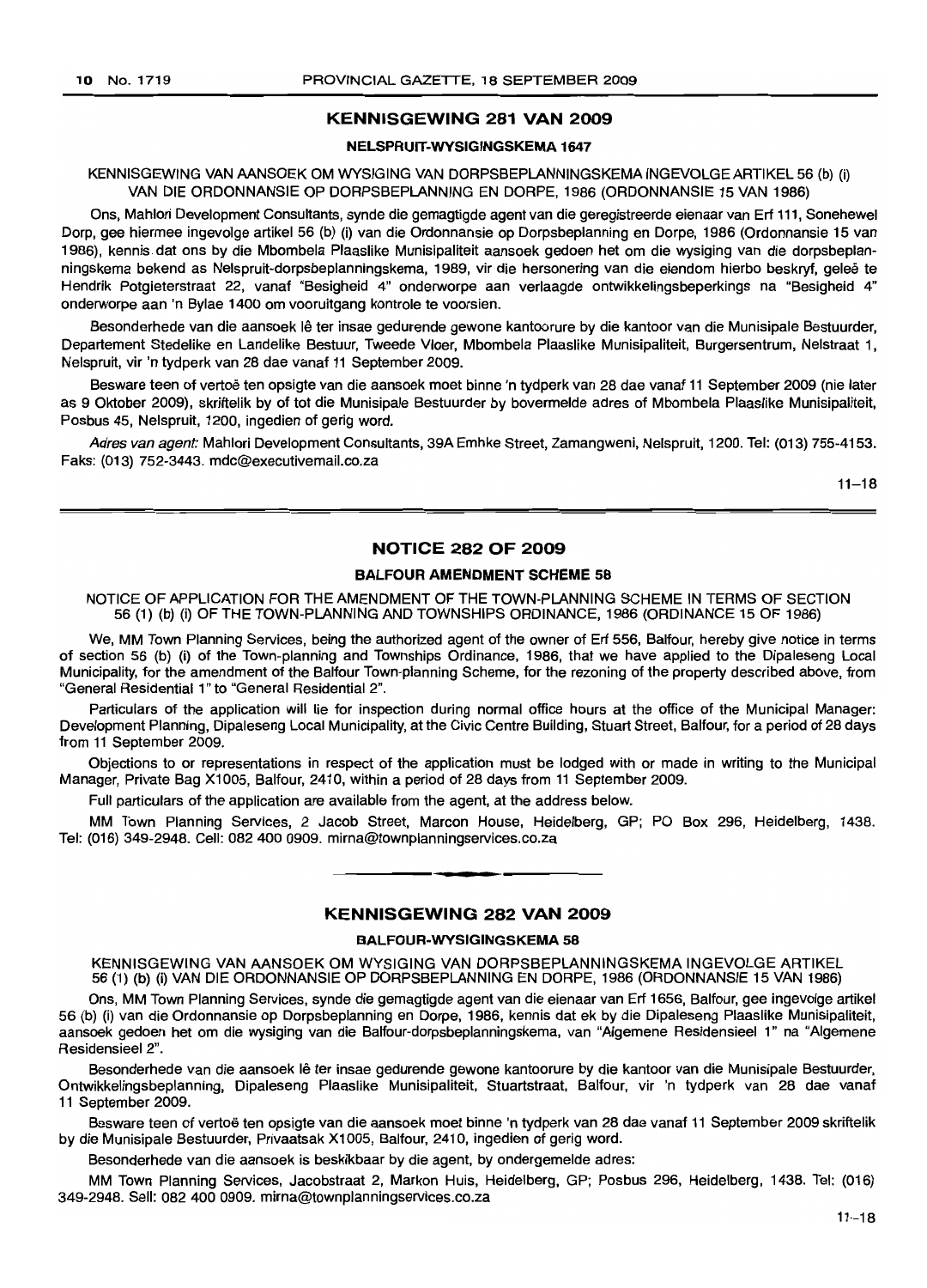## KENNISGEWING 281 VAN 2009

### NELSPRUIT-WYSIGINGSKEMA 1647

KENNISGEWING VAN AANSOEK OM WYSIGING VAN DORPSBEPLANNINGSKEMA INGEVOLGE ARTIKEL 56 (b) (i) VAN DIE ORDONNANSIE OP DORPSBEPLANNING EN DORPE, 1986 (ORDONNANSIE 15 VAN 1986)

Ons, Mahlori Development Consultants, synde die gemagtigde agent van die geregistreerde eienaar van Erf 111, Sonehewel Dorp, gee hiermee ingevolge artikel 56 (b) (i) van die Ordonnansie op Dorpsbeplanning en Dorpe, 1986 (Ordonnansie 15 van 1986), kennis dat ons by die Mbombela Plaaslike Munisipaliteit aansoek gedoen het om die wysiging van die dorpsbeplanningskema bekend as Nelspruit-dorpsbeplanningskema, 1989, vir die hersonering van die eiendom hierbo beskryf, geleë te Hendrik Potgieterstraat 22, vanaf "Besigheid 4" onderworpe aan verlaagde ontwikkelingsbeperkings na "Besigheid 4" onderworpe aan 'n Bylae 1400 om vooruitgang kontrole te voorsien.

Besonderhede van die aansoek lê ter insae gedurende gewone kantoorure by die kantoor van die Munisipale Bestuurder, Departement Stedelike en Landelike Bestuur, Tweede Vloer, Mbombela Plaaslike Munisipaliteit, Burgersentrum, Nelstraat 1, Nelspruit, vir 'n tydperk van 28 dae vanaf 11 September 2009.

Besware teen of vertoë ten opsigte van die aansoek moet binne 'n tydperk van 28 dae vanaf 11 September 2009 (nie later as 9 Oktober 2009), skriftelik by of tot die Munisipale Bestuurder by bovermelde adres of Mbombela Plaaslike Munisipaliteit, Posbus 45, Nelspruit, 1200, ingedien of gerig word.

*Adres van agent:* Mahlori Development Consultants, 39A Emhke Street, Zamangweni, Nelspruit, 1200. Tel: (013) 755-4153. Faks: (013) 752-3443. mdc@executivemail.co.za

11–18

## NOTICE 282 OF 2009

### BALFOUR AMENDMENT SCHEME 58

NOTICE OF APPLICATION FOR THE AMENDMENT OF THE TOWN-PLANNING SCHEME IN TERMS OF SECTION 56 (1) (b) (i) OF THE TOWN-PLANNING AND TOWNSHIPS ORDINANCE, 1986 (ORDINANCE 15 OF 1986)

We, MM Town Planning Services, being the authorized agent of the owner of Erf 556, Balfour, hereby give notice in terms of section 56 (b) (i) of the Town-planning and Townships Ordinance, 1986, that we have applied to the Dipaleseng Local Municipality, for the amendment of the Balfour Town-planning Scheme, for the rezoning of the property described above, from "General Residential 1" to "General Residential 2".

Particulars of the application will lie for inspection during normal office hours at the office of the Municipal Manager: Development Planning, Dipaleseng Local Municipality, at the Civic Centre Building, Stuart Street, Balfour, for a period of 28 days from 11 September 2009.

Objections to or representations in respect of the application must be lodged with or made in writing to the Municipal Manager, Private Bag X1005, Balfour, 2410, within a period of 28 days from 11 September 2009.

Full particulars of the application are available from the agent, at the address below.

MM Town Planning Services, 2 Jacob Street, Marcon House, Heidelberg, GP; PO Box 296, Heidelberg, 1438. Tel: (016) 349-2948. Cell: 082 400 0909. mirna@townplanningservices.co.za

## KENNISGEWING 282 VAN 2009

### BALFOUR-WYSIGINGSKEMA 58

KENNISGEWING VAN AANSOEK OM WYSIGING VAN DORPSBEPLANNINGSKEMA INGEVOLGE ARTIKEL 56 (1) (b) (i) VAN DIE ORDONNANSIE OP DORPSBEPLANNING EN DORPE, 1986 (ORDONNANSIE 15 VAN 1986)

Ons, MM Town Planning Services, synde die gemagtigde agent van die eienaar van Erf 1656, Balfour, gee ingevolge artikel 56 (b) (i) van die Ordonnansie op Dorpsbeplanning en Dorpe, 1986, kennis dat ek by die Dipaleseng Plaaslike Munisipaliteit, aansoek gedoen het om die wysiging van die Balfour-dorpsbeplanningskema, van "Algemene Residensieel 1" na "Algemene Residensieel 2".

Besonderhede van die aansoek lê ter insae gedurende gewone kantoorure by die kantoor van die Munisipale Bestuurder, Ontwikkelingsbeplanning, Dipaleseng Plaaslike Munisipaliteit, Stuartstraat, Balfour, vir 'n tydperk van 28 dae vanaf 11 September 2009.

Besware teen of vertoë ten opsigte van die aansoek moet binne 'n tydperk van 28 dae vanaf 11 September 2009 skriftelik by die Munisipale Bestuurder, Privaatsak X1005, Balfour, 2410, ingedien of gerig word.

Besonderhede van die aansoek is beskikbaar by die agent, by ondergemelde adres:

MM Town Planning Services, Jacobstraat 2, Markon Huis, Heidelberg, GP; Posbus 296, Heidelberg, 1438. Tel: (016) 349-2948. Sell: 082 400 0909. mirna@townplanningservices.co.za

11–18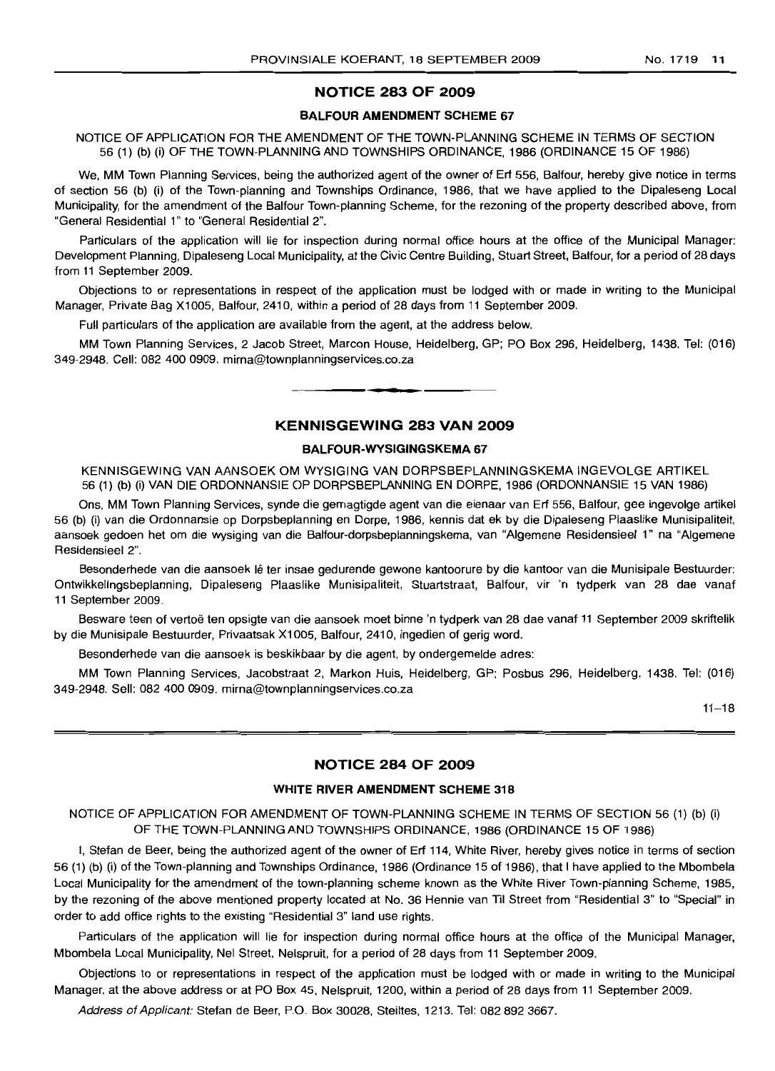## NOTICE 283 OF 2009

### BALFOUR AMENDMENT SCHEME 67

NOTICE OF APPLICATION FOR THE AMENDMENT OF THE TOWN-PLANNING SCHEME IN TERMS OF SECTION 56 (1) (b) (i) OF THE TOWN-PLANNING AND TOWNSHIPS ORDINANCE, 1986 (ORDINANCE 15 OF 1986)

We, MM Town Planning Services, being the authorized agent of the owner of Erf 556, Balfour, hereby give notice in terms of section 56 (b) (i) of the Town-planning and Townships Ordinance, 1986, that we have applied to the Dipaleseng Local Municipality, for the amendment of the Balfour Town-planning Scheme, for the rezoning of the property described above, from "General Residential 1" to "General Residential 2".

Particulars of the application will lie for inspection during normal office hours at the office of the Municipal Manager: Development Planning, Dipaleseng Local Municipality, at the Civic Centre Building, Stuart Street, Balfour, for a period of 28 days from 11 September 2009.

Objections to or representations in respect of the application must be lodged with or made in writing to the Municipal Manager, Private Bag X1005, Balfour, 2410, within a period of 28 days from 11 September 2009.

Full particulars of the application are available from the agent, at the address below.

MM Town Planning Services, 2 Jacob Street, Marcon House, Heidelberg, GP; PO Box 296, Heidelberg, 1438. Tel: (016) 349-2948. Cell: 082 400 0909. mirna@townplanningservices.co.za

---

## KENNISGEWING 283 VAN 2009

### BALFOUR-WYSIGINGSKEMA 67

KENNISGEWING VAN AANSOEK OM WYSIGING VAN DORPSBEPLANNINGSKEMA INGEVOLGE ARTIKEL 56 (1) (b) (i) VAN DIE ORDONNANSIE OP DORPSBEPLANNING EN DORPE, 1986 (ORDONNANSIE 15 VAN 1986)

Ons, MM Town Planning Services, synde die gemagtigde agent van die eienaar van Erf 556, Balfour, gee ingevolge artikel 56 (b) (i) van die Ordonnansie op Dorpsbeplanning en Dorpe, 1986, kennis dat ek by die Dipaleseng Plaaslike Munisipaliteit, aansoek gedoen het om die wysiging van die Balfour-dorpsbeplanningskema, van "Algemene Residensieel 1" na "Algemene Residensieel 2".

Besonderhede van die aansoek lê ter insae gedurende gewone kantoorure by die kantoor van die Munisipale Bestuurder: Ontwikkelingsbeplanning, Dipaleseng Plaaslike Munisipaliteit, Stuartstraat, Balfour, vir 'n tydperk van 28 dae vanaf 11 September 2009.

Besware teen of vertoë ten opsigte van die aansoek moet binne 'n tydperk van 28 dae vanaf 11 September 2009 skriftelik by die Munisipale Bestuurder, Privaatsak X1005, Balfour, 2410, ingedien of gerig word.

Besonderhede van die aansoek is beskikbaar by die agent, by ondergemelde adres:

MM Town Planning Services, Jacobstraat 2, Markon Huis, Heidelberg, GP; Posbus 296, Heidelberg, 1438. Tel: (016) 349-2948. Sell: 082 400 0909. mirna@townplanningservices.co.za

11–18

---

## NOTICE 284 OF 2009

### WHITE RIVER AMENDMENT SCHEME 318

NOTICE OF APPLICATION FOR AMENDMENT OF TOWN-PLANNING SCHEME IN TERMS OF SECTION 56 (1) (b) (i) OF THE TOWN-PLANNING AND TOWNSHIPS ORDINANCE, 1986 (ORDINANCE 15 OF 1986)

I, Stefan de Beer, being the authorized agent of the owner of Erf 114, White River, hereby gives notice in terms of section 56 (1) (b) (i) of the Town-planning and Townships Ordinance, 1986 (Ordinance 15 of 1986), that I have applied to the Mbombela Local Municipality for the amendment of the town-planning scheme known as the White River Town-planning Scheme, 1985, by the rezoning of the above mentioned property located at No. 36 Hennie van Til Street from "Residential 3" to "Special" in order to add office rights to the existing "Residential 3" land use rights.

Particulars of the application will lie for inspection during normal office hours at the office of the Municipal Manager, Mbombela Local Municipality, Nel Street, Nelspruit, for a period of 28 days from 11 September 2009.

Objections to or representations in respect of the application must be lodged with or made in writing to the Municipal Manager, at the above address or at PO Box 45, Nelspruit, 1200, within a period of 28 days from 11 September 2009.

*Address of Applicant:* Stefan de Beer, P.O. Box 30028, Steiltes, 1213. Tel: 082 892 3667.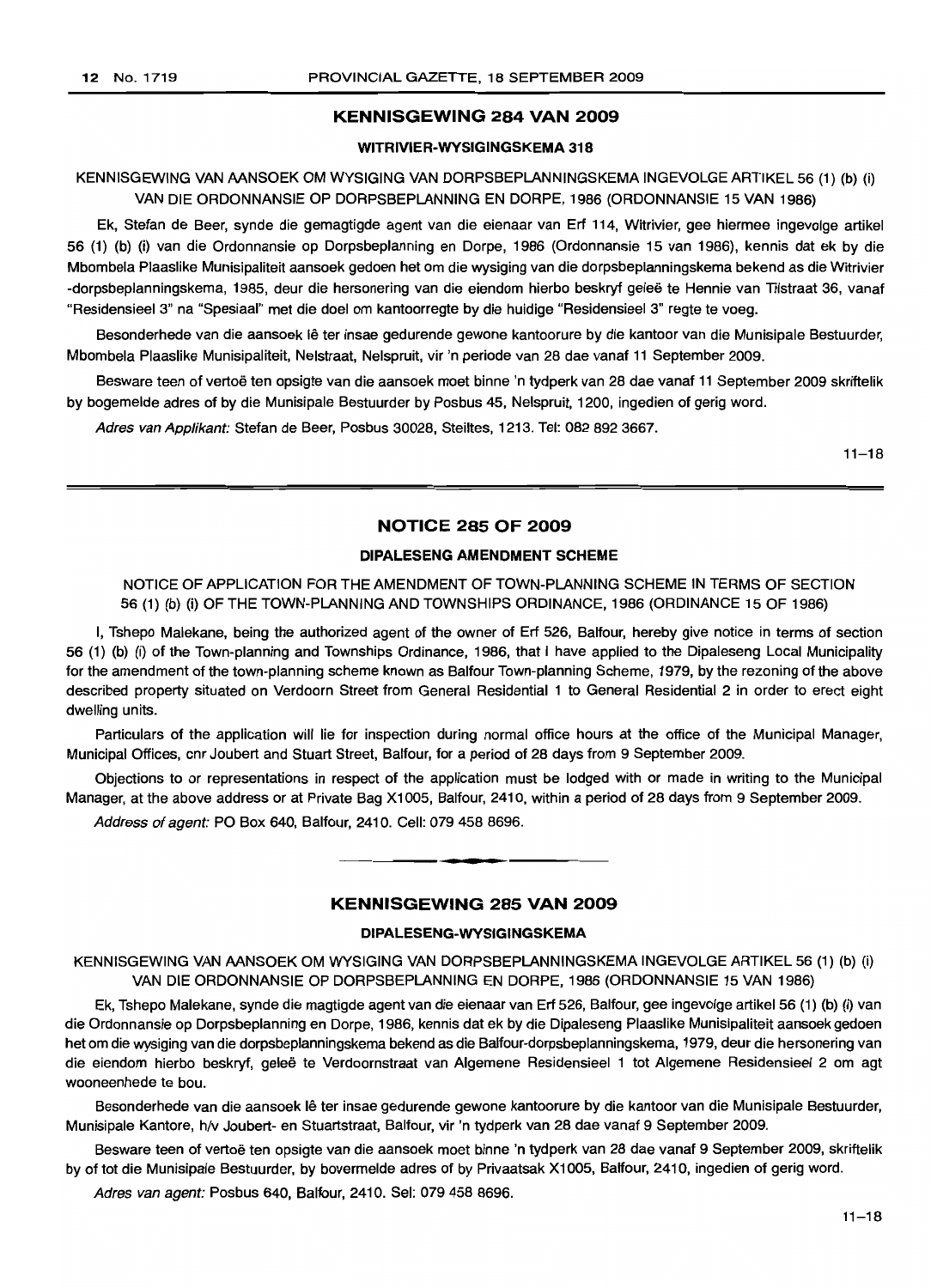## KENNISGEWING 284 VAN 2009

### WITRIVIER-WYSIGINGSKEMA 318

KENNISGEWING VAN AANSOEK OM WYSIGING VAN DORPSBEPLANNINGSKEMA INGEVOLGE ARTIKEL 56 (1) (b) (i) VAN DIE ORDONNANSIE OP DORPSBEPLANNING EN DORPE, 1986 (ORDONNANSIE 15 VAN 1986)

Ek, Stefan de Beer, synde die gemagtigde agent van die eienaar van Erf 114, Witrivier, gee hiermee ingevolge artikel 56 (1) (b) (i) van die Ordonnansie op Dorpsbeplanning en Dorpe, 1986 (Ordonnansie 15 van 1986), kennis dat ek by die Mbombela Plaaslike Munisipaliteit aansoek gedoen het om die wysiging van die dorpsbeplanningskema bekend as die Witrivier -dorpsbeplanningskema, 1985, deur die hersonering van die eiendom hierbo beskryf geleë te Hennie van Tilstraat 36, vanaf "Residensieel 3" na "Spesiaal" met die doel om kantoorregte by die huidige "Residensieel 3" regte te voeg.

Besonderhede van die aansoek lê ter insae gedurende gewone kantoorure by die kantoor van die Munisipale Bestuurder, Mbombela Plaaslike Munisipaliteit, Nelstraat, Nelspruit, vir 'n periode van 28 dae vanaf 11 September 2009.

Besware teen of vertoë ten opsigte van die aansoek moet binne 'n tydperk van 28 dae vanaf 11 September 2009 skriftelik by bogemelde adres of by die Munisipale Bestuurder by Posbus 45, Nelspruit, 1200, ingedien of gerig word.

*Adres van Applikant:* Stefan de Beer, Posbus 30028, Steiltes, 1213. Tel: 082 892 3667.

11–18

## NOTICE 285 OF 2009

### DIPALESENG AMENDMENT SCHEME

NOTICE OF APPLICATION FOR THE AMENDMENT OF TOWN-PLANNING SCHEME IN TERMS OF SECTION 56 (1) (b) (i) OF THE TOWN-PLANNING AND TOWNSHIPS ORDINANCE, 1986 (ORDINANCE 15 OF 1986)

I, Tshepo Malekane, being the authorized agent of the owner of Erf 526, Balfour, hereby give notice in terms of section 56 (1) (b) (i) of the Town-planning and Townships Ordinance, 1986, that I have applied to the Dipaleseng Local Municipality for the amendment of the town-planning scheme known as Balfour Town-planning Scheme, 1979, by the rezoning of the above described property situated on Verdoorn Street from General Residential 1 to General Residential 2 in order to erect eight dwelling units.

Particulars of the application will lie for inspection during normal office hours at the office of the Municipal Manager, Municipal Offices, cnr Joubert and Stuart Street, Balfour, for a period of 28 days from 9 September 2009.

Objections to or representations in respect of the application must be lodged with or made in writing to the Municipal Manager, at the above address or at Private Bag X1005, Balfour, 2410, within a period of 28 days from 9 September 2009.

*Address of agent:* PO Box 640, Balfour, 2410. Cell: 079 458 8696.

## KENNISGEWING 285 VAN 2009

### DIPALESENG-WYSIGINGSKEMA

KENNISGEWING VAN AANSOEK OM WYSIGING VAN DORPSBEPLANNINGSKEMA INGEVOLGE ARTIKEL 56 (1) (b) (i) VAN DIE ORDONNANSIE OP DORPSBEPLANNING EN DORPE, 1986 (ORDONNANSIE 15 VAN 1986)

Ek, Tshepo Malekane, synde die magtigde agent van die eienaar van Erf 526, Balfour, gee ingevolge artikel 56 (1) (b) (i) van die Ordonnansie op Dorpsbeplanning en Dorpe, 1986, kennis dat ek by die Dipaleseng Plaaslike Munisipaliteit aansoek gedoen het om die wysiging van die dorpsbeplanningskema bekend as die Balfour-dorpsbeplanningskema, 1979, deur die hersonering van die eiendom hierbo beskryf, geleë te Verdoornstraat van Algemene Residensieel 1 tot Algemene Residensieel 2 om agt wooneenhede te bou.

Besonderhede van die aansoek lê ter insae gedurende gewone kantoorure by die kantoor van die Munisipale Bestuurder, Munisipale Kantore, h/v Joubert- en Stuartstraat, Balfour, vir 'n tydperk van 28 dae vanaf 9 September 2009.

Besware teen of vertoë ten opsigte van die aansoek moet binne 'n tydperk van 28 dae vanaf 9 September 2009, skriftelik by of tot die Munisipale Bestuurder, by bovermelde adres of by Privaatsak X1005, Balfour, 2410, ingedien of gerig word.

*Adres van agent:* Posbus 640, Balfour, 2410. Sel: 079 458 8696.

11–18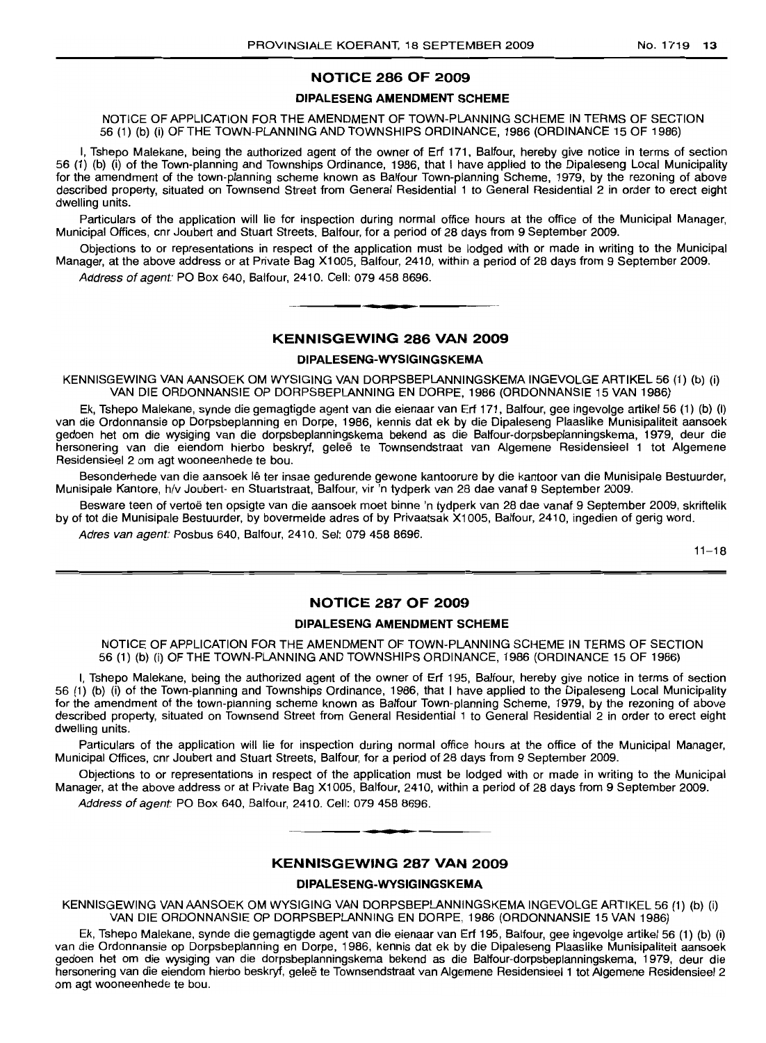## NOTICE 286 OF 2009

### DIPALESENG AMENDMENT SCHEME

NOTICE OF APPLICATION FOR THE AMENDMENT OF TOWN-PLANNING SCHEME IN TERMS OF SECTION 56 (1) (b) (i) OF THE TOWN-PLANNING AND TOWNSHIPS ORDINANCE, 1986 (ORDINANCE 15 OF 1986)

I, Tshepo Malekane, being the authorized agent of the owner of Erf 171, Balfour, hereby give notice in terms of section 56 (1) (b) (i) of the Town-planning and Townships Ordinance, 1986, that I have applied to the Dipaleseng Local Municipality for the amendment of the town-planning scheme known as Balfour Town-planning Scheme, 1979, by the rezoning of above described property, situated on Townsend Street from General Residential 1 to General Residential 2 in order to erect eight dwelling units.

Particulars of the application will lie for inspection during normal office hours at the office of the Municipal Manager, Municipal Offices, cnr Joubert and Stuart Streets, Balfour, for a period of 28 days from 9 September 2009.

Objections to or representations in respect of the application must be lodged with or made in writing to the Municipal Manager, at the above address or at Private Bag X1005, Balfour, 2410, within a period of 28 days from 9 September 2009.

*Address of agent:* PO Box 640, Balfour, 2410. Cell: 079 458 8696.

---

## KENNISGEWING 286 VAN 2009

### DIPALESENG-WYSIGINGSKEMA

KENNISGEWING VAN AANSOEK OM WYSIGING VAN DORPSBEPLANNINGSKEMA INGEVOLGE ARTIKEL 56 (1) (b) (i) VAN DIE ORDONNANSIE OP DORPSBEPLANNING EN DORPE, 1986 (ORDONNANSIE 15 VAN 1986)

Ek, Tshepo Malekane, synde die gemagtigde agent van die eienaar van Erf 171, Balfour, gee ingevolge artikel 56 (1) (b) (i) van die Ordonnansie op Dorpsbeplanning en Dorpe, 1986, kennis dat ek by die Dipaleseng Plaaslike Munisipaliteit aansoek gedoen het om die wysiging van die dorpsbeplanningskema bekend as die Balfour-dorpsbeplanningskema, 1979, deur die hersonering van die eiendom hierbo beskryf, geleë te Townsendstraat van Algemene Residensieel 1 tot Algemene Residensieel 2 om agt wooneenhede te bou.

Besonderhede van die aansoek lê ter insae gedurende gewone kantoorure by die kantoor van die Munisipale Bestuurder, Munisipale Kantore, h/v Joubert- en Stuartstraat, Balfour, vir 'n tydperk van 28 dae vanaf 9 September 2009.

Besware teen of vertoë ten opsigte van die aansoek moet binne 'n tydperk van 28 dae vanaf 9 September 2009, skriftelik by of tot die Munisipale Bestuurder, by bovermelde adres of by Privaatsak X1005, Balfour, 2410, ingedien of gerig word.

*Adres van agent:* Posbus 640, Balfour, 2410. Sel: 079 458 8696.

11–18

---

## NOTICE 287 OF 2009

### DIPALESENG AMENDMENT SCHEME

NOTICE OF APPLICATION FOR THE AMENDMENT OF TOWN-PLANNING SCHEME IN TERMS OF SECTION 56 (1) (b) (i) OF THE TOWN-PLANNING AND TOWNSHIPS ORDINANCE, 1986 (ORDINANCE 15 OF 1986)

I, Tshepo Malekane, being the authorized agent of the owner of Erf 195, Balfour, hereby give notice in terms of section 56 (1) (b) (i) of the Town-planning and Townships Ordinance, 1986, that I have applied to the Dipaleseng Local Municipality for the amendment of the town-planning scheme known as Balfour Town-planning Scheme, 1979, by the rezoning of above described property, situated on Townsend Street from General Residential 1 to General Residential 2 in order to erect eight dwelling units.

Particulars of the application will lie for inspection during normal office hours at the office of the Municipal Manager, Municipal Offices, cnr Joubert and Stuart Streets, Balfour, for a period of 28 days from 9 September 2009.

Objections to or representations in respect of the application must be lodged with or made in writing to the Municipal Manager, at the above address or at Private Bag X1005, Balfour, 2410, within a period of 28 days from 9 September 2009.

*Address of agent:* PO Box 640, Balfour, 2410. Cell: 079 458 8696.

---

## KENNISGEWING 287 VAN 2009

### DIPALESENG-WYSIGINGSKEMA

KENNISGEWING VAN AANSOEK OM WYSIGING VAN DORPSBEPLANNINGSKEMA INGEVOLGE ARTIKEL 56 (1) (b) (i) VAN DIE ORDONNANSIE OP DORPSBEPLANNING EN DORPE, 1986 (ORDONNANSIE 15 VAN 1986)

Ek, Tshepo Malekane, synde die gemagtigde agent van die eienaar van Erf 195, Balfour, gee ingevolge artikel 56 (1) (b) (i) van die Ordonnansie op Dorpsbeplanning en Dorpe, 1986, kennis dat ek by die Dipaleseng Plaaslike Munisipaliteit aansoek gedoen het om die wysiging van die dorpsbeplanningskema bekend as die Balfour-dorpsbeplanningskema, 1979, deur die hersonering van die eiendom hierbo beskryf, geleë te Townsendstraat van Algemene Residensieel 1 tot Algemene Residensieel 2 om agt wooneenhede te bou.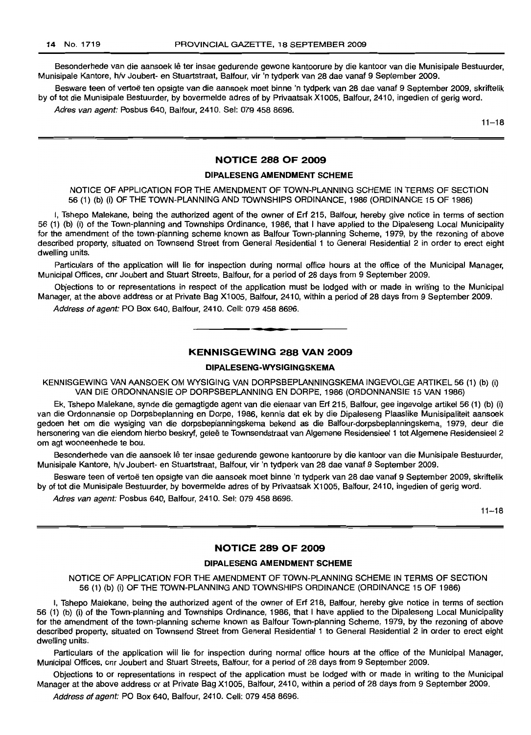Besonderhede van die aansoek lê ter insae gedurende gewone kantoorure by die kantoor van die Munisipale Bestuurder, Munisipale Kantore, h/v Joubert- en Stuartstraat, Balfour, vir 'n tydperk van 28 dae vanaf 9 September 2009.

Besware teen of vertoë ten opsigte van die aansoek moet binne 'n tydperk van 28 dae vanaf 9 September 2009, skriftelik by of tot die Munisipale Bestuurder, by bovermelde adres of by Privaatsak X1005, Balfour, 2410, ingedien of gerig word.

*Adres van agent:* Posbus 640, Balfour, 2410. Sel: 079 458 8696.

11–18

## NOTICE 288 OF 2009

### DIPALESENG AMENDMENT SCHEME

NOTICE OF APPLICATION FOR THE AMENDMENT OF TOWN-PLANNING SCHEME IN TERMS OF SECTION 56 (1) (b) (i) OF THE TOWN-PLANNING AND TOWNSHIPS ORDINANCE, 1986 (ORDINANCE 15 OF 1986)

I, Tshepo Malekane, being the authorized agent of the owner of Erf 215, Balfour, hereby give notice in terms of section 56 (1) (b) (i) of the Town-planning and Townships Ordinance, 1986, that I have applied to the Dipaleseng Local Municipality for the amendment of the town-planning scheme known as Balfour Town-planning Scheme, 1979, by the rezoning of above described property, situated on Townsend Street from General Residential 1 to General Residential 2 in order to erect eight dwelling units.

Particulars of the application will lie for inspection during normal office hours at the office of the Municipal Manager, Municipal Offices, cnr Joubert and Stuart Streets, Balfour, for a period of 28 days from 9 September 2009.

Objections to or representations in respect of the application must be lodged with or made in writing to the Municipal Manager, at the above address or at Private Bag X1005, Balfour, 2410, within a period of 28 days from 9 September 2009.

*Address of agent:* PO Box 640, Balfour, 2410. Cell: 079 458 8696.

## KENNISGEWING 288 VAN 2009

### DIPALESENG-WYSIGINGSKEMA

KENNISGEWING VAN AANSOEK OM WYSIGING VAN DORPSBEPLANNINGSKEMA INGEVOLGE ARTIKEL 56 (1) (b) (i) VAN DIE ORDONNANSIE OP DORPSBEPLANNING EN DORPE, 1986 (ORDONNANSIE 15 VAN 1986)

Ek, Tshepo Malekane, synde die gemagtigde agent van die eienaar van Erf 215, Balfour, gee ingevolge artikel 56 (1) (b) (i) van die Ordonnansie op Dorpsbeplanning en Dorpe, 1986, kennis dat ek by die Dipaleseng Plaaslike Munisipaliteit aansoek gedoen het om die wysiging van die dorpsbeplanningskema bekend as die Balfour-dorpsbeplanningskema, 1979, deur die hersonering van die eiendom hierbo beskryf, geleë te Townsendstraat van Algemene Residensieel 1 tot Algemene Residensieel 2 om agt wooneenhede te bou.

Besonderhede van die aansoek lê ter insae gedurende gewone kantoorure by die kantoor van die Munisipale Bestuurder, Munisipale Kantore, h/v Joubert- en Stuartstraat, Balfour, vir 'n tydperk van 28 dae vanaf 9 September 2009.

Besware teen of vertoë ten opsigte van die aansoek moet binne 'n tydperk van 28 dae vanaf 9 September 2009, skriftelik by of tot die Munisipale Bestuurder, by bovermelde adres of by Privaatsak X1005, Balfour, 2410, ingedien of gerig word.

*Adres van agent:* Posbus 640, Balfour, 2410. Sel: 079 458 8696.

11–18

## NOTICE 289 OF 2009

### DIPALESENG AMENDMENT SCHEME

NOTICE OF APPLICATION FOR THE AMENDMENT OF TOWN-PLANNING SCHEME IN TERMS OF SECTION 56 (1) (b) (i) OF THE TOWN-PLANNING AND TOWNSHIPS ORDINANCE (ORDINANCE 15 OF 1986)

I, Tshepo Malekane, being the authorized agent of the owner of Erf 218, Balfour, hereby give notice in terms of section 56 (1) (b) (i) of the Town-planning and Townships Ordinance, 1986, that I have applied to the Dipaleseng Local Municipality for the amendment of the town-planning scheme known as Balfour Town-planning Scheme, 1979, by the rezoning of above described property, situated on Townsend Street from General Residential 1 to General Residential 2 in order to erect eight dwelling units.

Particulars of the application will lie for inspection during normal office hours at the office of the Municipal Manager, Municipal Offices, cnr Joubert and Stuart Streets, Balfour, for a period of 28 days from 9 September 2009.

Objections to or representations in respect of the application must be lodged with or made in writing to the Municipal Manager at the above address or at Private Bag X1005, Balfour, 2410, within a period of 28 days from 9 September 2009.

*Address of agent:* PO Box 640, Balfour, 2410. Cell: 079 458 8696.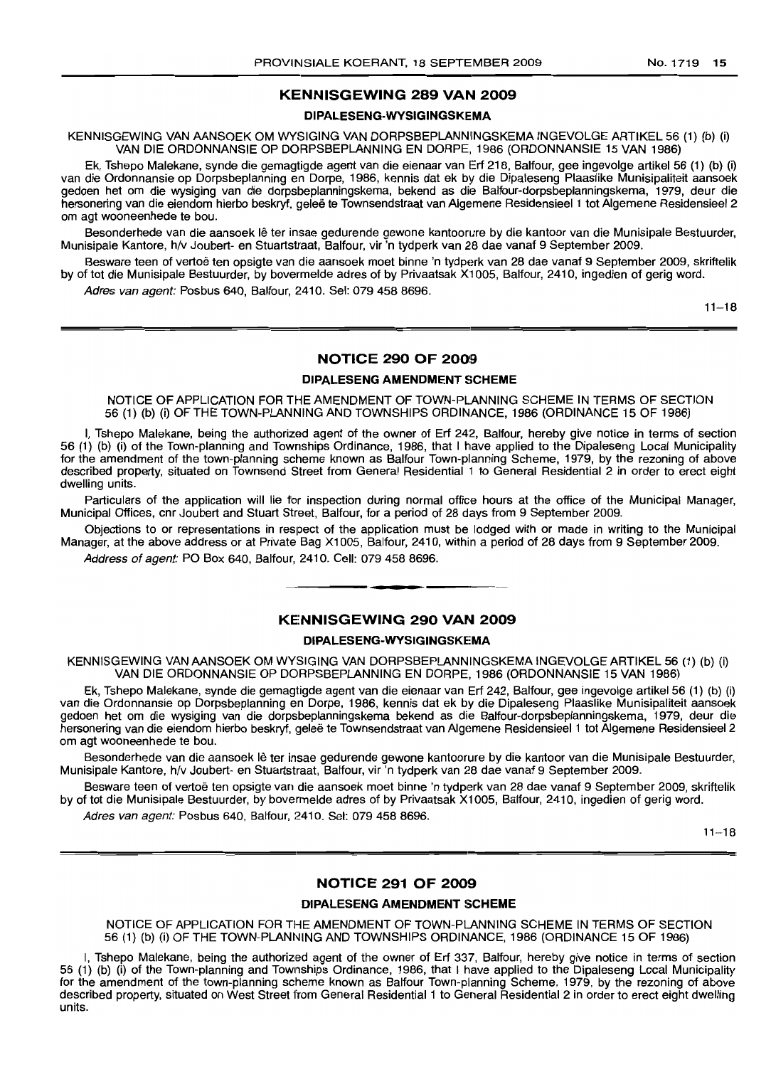## KENNISGEWING 289 VAN 2009

### DIPALESENG-WYSIGINGSKEMA

KENNISGEWING VAN AANSOEK OM WYSIGING VAN DORPSBEPLANNINGSKEMA INGEVOLGE ARTIKEL 56 (1) (b) (i) VAN DIE ORDONNANSIE OP DORPSBEPLANNING EN DORPE, 1986 (ORDONNANSIE 15 VAN 1986)

Ek, Tshepo Malekane, synde die gemagtigde agent van die eienaar van Erf 218, Balfour, gee ingevolge artikel 56 (1) (b) (i) van die Ordonnansie op Dorpsbeplanning en Dorpe, 1986, kennis dat ek by die Dipaleseng Plaaslike Munisipaliteit aansoek gedoen het om die wysiging van die dorpsbeplanningskema, bekend as die Balfour-dorpsbeplanningskema, 1979, deur die hersonering van die eiendom hierbo beskryf, geleë te Townsendstraat van Algemene Residensieel 1 tot Algemene Residensieel 2 om agt wooneenhede te bou.

Besonderhede van die aansoek lê ter insae gedurende gewone kantoorure by die kantoor van die Munisipale Bestuurder, Munisipale Kantore, h/v Joubert- en Stuartstraat, Balfour, vir 'n tydperk van 28 dae vanaf 9 September 2009.

Besware teen of vertoë ten opsigte van die aansoek moet binne 'n tydperk van 28 dae vanaf 9 September 2009, skriftelik by of tot die Munisipale Bestuurder, by bovermelde adres of by Privaatsak X1005, Balfour, 2410, ingedien of gerig word.

*Adres van agent:* Posbus 640, Balfour, 2410. Sel: 079 458 8696.

11–18

## NOTICE 290 OF 2009

### DIPALESENG AMENDMENT SCHEME

NOTICE OF APPLICATION FOR THE AMENDMENT OF TOWN-PLANNING SCHEME IN TERMS OF SECTION 56 (1) (b) (i) OF THE TOWN-PLANNING AND TOWNSHIPS ORDINANCE, 1986 (ORDINANCE 15 OF 1986)

I, Tshepo Malekane, being the authorized agent of the owner of Erf 242, Balfour, hereby give notice in terms of section 56 (1) (b) (i) of the Town-planning and Townships Ordinance, 1986, that I have applied to the Dipaleseng Local Municipality for the amendment of the town-planning scheme known as Balfour Town-planning Scheme, 1979, by the rezoning of above described property, situated on Townsend Street from General Residential 1 to General Residential 2 in order to erect eight dwelling units.

Particulars of the application will lie for inspection during normal office hours at the office of the Municipal Manager, Municipal Offices, cnr Joubert and Stuart Street, Balfour, for a period of 28 days from 9 September 2009.

Objections to or representations in respect of the application must be lodged with or made in writing to the Municipal Manager, at the above address or at Private Bag X1005, Balfour, 2410, within a period of 28 days from 9 September 2009.

*Address of agent:* PO Box 640, Balfour, 2410. Cell: 079 458 8696.

## KENNISGEWING 290 VAN 2009

### DIPALESENG-WYSIGINGSKEMA

KENNISGEWING VAN AANSOEK OM WYSIGING VAN DORPSBEPLANNINGSKEMA INGEVOLGE ARTIKEL 56 (1) (b) (i) VAN DIE ORDONNANSIE OP DORPSBEPLANNING EN DORPE, 1986 (ORDONNANSIE 15 VAN 1986)

Ek, Tshepo Malekane, synde die gemagtigde agent van die eienaar van Erf 242, Balfour, gee ingevolge artikel 56 (1) (b) (i) van die Ordonnansie op Dorpsbeplanning en Dorpe, 1986, kennis dat ek by die Dipaleseng Plaaslike Munisipaliteit aansoek gedoen het om die wysiging van die dorpsbeplanningskema bekend as die Balfour-dorpsbeplanningskema, 1979, deur die hersonering van die eiendom hierbo beskryf, geleë te Townsendstraat van Algemene Residensieel 1 tot Algemene Residensieel 2 om agt wooneenhede te bou.

Besonderhede van die aansoek lê ter insae gedurende gewone kantoorure by die kantoor van die Munisipale Bestuurder, Munisipale Kantore, h/v Joubert- en Stuartstraat, Balfour, vir 'n tydperk van 28 dae vanaf 9 September 2009.

Besware teen of vertoë ten opsigte van die aansoek moet binne 'n tydperk van 28 dae vanaf 9 September 2009, skriftelik by of tot die Munisipale Bestuurder, by bovermelde adres of by Privaatsak X1005, Balfour, 2410, ingedien of gerig word.

*Adres van agent:* Posbus 640, Balfour, 2410. Sel: 079 458 8696.

11–18

## NOTICE 291 OF 2009

### DIPALESENG AMENDMENT SCHEME

NOTICE OF APPLICATION FOR THE AMENDMENT OF TOWN-PLANNING SCHEME IN TERMS OF SECTION 56 (1) (b) (i) OF THE TOWN-PLANNING AND TOWNSHIPS ORDINANCE, 1986 (ORDINANCE 15 OF 1986)

I, Tshepo Malekane, being the authorized agent of the owner of Erf 337, Balfour, hereby give notice in terms of section 56 (1) (b) (i) of the Town-planning and Townships Ordinance, 1986, that I have applied to the Dipaleseng Local Municipality for the amendment of the town-planning scheme known as Balfour Town-planning Scheme, 1979, by the rezoning of above described property, situated on West Street from General Residential 1 to General Residential 2 in order to erect eight dwelling units.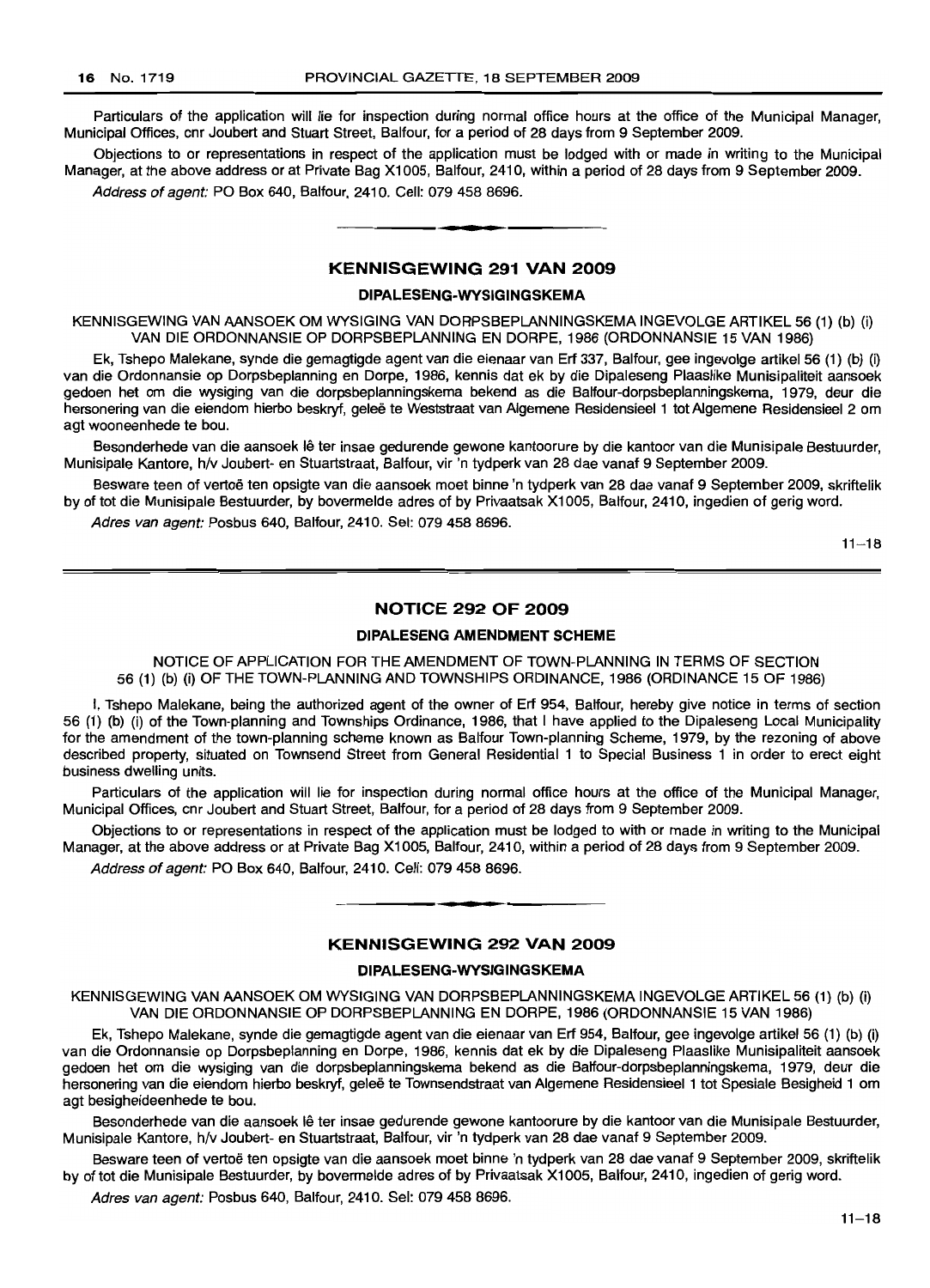Particulars of the application will lie for inspection during normal office hours at the office of the Municipal Manager, Municipal Offices, cnr Joubert and Stuart Street, Balfour, for a period of 28 days from 9 September 2009.

Objections to or representations in respect of the application must be lodged with or made in writing to the Municipal Manager, at the above address or at Private Bag X1005, Balfour, 2410, within a period of 28 days from 9 September 2009.

*Address of agent:* PO Box 640, Balfour, 2410. Cell: 079 458 8696.

## KENNISGEWING 291 VAN 2009

### DIPALESENG-WYSIGINGSKEMA

KENNISGEWING VAN AANSOEK OM WYSIGING VAN DORPSBEPLANNINGSKEMA INGEVOLGE ARTIKEL 56 (1) (b) (i) VAN DIE ORDONNANSIE OP DORPSBEPLANNING EN DORPE, 1986 (ORDONNANSIE 15 VAN 1986)

Ek, Tshepo Malekane, synde die gemagtigde agent van die eienaar van Erf 337, Balfour, gee ingevolge artikel 56 (1) (b) (i) van die Ordonnansie op Dorpsbeplanning en Dorpe, 1986, kennis dat ek by die Dipaleseng Plaaslike Munisipaliteit aansoek gedoen het om die wysiging van die dorpsbeplanningskema bekend as die Balfour-dorpsbeplanningskema, 1979, deur die hersonering van die eiendom hierbo beskryf, geleë te Weststraat van Algemene Residensieel 1 tot Algemene Residensieel 2 om agt wooneenhede te bou.

Besonderhede van die aansoek lê ter insae gedurende gewone kantoorure by die kantoor van die Munisipale Bestuurder, Munisipale Kantore, h/v Joubert- en Stuartstraat, Balfour, vir 'n tydperk van 28 dae vanaf 9 September 2009.

Besware teen of vertoë ten opsigte van die aansoek moet binne 'n tydperk van 28 dae vanaf 9 September 2009, skriftelik by of tot die Munisipale Bestuurder, by bovermelde adres of by Privaatsak X1005, Balfour, 2410, ingedien of gerig word.

*Adres van agent:* Posbus 640, Balfour, 2410. Sel: 079 458 8696.

11–18

## NOTICE 292 OF 2009

### DIPALESENG AMENDMENT SCHEME

NOTICE OF APPLICATION FOR THE AMENDMENT OF TOWN-PLANNING IN TERMS OF SECTION 56 (1) (b) (i) OF THE TOWN-PLANNING AND TOWNSHIPS ORDINANCE, 1986 (ORDINANCE 15 OF 1986)

I, Tshepo Malekane, being the authorized agent of the owner of Erf 954, Balfour, hereby give notice in terms of section 56 (1) (b) (i) of the Town-planning and Townships Ordinance, 1986, that I have applied to the Dipaleseng Local Municipality for the amendment of the town-planning scheme known as Balfour Town-planning Scheme, 1979, by the rezoning of above described property, situated on Townsend Street from General Residential 1 to Special Business 1 in order to erect eight business dwelling units.

Particulars of the application will lie for inspection during normal office hours at the office of the Municipal Manager, Municipal Offices, cnr Joubert and Stuart Street, Balfour, for a period of 28 days from 9 September 2009.

Objections to or representations in respect of the application must be lodged to with or made in writing to the Municipal Manager, at the above address or at Private Bag X1005, Balfour, 2410, within a period of 28 days from 9 September 2009.

*Address of agent:* PO Box 640, Balfour, 2410. Cell: 079 458 8696.

## KENNISGEWING 292 VAN 2009

### DIPALESENG-WYSIGINGSKEMA

KENNISGEWING VAN AANSOEK OM WYSIGING VAN DORPSBEPLANNINGSKEMA INGEVOLGE ARTIKEL 56 (1) (b) (i) VAN DIE ORDONNANSIE OP DORPSBEPLANNING EN DORPE, 1986 (ORDONNANSIE 15 VAN 1986)

Ek, Tshepo Malekane, synde die gemagtigde agent van die eienaar van Erf 954, Balfour, gee ingevolge artikel 56 (1) (b) (i) van die Ordonnansie op Dorpsbeplanning en Dorpe, 1986, kennis dat ek by die Dipaleseng Plaaslike Munisipaliteit aansoek gedoen het om die wysiging van die dorpsbeplanningskema bekend as die Balfour-dorpsbeplanningskema, 1979, deur die hersonering van die eiendom hierbo beskryf, geleë te Townsendstraat van Algemene Residensieel 1 tot Spesiale Besigheid 1 om agt besigheideenhede te bou.

Besonderhede van die aansoek lê ter insae gedurende gewone kantoorure by die kantoor van die Munisipale Bestuurder, Munisipale Kantore, h/v Joubert- en Stuartstraat, Balfour, vir 'n tydperk van 28 dae vanaf 9 September 2009.

Besware teen of vertoë ten opsigte van die aansoek moet binne 'n tydperk van 28 dae vanaf 9 September 2009, skriftelik by of tot die Munisipale Bestuurder, by bovermelde adres of by Privaatsak X1005, Balfour, 2410, ingedien of gerig word.

*Adres van agent:* Posbus 640, Balfour, 2410. Sel: 079 458 8696.

11–18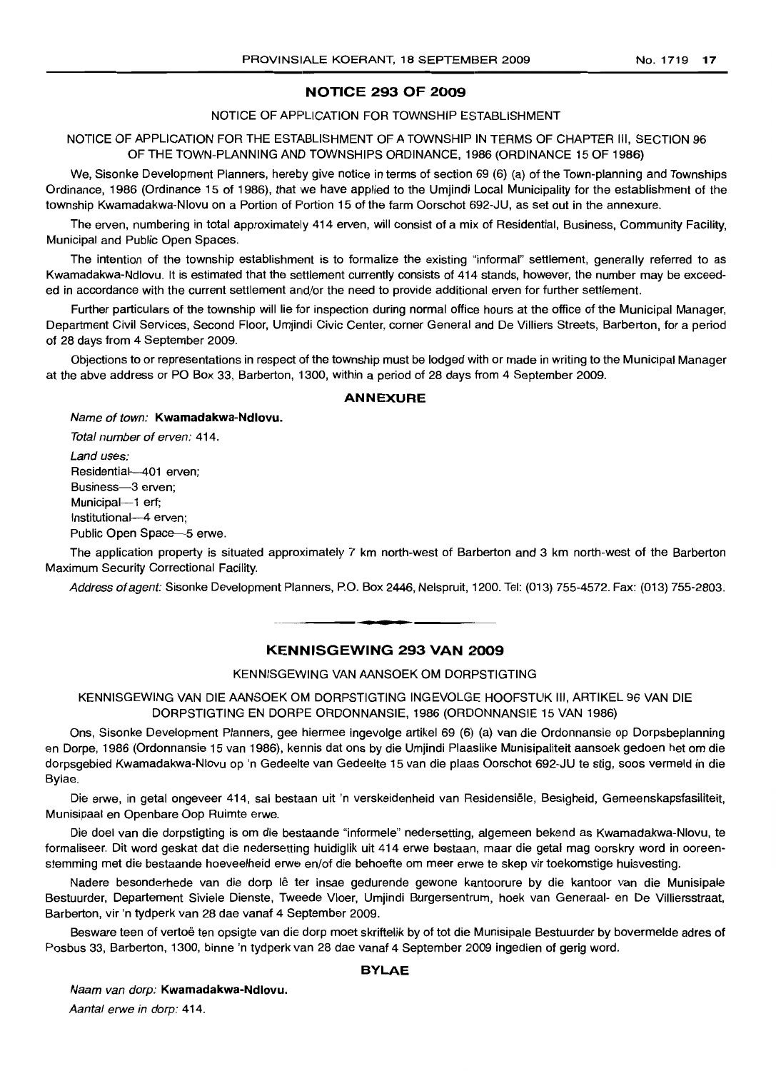## NOTICE 293 OF 2009

NOTICE OF APPLICATION FOR TOWNSHIP ESTABLISHMENT

NOTICE OF APPLICATION FOR THE ESTABLISHMENT OF A TOWNSHIP IN TERMS OF CHAPTER III, SECTION 96 OF THE TOWN-PLANNING AND TOWNSHIPS ORDINANCE, 1986 (ORDINANCE 15 OF 1986)

We, Sisonke Development Planners, hereby give notice in terms of section 69 (6) (a) of the Town-planning and Townships Ordinance, 1986 (Ordinance 15 of 1986), that we have applied to the Umjindi Local Municipality for the establishment of the township Kwamadakwa-Nlovu on a Portion of Portion 15 of the farm Oorschot 692-JU, as set out in the annexure.

The erven, numbering in total approximately 414 erven, will consist of a mix of Residential, Business, Community Facility, Municipal and Public Open Spaces.

The intention of the township establishment is to formalize the existing "informal" settlement, generally referred to as Kwamadakwa-Ndlovu. It is estimated that the settlement currently consists of 414 stands, however, the number may be exceeded in accordance with the current settlement and/or the need to provide additional erven for further settlement.

Further particulars of the township will lie for inspection during normal office hours at the office of the Municipal Manager, Department Civil Services, Second Floor, Umjindi Civic Center, corner General and De Villiers Streets, Barberton, for a period of 28 days from 4 September 2009.

Objections to or representations in respect of the township must be lodged with or made in writing to the Municipal Manager at the abve address or PO Box 33, Barberton, 1300, within a period of 28 days from 4 September 2009.

### ANNEXURE

*Name of town:* **Kwamadakwa-Ndlovu.**

*Total number of erven:* 414.

*Land uses:*
Residential—401 erven;
Business—3 erven;
Municipal—1 erf;
Institutional—4 erven;
Public Open Space—5 erwe.

The application property is situated approximately 7 km north-west of Barberton and 3 km north-west of the Barberton Maximum Security Correctional Facility.

*Address of agent:* Sisonke Development Planners, P.O. Box 2446, Nelspruit, 1200. Tel: (013) 755-4572. Fax: (013) 755-2803.

---

## KENNISGEWING 293 VAN 2009

KENNISGEWING VAN AANSOEK OM DORPSTIGTING

KENNISGEWING VAN DIE AANSOEK OM DORPSTIGTING INGEVOLGE HOOFSTUK III, ARTIKEL 96 VAN DIE DORPSTIGTING EN DORPE ORDONNANSIE, 1986 (ORDONNANSIE 15 VAN 1986)

Ons, Sisonke Development Planners, gee hiermee ingevolge artikel 69 (6) (a) van die Ordonnansie op Dorpsbeplanning en Dorpe, 1986 (Ordonnansie 15 van 1986), kennis dat ons by die Umjindi Plaaslike Munisipaliteit aansoek gedoen het om die dorpsgebied Kwamadakwa-Nlovu op 'n Gedeelte van Gedeelte 15 van die plaas Oorschot 692-JU te stig, soos vermeld in die Bylae.

Die erwe, in getal ongeveer 414, sal bestaan uit 'n verskeidenheid van Residensiële, Besigheid, Gemeenskapsfasiliteit, Munisipaal en Openbare Oop Ruimte erwe.

Die doel van die dorpstigting is om die bestaande "informele" nedersetting, algemeen bekend as Kwamadakwa-Nlovu, te formaliseer. Dit word geskat dat die nedersetting huidiglik uit 414 erwe bestaan, maar die getal mag oorskry word in ooreenstemming met die bestaande hoeveelheid erwe en/of die behoefte om meer erwe te skep vir toekomstige huisvesting.

Nadere besonderhede van die dorp lê ter insae gedurende gewone kantoorure by die kantoor van die Munisipale Bestuurder, Departement Siviele Dienste, Tweede Vloer, Umjindi Burgersentrum, hoek van Generaal- en De Villiersstraat, Barberton, vir 'n tydperk van 28 dae vanaf 4 September 2009.

Besware teen of vertoë ten opsigte van die dorp moet skriftelik by of tot die Munisipale Bestuurder by bovermelde adres of Posbus 33, Barberton, 1300, binne 'n tydperk van 28 dae vanaf 4 September 2009 ingedien of gerig word.

### BYLAE

*Naam van dorp:* **Kwamadakwa-Ndlovu.**

*Aantal erwe in dorp:* 414.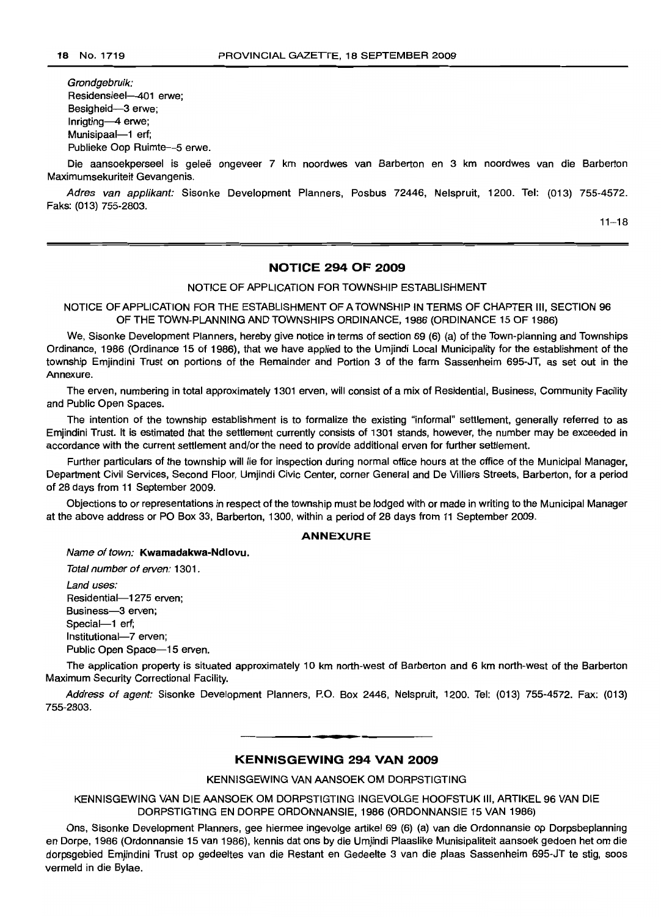*Grondgebruik:*
Residensieel—401 erwe;
Besigheid—3 erwe;
Inrigting—4 erwe;
Munisipaal—1 erf;
Publieke Oop Ruimte—5 erwe.

Die aansoekperseel is geleë ongeveer 7 km noordwes van Barberton en 3 km noordwes van die Barberton Maximumsekuriteit Gevangenis.

*Adres van applikant:* Sisonke Development Planners, Posbus 72446, Nelspruit, 1200. Tel: (013) 755-4572. Faks: (013) 755-2803.

11–18

## NOTICE 294 OF 2009

NOTICE OF APPLICATION FOR TOWNSHIP ESTABLISHMENT

NOTICE OF APPLICATION FOR THE ESTABLISHMENT OF A TOWNSHIP IN TERMS OF CHAPTER III, SECTION 96 OF THE TOWN-PLANNING AND TOWNSHIPS ORDINANCE, 1986 (ORDINANCE 15 OF 1986)

We, Sisonke Development Planners, hereby give notice in terms of section 69 (6) (a) of the Town-planning and Townships Ordinance, 1986 (Ordinance 15 of 1986), that we have applied to the Umjindi Local Municipality for the establishment of the township Emjindini Trust on portions of the Remainder and Portion 3 of the farm Sassenheim 695-JT, as set out in the Annexure.

The erven, numbering in total approximately 1301 erven, will consist of a mix of Residential, Business, Community Facility and Public Open Spaces.

The intention of the township establishment is to formalize the existing "informal" settlement, generally referred to as Emjindini Trust. It is estimated that the settlement currently consists of 1301 stands, however, the number may be exceeded in accordance with the current settlement and/or the need to provide additional erven for further settlement.

Further particulars of the township will lie for inspection during normal office hours at the office of the Municipal Manager, Department Civil Services, Second Floor, Umjindi Civic Center, corner General and De Villiers Streets, Barberton, for a period of 28 days from 11 September 2009.

Objections to or representations in respect of the township must be lodged with or made in writing to the Municipal Manager at the above address or PO Box 33, Barberton, 1300, within a period of 28 days from 11 September 2009.

### ANNEXURE

*Name of town:* **Kwamadakwa-Ndlovu.**

*Total number of erven:* 1301.

*Land uses:*
Residential—1275 erven;
Business—3 erven;
Special—1 erf;
Institutional—7 erven;
Public Open Space—15 erven.

The application property is situated approximately 10 km north-west of Barberton and 6 km north-west of the Barberton Maximum Security Correctional Facility.

*Address of agent:* Sisonke Development Planners, P.O. Box 2446, Nelspruit, 1200. Tel: (013) 755-4572. Fax: (013) 755-2803.

## KENNISGEWING 294 VAN 2009

KENNISGEWING VAN AANSOEK OM DORPSTIGTING

KENNISGEWING VAN DIE AANSOEK OM DORPSTIGTING INGEVOLGE HOOFSTUK III, ARTIKEL 96 VAN DIE DORPSTIGTING EN DORPE ORDONNANSIE, 1986 (ORDONNANSIE 15 VAN 1986)

Ons, Sisonke Development Planners, gee hiermee ingevolge artikel 69 (6) (a) van die Ordonnansie op Dorpsbeplanning en Dorpe, 1986 (Ordonnansie 15 van 1986), kennis dat ons by die Umjindi Plaaslike Munisipaliteit aansoek gedoen het om die dorpsgebied Emjindini Trust op gedeeltes van die Restant en Gedeelte 3 van die plaas Sassenheim 695-JT te stig, soos vermeld in die Bylae.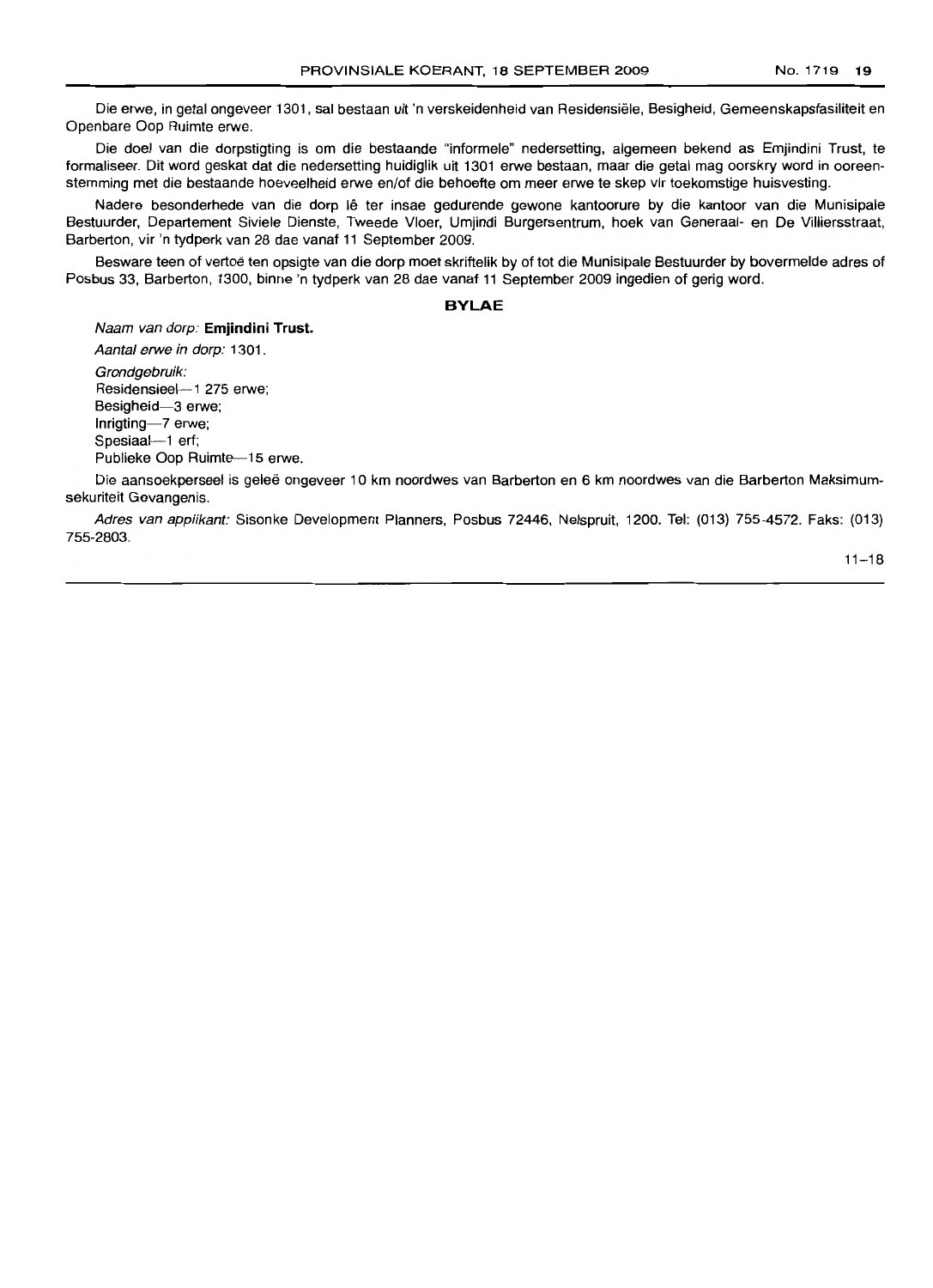Die erwe, in getal ongeveer 1301, sal bestaan uit 'n verskeidenheid van Residensiële, Besigheid, Gemeenskapsfasiliteit en Openbare Oop Ruimte erwe.

Die doel van die dorpstigting is om die bestaande "informele" nedersetting, algemeen bekend as Emjindini Trust, te formaliseer. Dit word geskat dat die nedersetting huidiglik uit 1301 erwe bestaan, maar die getal mag oorskry word in ooreenstemming met die bestaande hoeveelheid erwe en/of die behoefte om meer erwe te skep vir toekomstige huisvesting.

Nadere besonderhede van die dorp lê ter insae gedurende gewone kantoorure by die kantoor van die Munisipale Bestuurder, Departement Siviele Dienste, Tweede Vloer, Umjindi Burgersentrum, hoek van Generaal- en De Villiersstraat, Barberton, vir 'n tydperk van 28 dae vanaf 11 September 2009.

Besware teen of vertoë ten opsigte van die dorp moet skriftelik by of tot die Munisipale Bestuurder by bovermelde adres of Posbus 33, Barberton, 1300, binne 'n tydperk van 28 dae vanaf 11 September 2009 ingedien of gerig word.

**BYLAE**

*Naam van dorp:* **Emjindini Trust.**

*Aantal erwe in dorp:* 1301.

*Grondgebruik:*
Residensieel—1 275 erwe;
Besigheid—3 erwe;
Inrigting—7 erwe;
Spesiaal—1 erf;
Publieke Oop Ruimte—15 erwe.

Die aansoekperseel is geleë ongeveer 10 km noordwes van Barberton en 6 km noordwes van die Barberton Maksimum-sekuriteit Gevangenis.

*Adres van applikant:* Sisonke Development Planners, Posbus 72446, Nelspruit, 1200. Tel: (013) 755-4572. Faks: (013) 755-2803.

11–18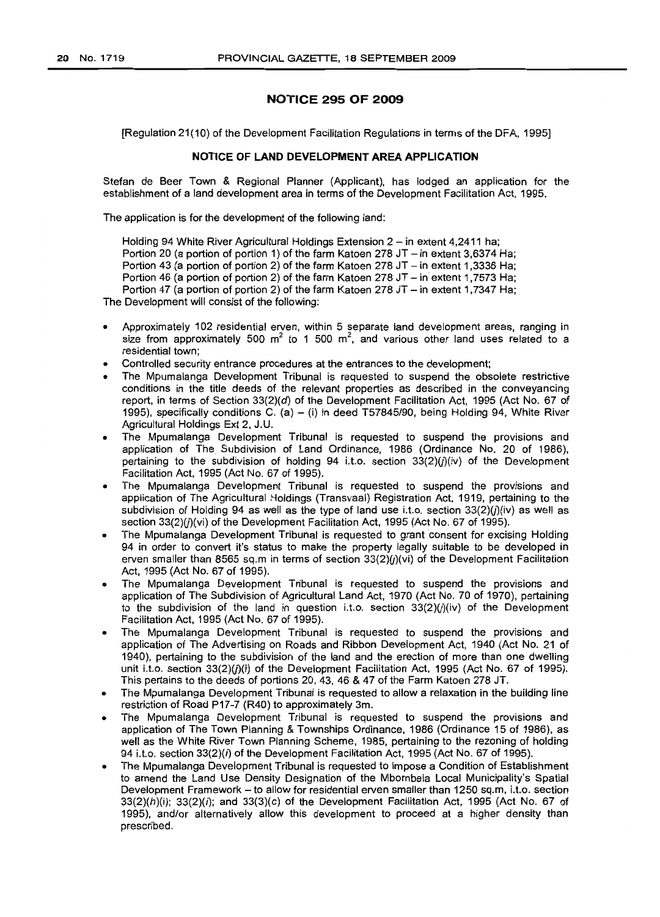## NOTICE 295 OF 2009

[Regulation 21(10) of the Development Facilitation Regulations in terms of the DFA, 1995]

### NOTICE OF LAND DEVELOPMENT AREA APPLICATION

Stefan de Beer Town & Regional Planner (Applicant), has lodged an application for the establishment of a land development area in terms of the Development Facilitation Act, 1995.

The application is for the development of the following land:

Holding 94 White River Agricultural Holdings Extension 2 – in extent 4,2411 ha;
Portion 20 (a portion of portion 1) of the farm Katoen 278 JT – in extent 3,6374 Ha;
Portion 43 (a portion of portion 2) of the farm Katoen 278 JT – in extent 1,3336 Ha;
Portion 46 (a portion of portion 2) of the farm Katoen 278 JT – in extent 1,7573 Ha;
Portion 47 (a portion of portion 2) of the farm Katoen 278 JT – in extent 1,7347 Ha;

The Development will consist of the following:

- Approximately 102 residential erven, within 5 separate land development areas, ranging in size from approximately 500 $m^2$ to 1 500 $m^2$, and various other land uses related to a residential town;
- Controlled security entrance procedures at the entrances to the development;
- The Mpumalanga Development Tribunal is requested to suspend the obsolete restrictive conditions in the title deeds of the relevant properties as described in the conveyancing report, in terms of Section 33(2)(*d*) of the Development Facilitation Act, 1995 (Act No. 67 of 1995), specifically conditions C. (a) – (i) in deed T57845/90, being Holding 94, White River Agricultural Holdings Ext 2, J.U.
- The Mpumalanga Development Tribunal is requested to suspend the provisions and application of The Subdivision of Land Ordinance, 1986 (Ordinance No. 20 of 1986), pertaining to the subdivision of holding 94 i.t.o. section 33(2)(*j*)(iv) of the Development Facilitation Act, 1995 (Act No. 67 of 1995).
- The Mpumalanga Development Tribunal is requested to suspend the provisions and application of The Agricultural Holdings (Transvaal) Registration Act, 1919, pertaining to the subdivision of Holding 94 as well as the type of land use i.t.o. section 33(2)(*j*)(iv) as well as section 33(2)(*j*)(vi) of the Development Facilitation Act, 1995 (Act No. 67 of 1995).
- The Mpumalanga Development Tribunal is requested to grant consent for excising Holding 94 in order to convert it's status to make the property legally suitable to be developed in erven smaller than 8565 sq.m in terms of section 33(2)(*j*)(vi) of the Development Facilitation Act, 1995 (Act No. 67 of 1995).
- The Mpumalanga Development Tribunal is requested to suspend the provisions and application of The Subdivision of Agricultural Land Act, 1970 (Act No. 70 of 1970), pertaining to the subdivision of the land in question i.t.o. section 33(2)(*j*)(iv) of the Development Facilitation Act, 1995 (Act No. 67 of 1995).
- The Mpumalanga Development Tribunal is requested to suspend the provisions and application of The Advertising on Roads and Ribbon Development Act, 1940 (Act No. 21 of 1940), pertaining to the subdivision of the land and the erection of more than one dwelling unit i.t.o. section 33(2)(*j*)(i) of the Development Facilitation Act, 1995 (Act No. 67 of 1995). This pertains to the deeds of portions 20, 43, 46 & 47 of the Farm Katoen 278 JT.
- The Mpumalanga Development Tribunal is requested to allow a relaxation in the building line restriction of Road P17-7 (R40) to approximately 3m.
- The Mpumalanga Development Tribunal is requested to suspend the provisions and application of The Town Planning & Townships Ordinance, 1986 (Ordinance 15 of 1986), as well as the White River Town Planning Scheme, 1985, pertaining to the rezoning of holding 94 i.t.o. section 33(2)(*i*) of the Development Facilitation Act, 1995 (Act No. 67 of 1995).
- The Mpumalanga Development Tribunal is requested to impose a Condition of Establishment to amend the Land Use Density Designation of the Mbombela Local Municipality's Spatial Development Framework – to allow for residential erven smaller than 1250 sq.m, i.t.o. section 33(2)(*h*)(i); 33(2)(*i*); and 33(3)(*c*) of the Development Facilitation Act, 1995 (Act No. 67 of 1995), and/or alternatively allow this development to proceed at a higher density than prescribed.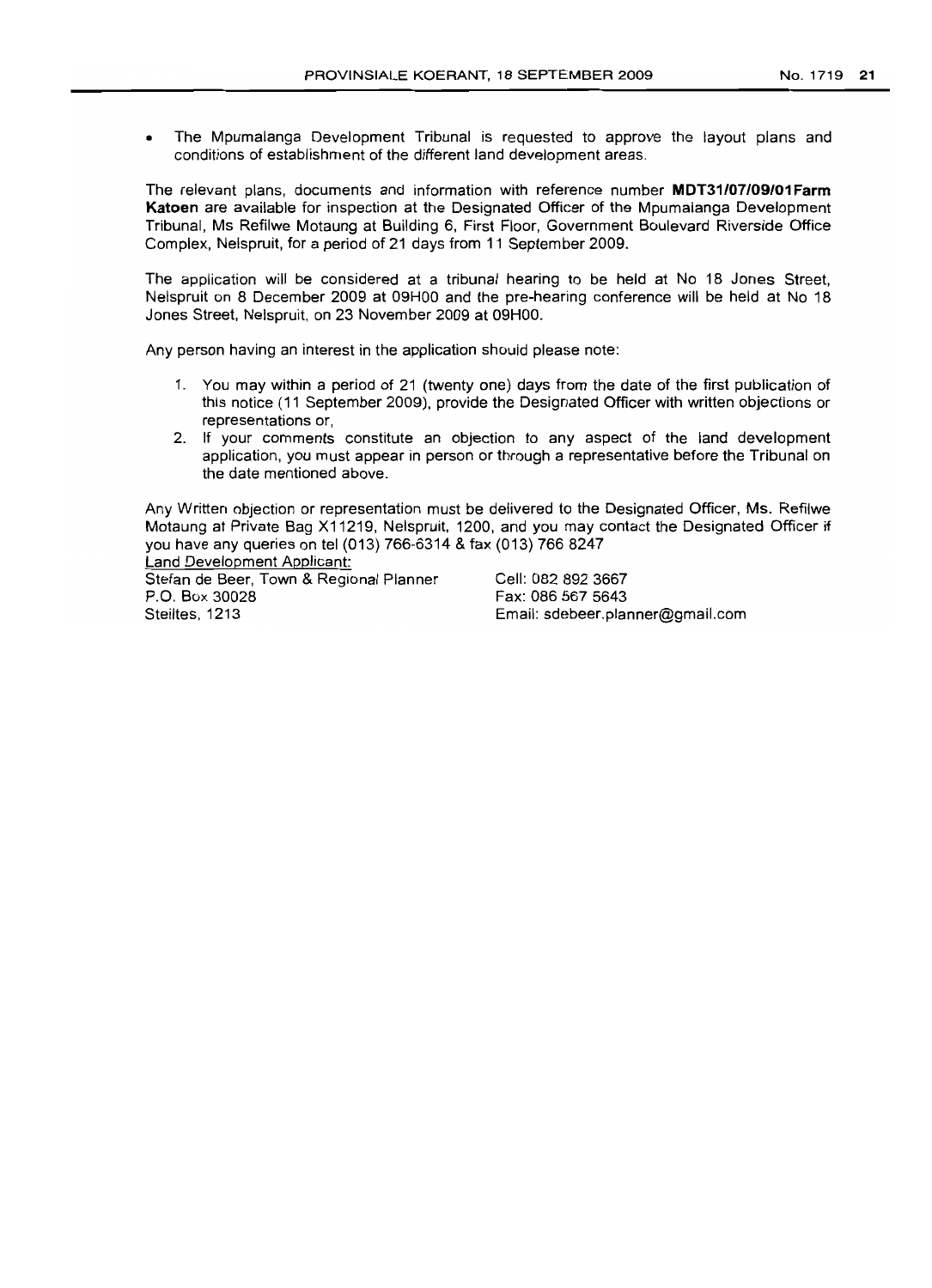- The Mpumalanga Development Tribunal is requested to approve the layout plans and conditions of establishment of the different land development areas.

The relevant plans, documents and information with reference number **MDT31/07/09/01Farm Katoen** are available for inspection at the Designated Officer of the Mpumalanga Development Tribunal, Ms Refilwe Motaung at Building 6, First Floor, Government Boulevard Riverside Office Complex, Nelspruit, for a period of 21 days from 11 September 2009.

The application will be considered at a tribunal hearing to be held at No 18 Jones Street, Nelspruit on 8 December 2009 at 09H00 and the pre-hearing conference will be held at No 18 Jones Street, Nelspruit, on 23 November 2009 at 09H00.

Any person having an interest in the application should please note:

1. You may within a period of 21 (twenty one) days from the date of the first publication of this notice (11 September 2009), provide the Designated Officer with written objections or representations or,
2. If your comments constitute an objection to any aspect of the land development application, you must appear in person or through a representative before the Tribunal on the date mentioned above.

Any Written objection or representation must be delivered to the Designated Officer, Ms. Refilwe Motaung at Private Bag X11219, Nelspruit, 1200, and you may contact the Designated Officer if you have any queries on tel (013) 766-6314 & fax (013) 766 8247

Land Development Applicant:

Stefan de Beer, Town & Regional Planner
P.O. Box 30028
Steiltes, 1213

Cell: 082 892 3667
Fax: 086 567 5643
Email: sdebeer.planner@gmail.com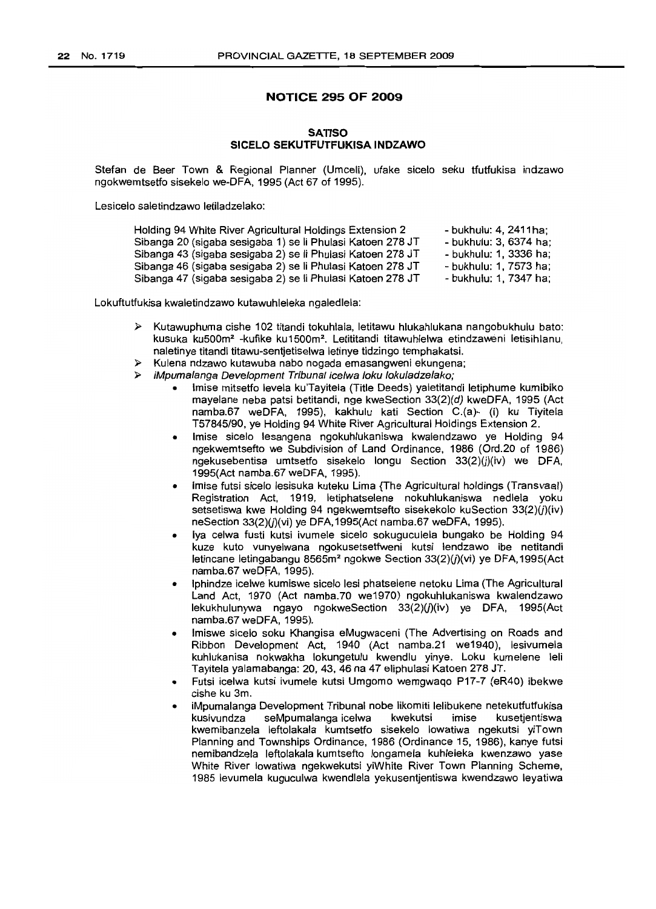## NOTICE 295 OF 2009

### SATISO
### SICELO SEKUTFUTFUKISA INDZAWO

Stefan de Beer Town & Regional Planner (Umceli), ufake sicelo seku tfutfukisa indzawo ngokwemtsetfo sisekelo we-DFA, 1995 (Act 67 of 1995).

Lesicelo saletindzawo letiladzelako:

| | |
|---|---|
| Holding 94 White River Agricultural Holdings Extension 2 | - bukhulu: 4, 2411ha; |
| Sibanga 20 (sigaba sesigaba 1) se li Phulasi Katoen 278 JT | - bukhulu: 3, 6374 ha; |
| Sibanga 43 (sigaba sesigaba 2) se li Phulasi Katoen 278 JT | - bukhulu: 1, 3336 ha; |
| Sibanga 46 (sigaba sesigaba 2) se li Phulasi Katoen 278 JT | - bukhulu: 1, 7573 ha; |
| Sibanga 47 (sigaba sesigaba 2) se li Phulasi Katoen 278 JT | - bukhulu: 1, 7347 ha; |

Lokuftutfukisa kwaletindzawo kutawuhleleka ngaledlela:

- Kutawuphuma cishe 102 titandi tokuhlala, letitawu hlukahlukana nangobukhulu bato: kusuka ku500m² -kufike ku1500m². Letititandi titawuhlelwa etindzaweni letisihlanu, naletinye titandi titawu-sentjetiselwa letinye tidzingo temphakatsi.
- Kulena ndzawo kutawuba nabo nogada emasangweni ekungena;
- *iMpumalanga Development Tribunal icelwa loku lokuladzelako;*
  - Imise mitsetfo levela ku'Tayitela (Title Deeds) yaletitandi letiphume kumibiko mayelane neba patsi betitandi, nge kweSection 33(2)(*d*) kweDFA, 1995 (Act namba.67 weDFA, 1995), kakhulu kati Section C.(a)- (i) ku Tiyitela T57845/90, ye Holding 94 White River Agricultural Holdings Extension 2.
  - Imise sicelo lesangena ngokuhlukaniswa kwalendzawo ye Holding 94 ngekwemtsefto we Subdivision of Land Ordinance, 1986 (Ord.20 of 1986) ngekusebentisa umtsetfo sisekelo longu Section 33(2)(*j*)(iv) we DFA, 1995(Act namba.67 weDFA, 1995).
  - Imise futsi sicelo lesisuka kuteku Lima {The Agricultural holdings (Transvaal) Registration Act, 1919, letiphatselene nokuhlukaniswa nedlela yoku setsetiswa kwe Holding 94 ngekwemtsefto sisekekolo kuSection 33(2)(*j*)(iv) neSection 33(2)(*j*)(vi) ye DFA,1995(Act namba.67 weDFA, 1995).
  - Iya celwa fusti kutsi ivumele sicelo sokuguculela bungako be Holding 94 kuze kuto vunyelwana ngokusetsetfweni kutsi lendzawo ibe netitandi letincane letingabangu 8565m² ngokwe Section 33(2)(*j*)(vi) ye DFA,1995(Act namba.67 weDFA, 1995).
  - Iphindze icelwe kumiswe sicelo lesi phatselene netoku Lima (The Agricultural Land Act, 1970 (Act namba.70 we1970) ngokuhlukaniswa kwalendzawo lekukhulunywa ngayo ngokweSection 33(2)(*j*)(iv) ye DFA, 1995(Act namba.67 weDFA, 1995).
  - Imiswe sicelo soku Khangisa eMugwaceni (The Advertising on Roads and Ribbon Development Act, 1940 (Act namba.21 we1940), lesivumela kuhlukanisa nokwakha lokungetulu kwendlu yinye. Loku kumelene leli Tayitela yalamabanga: 20, 43, 46 na 47 eliphulasi Katoen 278 JT.
  - Futsi icelwa kutsi ivumele kutsi Umgomo wemgwaqo P17-7 (eR40) ibekwe cishe ku 3m.
  - iMpumalanga Development Tribunal nobe likomiti lelibukene netekutfutfukisa kusivundza seMpumalanga icelwa kwekutsi imise kusetjentiswa kwemibanzela leftolakala kumtsetfo sisekelo lowatiwa ngekutsi yiTown Planning and Townships Ordinance, 1986 (Ordinance 15, 1986), kanye futsi nemibandzela leftolakala kumtsefto longamela kuhleleka kwenzawo yase White River lowatiwa ngekwekutsi yiWhite River Town Planning Scheme, 1985 levumela kuguculwa kwendlela yekusentjentiswa kwendzawo leyatiwa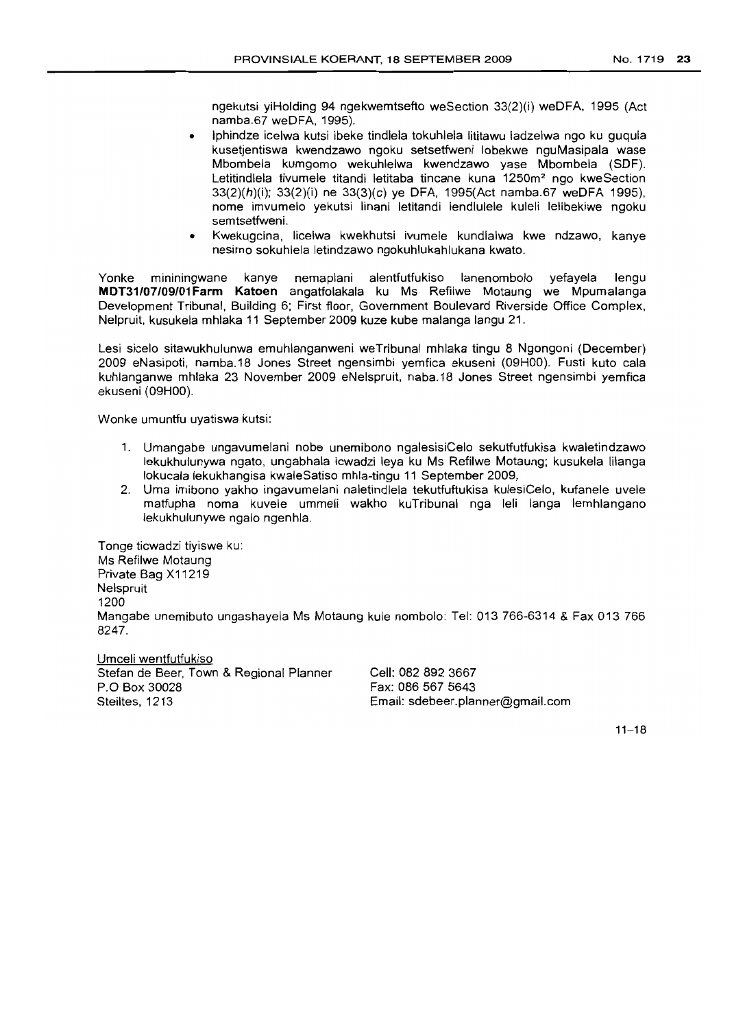ngekutsi yiHolding 94 ngekwemtsefto weSection 33(2)(i) weDFA, 1995 (Act namba.67 weDFA, 1995).

- Iphindze icelwa kutsi ibeke tindlela tokuhlela lititawu ladzelwa ngo ku guqula kusetjentiswa kwendzawo ngoku setsetfweni lobekwe nguMasipala wase Mbombela kumgomo wekuhlelwa kwendzawo yase Mbombela (SDF). Letitindlela tivumele titandi letitaba tincane kuna 1250m² ngo kweSection 33(2)(*h*)(i); 33(2)(i) ne 33(3)(*c*) ye DFA, 1995(Act namba.67 weDFA 1995), nome imvumelo yekutsi linani letitandi lendlulele kuleli lelibekiwe ngoku semtsetfweni.
- Kwekugcina, licelwa kwekhutsi ivumele kundlalwa kwe ndzawo, kanye nesimo sokuhlela letindzawo ngokuhlukahlukana kwato.

Yonke mininingwane kanye nemaplani alentfutfukiso lanenombolo yefayela lengu **MDT31/07/09/01Farm Katoen** angatfolakala ku Ms Refilwe Motaung we Mpumalanga Development Tribunal, Building 6; First floor, Government Boulevard Riverside Office Complex, Nelpruit, kusukela mhlaka 11 September 2009 kuze kube malanga langu 21.

Lesi sicelo sitawukhulunwa emuhlanganweni weTribunal mhlaka tingu 8 Ngongoni (December) 2009 eNasipoti, namba.18 Jones Street ngensimbi yemfica ekuseni (09H00). Fusti kuto cala kuhlanganwe mhlaka 23 November 2009 eNelspruit, naba.18 Jones Street ngensimbi yemfica ekuseni (09H00).

Wonke umuntfu uyatiswa kutsi:

1. Umangabe ungavumelani nobe unemibono ngalesisiCelo sekutfutfukisa kwaletindzawo lekukhulunywa ngato, ungabhala icwadzi leya ku Ms Refilwe Motaung; kusukela lilanga lokucala lekukhangisa kwaleSatiso mhla-tingu 11 September 2009.
2. Uma imibono yakho ingavumelani naletindlela tekutfuftukisa kulesiCelo, kufanele uvele matfupha noma kuvele ummeli wakho kuTribunal nga leli langa lemhlangano lekukhulunywe ngalo ngenhla.

Tonge ticwadzi tiyiswe ku:
Ms Refilwe Motaung
Private Bag X11219
Nelspruit
1200
Mangabe unemibuto ungashayela Ms Motaung kule nombolo: Tel: 013 766-6314 & Fax 013 766 8247.

Umceli wentfutfukiso
Stefan de Beer, Town & Regional Planner
P.O Box 30028
Steiltes, 1213

Cell: 082 892 3667
Fax: 086 567 5643
Email: sdebeer.planner@gmail.com

11–18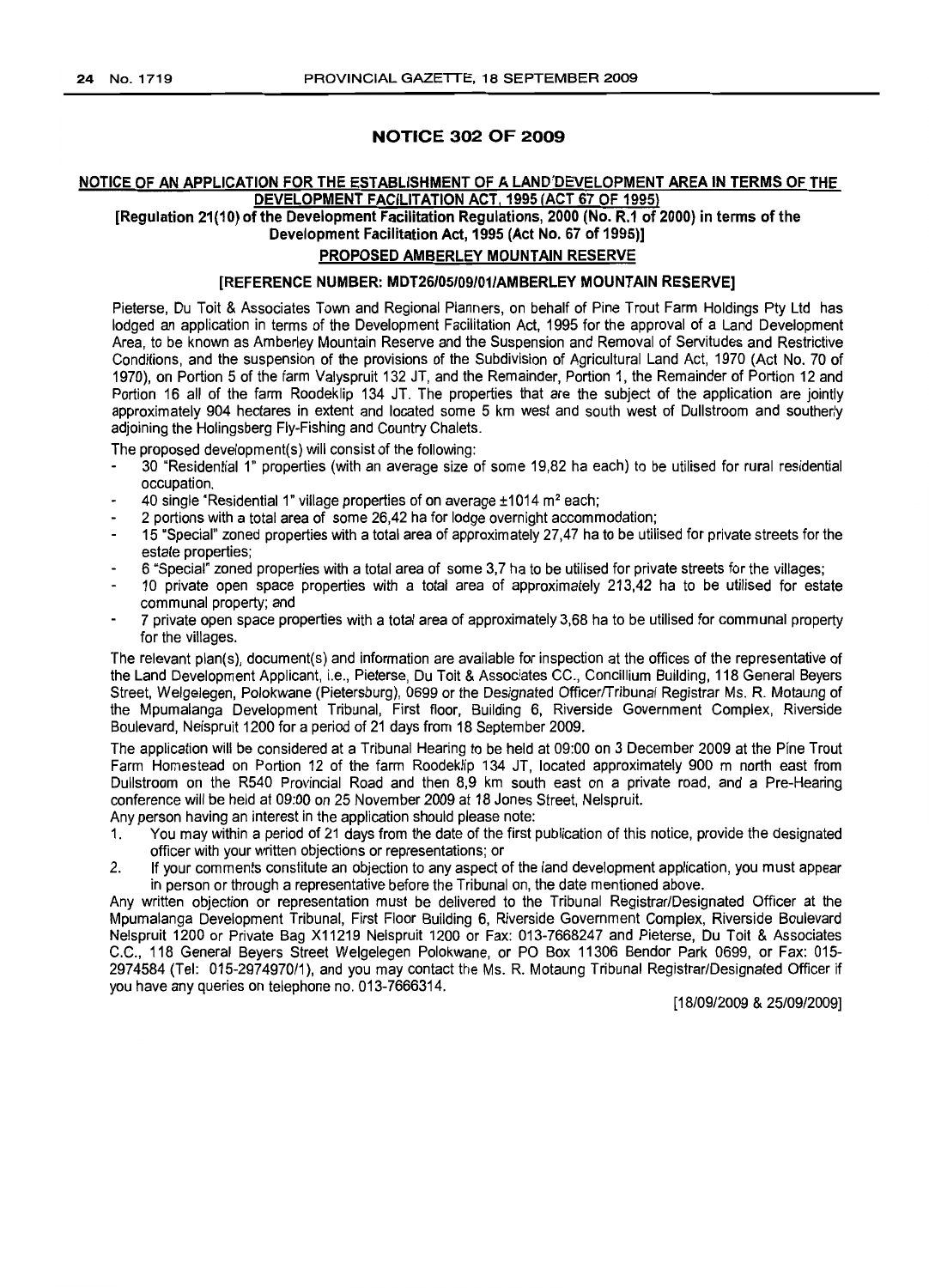## NOTICE 302 OF 2009

**NOTICE OF AN APPLICATION FOR THE ESTABLISHMENT OF A LAND DEVELOPMENT AREA IN TERMS OF THE DEVELOPMENT FACILITATION ACT, 1995 (ACT 67 OF 1995)**

**[Regulation 21(10) of the Development Facilitation Regulations, 2000 (No. R.1 of 2000) in terms of the Development Facilitation Act, 1995 (Act No. 67 of 1995)]**

**PROPOSED AMBERLEY MOUNTAIN RESERVE**

**[REFERENCE NUMBER: MDT26/05/09/01/AMBERLEY MOUNTAIN RESERVE]**

Pieterse, Du Toit & Associates Town and Regional Planners, on behalf of Pine Trout Farm Holdings Pty Ltd has lodged an application in terms of the Development Facilitation Act, 1995 for the approval of a Land Development Area, to be known as Amberley Mountain Reserve and the Suspension and Removal of Servitudes and Restrictive Conditions, and the suspension of the provisions of the Subdivision of Agricultural Land Act, 1970 (Act No. 70 of 1970), on Portion 5 of the farm Valyspruit 132 JT, and the Remainder, Portion 1, the Remainder of Portion 12 and Portion 16 all of the farm Roodeklip 134 JT. The properties that are the subject of the application are jointly approximately 904 hectares in extent and located some 5 km west and south west of Dullstroom and southerly adjoining the Holingsberg Fly-Fishing and Country Chalets.

The proposed development(s) will consist of the following:

- 30 "Residential 1" properties (with an average size of some 19,82 ha each) to be utilised for rural residential occupation.
- 40 single "Residential 1" village properties of on average ±1014 m² each;
- 2 portions with a total area of some 26,42 ha for lodge overnight accommodation;
- 15 "Special" zoned properties with a total area of approximately 27,47 ha to be utilised for private streets for the estate properties;
- 6 "Special" zoned properties with a total area of some 3,7 ha to be utilised for private streets for the villages;
- 10 private open space properties with a total area of approximately 213,42 ha to be utilised for estate communal property; and
- 7 private open space properties with a total area of approximately 3,68 ha to be utilised for communal property for the villages.

The relevant plan(s), document(s) and information are available for inspection at the offices of the representative of the Land Development Applicant, i.e., Pieterse, Du Toit & Associates CC., Concillium Building, 118 General Beyers Street, Welgelegen, Polokwane (Pietersburg), 0699 or the Designated Officer/Tribunal Registrar Ms. R. Motaung of the Mpumalanga Development Tribunal, First floor, Building 6, Riverside Government Complex, Riverside Boulevard, Nelspruit 1200 for a period of 21 days from 18 September 2009.

The application will be considered at a Tribunal Hearing to be held at 09:00 on 3 December 2009 at the Pine Trout Farm Homestead on Portion 12 of the farm Roodeklip 134 JT, located approximately 900 m north east from Dullstroom on the R540 Provincial Road and then 8,9 km south east on a private road, and a Pre-Hearing conference will be held at 09:00 on 25 November 2009 at 18 Jones Street, Nelspruit.

Any person having an interest in the application should please note:

1. You may within a period of 21 days from the date of the first publication of this notice, provide the designated officer with your written objections or representations; or
2. If your comments constitute an objection to any aspect of the land development application, you must appear in person or through a representative before the Tribunal on, the date mentioned above.

Any written objection or representation must be delivered to the Tribunal Registrar/Designated Officer at the Mpumalanga Development Tribunal, First Floor Building 6, Riverside Government Complex, Riverside Boulevard Nelspruit 1200 or Private Bag X11219 Nelspruit 1200 or Fax: 013-7668247 and Pieterse, Du Toit & Associates C.C., 118 General Beyers Street Welgelegen Polokwane, or PO Box 11306 Bendor Park 0699, or Fax: 015-2974584 (Tel: 015-2974970/1), and you may contact the Ms. R. Motaung Tribunal Registrar/Designated Officer if you have any queries on telephone no. 013-7666314.

[18/09/2009 & 25/09/2009]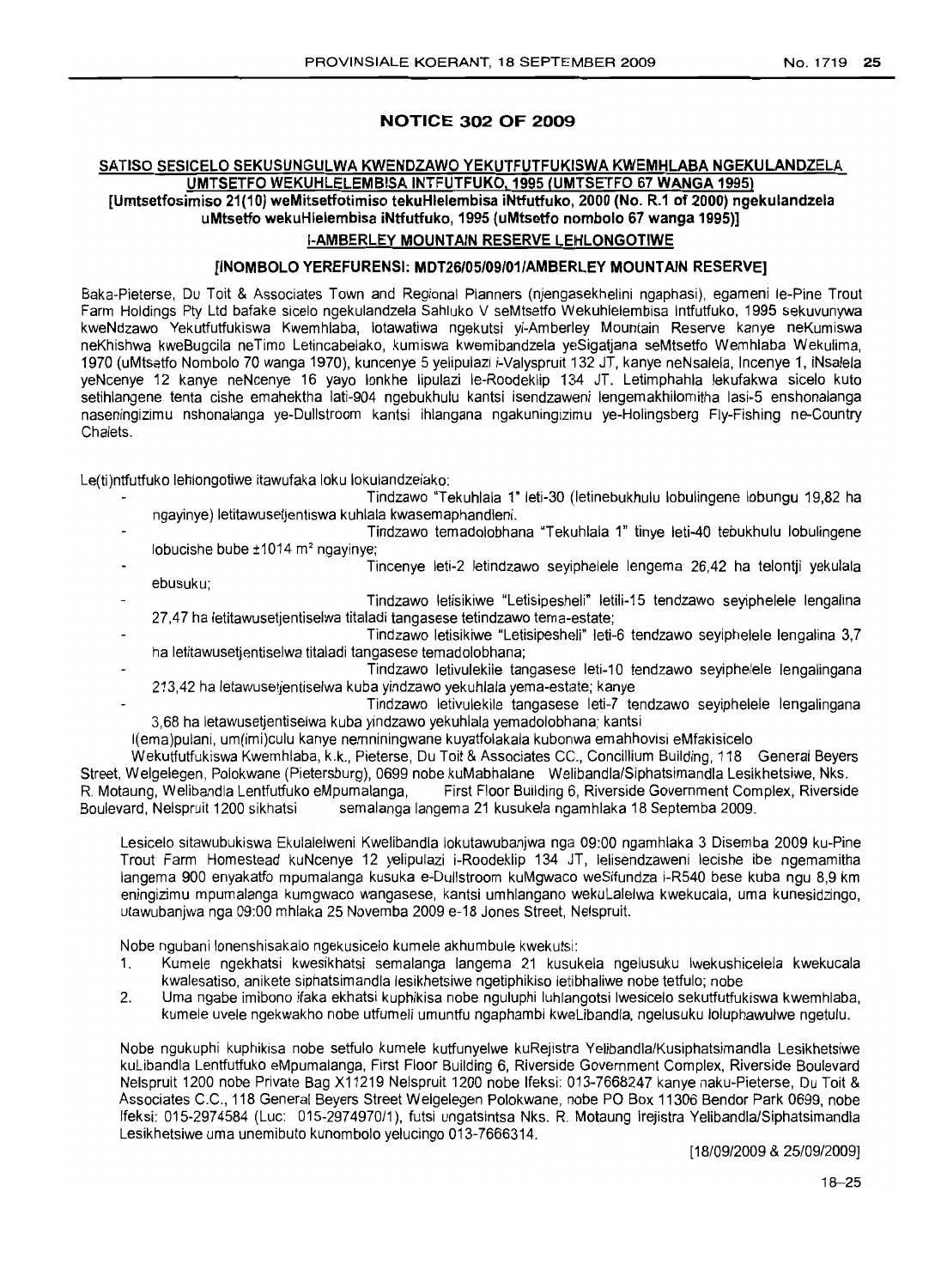# NOTICE 302 OF 2009

**SATISO SESICELO SEKUSUNGULWA KWENDZAWO YEKUTFUTFUKISWA KWEMHLABA NGEKULANDZELA UMTSETFO WEKUHLELEMBISA INTFUTFUKO, 1995 (UMTSETFO 67 WANGA 1995)**

**[Umtsetfosimiso 21(10) weMitsetfotimiso tekuHlelembisa iNtfutfuko, 2000 (No. R.1 of 2000) ngekulandzela uMtsetfo wekuHlelembisa iNtfutfuko, 1995 (uMtsetfo nombolo 67 wanga 1995)]**

**I-AMBERLEY MOUNTAIN RESERVE LEHLONGOTIWE**

**[INOMBOLO YEREFURENSI: MDT26/05/09/01/AMBERLEY MOUNTAIN RESERVE]**

Baka-Pieterse, Du Toit & Associates Town and Regional Planners (njengasekhelini ngaphasi), egameni le-Pine Trout Farm Holdings Pty Ltd bafake sicelo ngekulandzela Sahluko V seMtsetfo Wekuhlelembisa Intfutfuko, 1995 sekuvunywa kweNdzawo Yekutfutfukiswa Kwemhlaba, lotawatiwa ngekutsi yi-Amberley Mountain Reserve kanye neKumiswa neKhishwa kweBugcila neTimo Letincabelako, kumiswa kwemibandzela yeSigatjana seMtsetfo Wemhlaba Wekulima, 1970 (uMtsetfo Nombolo 70 wanga 1970), kuncenye 5 yelipulazi i-Valyspruit 132 JT, kanye neNsalela, Incenye 1, iNsalela yeNcenye 12 kanye neNcenye 16 yayo lonkhe lipulazi le-Roodeklip 134 JT. Letimphahla lekufakwa sicelo kuto setihlangene tenta cishe emahektha lati-904 ngebukhulu kantsi isendzaweni lengemakhilomitha lasi-5 enshonalanga naseningizimu nshonalanga ye-Dullstroom kantsi ihlangana ngakuningizimu ye-Holingsberg Fly-Fishing ne-Country Chalets.

Le(ti)ntfutfuko lehlongotiwe itawufaka loku lokulandzelako:

- Tindzawo "Tekuhlala 1" leti-30 (letinebukhulu lobulingene lobungu 19,82 ha ngayinye) letitawusetjentiswa kuhlala kwasemaphandleni.
- Tindzawo temadolobhana "Tekuhlala 1" tinye leti-40 tebukhulu lobulingene lobucishe bube ±1014 m² ngayinye;
- Tincenye leti-2 letindzawo seyiphelele lengema 26,42 ha telontji yekulala ebusuku;
- Tindzawo letisikiwe "Letisipesheli" letili-15 tendzawo seyiphelele lengalina 27,47 ha letitawusetjentiselwa titaladi tangasese tetindzawo tema-estate;
- Tindzawo letisikiwe "Letisipesheli" leti-6 tendzawo seyiphelele lengalina 3,7 ha letitawusetjentiselwa titaladi tangasese temadolobhana;
- Tindzawo letivulekile tangasese leti-10 tendzawo seyiphelele lengalingana 213,42 ha letawusetjentiselwa kuba yindzawo yekuhlala yema-estate; kanye
- Tindzawo letivulekile tangasese leti-7 tendzawo seyiphelele lengalingana 3,68 ha letawusetjentiselwa kuba yindzawo yekuhlala yemadolobhana; kantsi

I(ema)pulani, um(imi)culu kanye nemniningwane kuyatfolakala kubonwa emahhovisi eMfakisicelo Wekutfutfukiswa Kwemhlaba, k.k., Pieterse, Du Toit & Associates CC., Concillium Building, 118 General Beyers Street, Welgelegen, Polokwane (Pietersburg), 0699 nobe kuMabhalane Welibandla/Siphatsimandla Lesikhetsiwe, Nks. R. Motaung, Welibandla Lentfutfuko eMpumalanga, First Floor Building 6, Riverside Government Complex, Riverside Boulevard, Nelspruit 1200 sikhatsi semalanga langema 21 kusukela ngamhlaka 18 Septemba 2009.

Lesicelo sitawubukiswa Ekulalelweni Kwelibandla lokutawubanjwa nga 09:00 ngamhlaka 3 Disemba 2009 ku-Pine Trout Farm Homestead kuNcenye 12 yelipulazi i-Roodeklip 134 JT, lelisendzaweni lecishe ibe ngemamitha langema 900 enyakatfo mpumalanga kusuka e-Dullstroom kuMgwaco weSifundza i-R540 bese kuba ngu 8,9 km eningizimu mpumalanga kumgwaco wangasese, kantsi umhlangano wekuLalelwa kwekucala, uma kunesidzingo, utawubanjwa nga 09:00 mhlaka 25 Novemba 2009 e-18 Jones Street, Nelspruit.

Nobe ngubani lonenshisakalo ngekusicelo kumele akhumbule kwekutsi:

1. Kumele ngekhatsi kwesikhatsi semalanga langema 21 kusukela ngelusuku lwekushicelela kwekucala kwalesatiso, anikete siphatsimandla lesikhetsiwe ngetiphikiso letibhaliwe nobe tetfulo; nobe
2. Uma ngabe imibono ifaka ekhatsi kuphikisa nobe nguluphi luhlangotsi lwesicelo sekutfutfukiswa kwemhlaba, kumele uvele ngekwakho nobe utfumeli umuntfu ngaphambi kweLibandla, ngelusuku loluphawulwe ngetulu.

Nobe ngukuphi kuphikisa nobe setfulo kumele kutfunyelwe kuRejistra Yelibandla/Kusiphatsimandla Lesikhetsiwe kuLibandla Lentfutfuko eMpumalanga, First Floor Building 6, Riverside Government Complex, Riverside Boulevard Nelspruit 1200 nobe Private Bag X11219 Nelspruit 1200 nobe Ifeksi: 013-7668247 kanye naku-Pieterse, Du Toit & Associates C.C., 118 General Beyers Street Welgelegen Polokwane, nobe PO Box 11306 Bendor Park 0699, nobe Ifeksi: 015-2974584 (Luc: 015-2974970/1), futsi ungatsintsa Nks. R. Motaung lrejistra Yelibandla/Siphatsimandla Lesikhetsiwe uma unemibuto kunombolo yelucingo 013-7666314.

[18/09/2009 & 25/09/2009]

18–25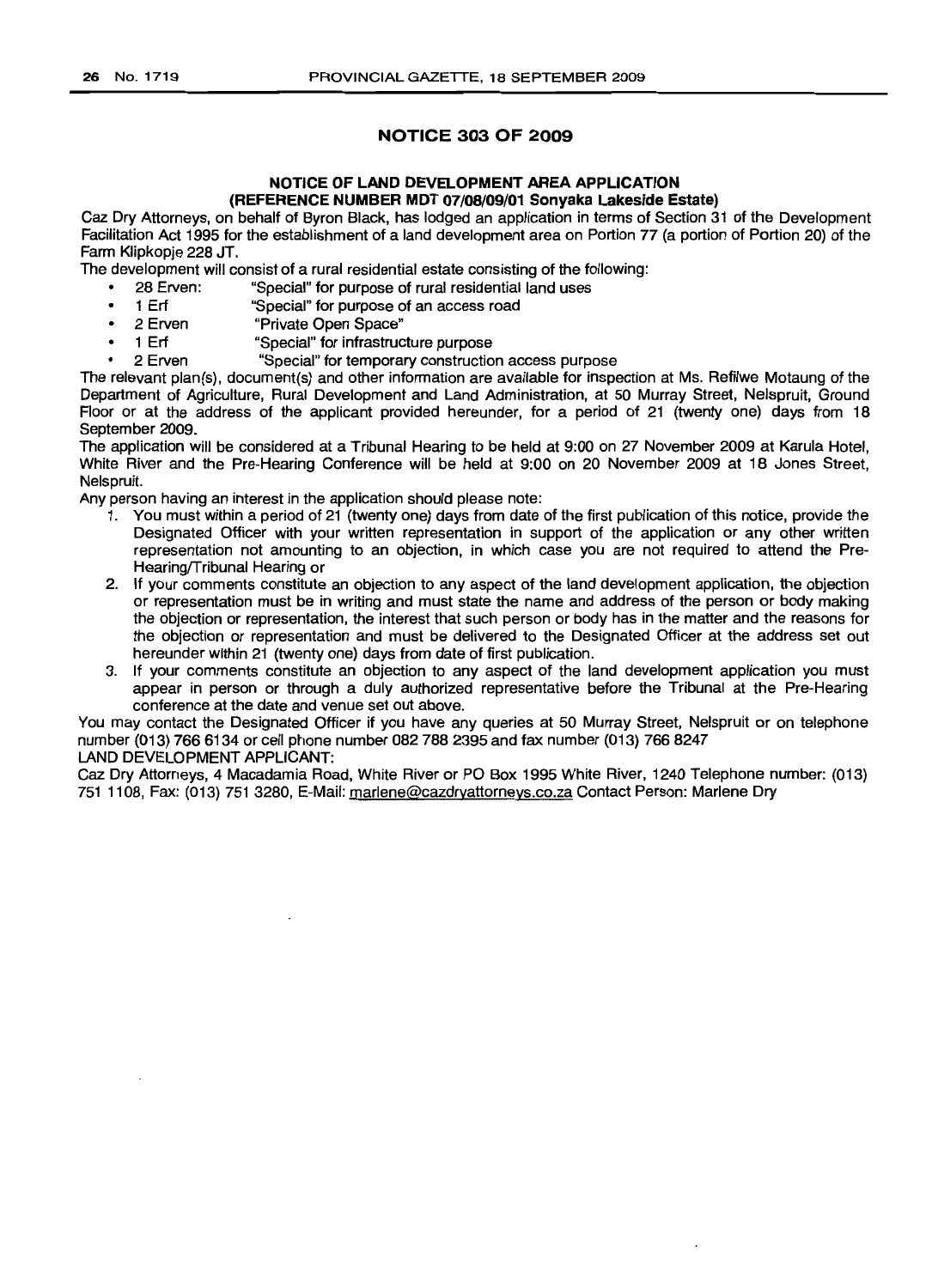## NOTICE 303 OF 2009

### NOTICE OF LAND DEVELOPMENT AREA APPLICATION (REFERENCE NUMBER MDT 07/08/09/01 Sonyaka Lakeside Estate)

Caz Dry Attorneys, on behalf of Byron Black, has lodged an application in terms of Section 31 of the Development Facilitation Act 1995 for the establishment of a land development area on Portion 77 (a portion of Portion 20) of the Farm Klipkopje 228 JT.

The development will consist of a rural residential estate consisting of the following:

- 28 Erven: "Special" for purpose of rural residential land uses
- 1 Erf "Special" for purpose of an access road
- 2 Erven "Private Open Space"
- 1 Erf "Special" for infrastructure purpose
- 2 Erven "Special" for temporary construction access purpose

The relevant plan(s), document(s) and other information are available for inspection at Ms. Refilwe Motaung of the Department of Agriculture, Rural Development and Land Administration, at 50 Murray Street, Nelspruit, Ground Floor or at the address of the applicant provided hereunder, for a period of 21 (twenty one) days from 18 September 2009.

The application will be considered at a Tribunal Hearing to be held at 9:00 on 27 November 2009 at Karula Hotel, White River and the Pre-Hearing Conference will be held at 9:00 on 20 November 2009 at 18 Jones Street, Nelspruit.

Any person having an interest in the application should please note:

1. You must within a period of 21 (twenty one) days from date of the first publication of this notice, provide the Designated Officer with your written representation in support of the application or any other written representation not amounting to an objection, in which case you are not required to attend the Pre-Hearing/Tribunal Hearing or
2. If your comments constitute an objection to any aspect of the land development application, the objection or representation must be in writing and must state the name and address of the person or body making the objection or representation, the interest that such person or body has in the matter and the reasons for the objection or representation and must be delivered to the Designated Officer at the address set out hereunder within 21 (twenty one) days from date of first publication.
3. If your comments constitute an objection to any aspect of the land development application you must appear in person or through a duly authorized representative before the Tribunal at the Pre-Hearing conference at the date and venue set out above.

You may contact the Designated Officer if you have any queries at 50 Murray Street, Nelspruit or on telephone number (013) 766 6134 or cell phone number 082 788 2395 and fax number (013) 766 8247

LAND DEVELOPMENT APPLICANT:

Caz Dry Attorneys, 4 Macadamia Road, White River or PO Box 1995 White River, 1240 Telephone number: (013) 751 1108, Fax: (013) 751 3280, E-Mail: marlene@cazdryattorneys.co.za Contact Person: Marlene Dry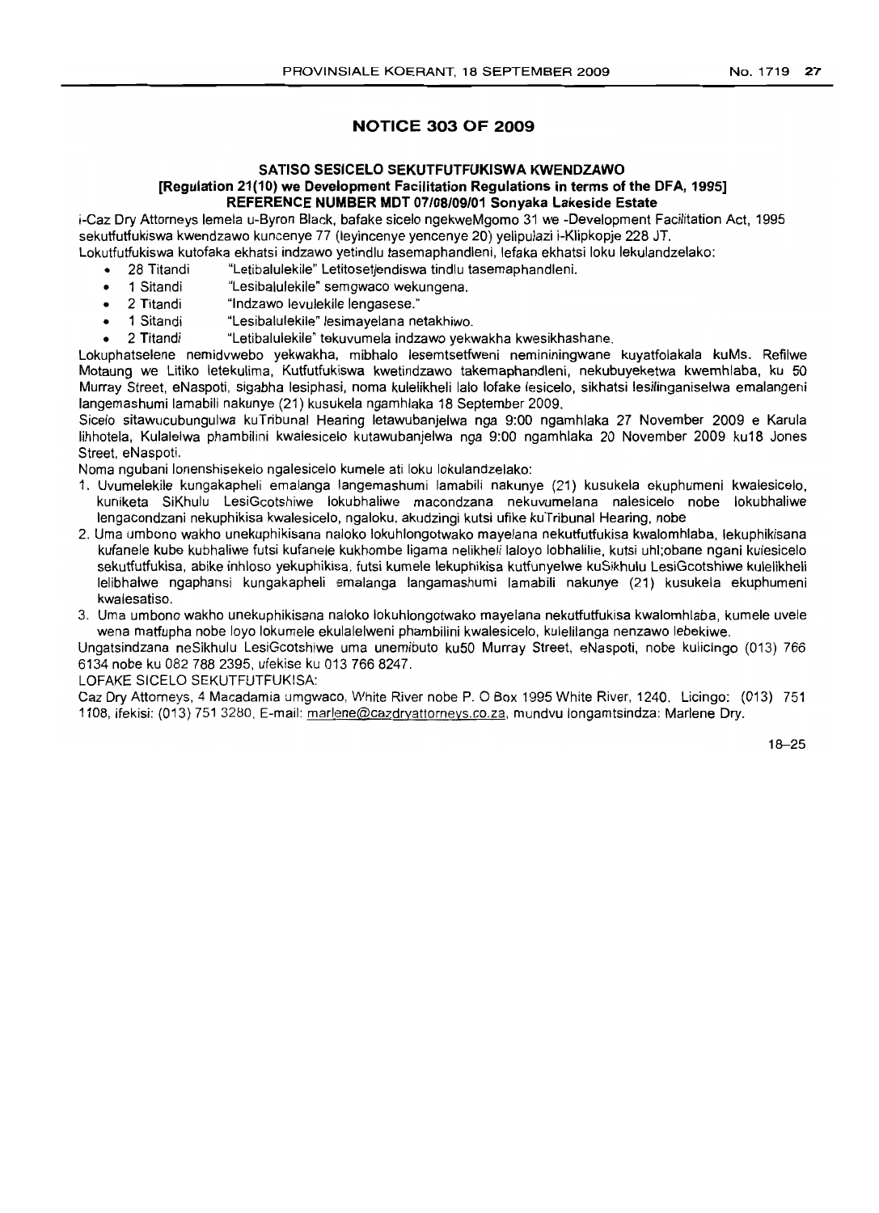## NOTICE 303 OF 2009

### SATISO SESICELO SEKUTFUTFUKISWA KWENDZAWO
### [Regulation 21(10) we Development Facilitation Regulations in terms of the DFA, 1995]
### REFERENCE NUMBER MDT 07/08/09/01 Sonyaka Lakeside Estate

i-Caz Dry Attorneys lemela u-Byron Black, bafake sicelo ngekweMgomo 31 we -Development Facilitation Act, 1995 sekutfutfukiswa kwendzawo kuncenye 77 (leyincenye yencenye 20) yelipulazi i-Klipkopje 228 JT.

Lokutfutfukiswa kutofaka ekhatsi indzawo yetindlu tasemaphandleni, lefaka ekhatsi loku lekulandzelako:

- 28 Titandi "Letibalulekile" Letitosetjendiswa tindlu tasemaphandleni.
- 1 Sitandi "Lesibalulekile" semgwaco wekungena.
- 2 Titandi "Indzawo levulekile lengasese."
- 1 Sitandi "Lesibalulekile" lesimayelana netakhiwo.
- 2 Titandi "Letibalulekile" tekuvumela indzawo yekwakha kwesikhashane.

Lokuphatselene nemidvwebo yekwakha, mibhalo lesemtsetfweni nemininingwane kuyatfolakala kuMs. Refilwe Motaung we Litiko letekulima, Kutfutfukiswa kwetindzawo takemaphandleni, nekubuyeketwa kwemhlaba, ku 50 Murray Street, eNaspoti, sigabha lesiphasi, noma kulelikheli lalo lofake lesicelo, sikhatsi lesilinganiselwa emalangeni langemashumi lamabili nakunye (21) kusukela ngamhlaka 18 September 2009.

Sicelo sitawucubungulwa kuTribunal Hearing letawubanjelwa nga 9:00 ngamhlaka 27 November 2009 e Karula lihhotela, Kulalelwa phambilini kwalesicelo kutawubanjelwa nga 9:00 ngamhlaka 20 November 2009 ku18 Jones Street, eNaspoti.

Noma ngubani lonenshisekelo ngalesicelo kumele ati loku lokulandzelako:

1. Uvumelekile kungakapheli emalanga langemashumi lamabili nakunye (21) kusukela ekuphumeni kwalesicelo, kuniketa SiKhulu LesiGcotshiwe lokubhaliwe macondzana nekuvumelana nalesicelo nobe lokubhaliwe lengacondzani nekuphikisa kwalesicelo, ngaloku, akudzingi kutsi ufike kuTribunal Hearing, nobe
2. Uma umbono wakho unekuphikisana naloko lokuhlongotwako mayelana nekutfutfukisa kwalomhlaba, lekuphikisana kufanele kube kubhaliwe futsi kufanele kukhombe ligama nelikheli laloyo lobhalilie, kutsi uhl;obane ngani kulesicelo sekutfutfukisa, abike inhloso yekuphikisa, futsi kumele lekuphikisa kutfunyelwe kuSikhulu LesiGcotshiwe kulelikheli lelibhalwe ngaphansi kungakapheli emalanga langamashumi lamabili nakunye (21) kusukela ekuphumeni kwalesatiso.
3. Uma umbono wakho unekuphikisana naloko lokuhlongotwako mayelana nekutfutfukisa kwalomhlaba, kumele uvele wena matfupha nobe loyo lokumele ekulalelweni phambilini kwalesicelo, kulelilanga nenzawo lebekiwe.

Ungatsindzana neSikhulu LesiGcotshiwe uma unemibuto ku50 Murray Street, eNaspoti, nobe kulicingo (013) 766 6134 nobe ku 082 788 2395, ufekise ku 013 766 8247.

LOFAKE SICELO SEKUTFUTFUKISA:

Caz Dry Attorneys, 4 Macadamia umgwaco, White River nobe P. O Box 1995 White River, 1240. Licingo: (013) 751 1108, ifekisi: (013) 751 3280, E-mail: marlene@cazdryattorneys.co.za, mundvu longamtsindza: Marlene Dry.

18–25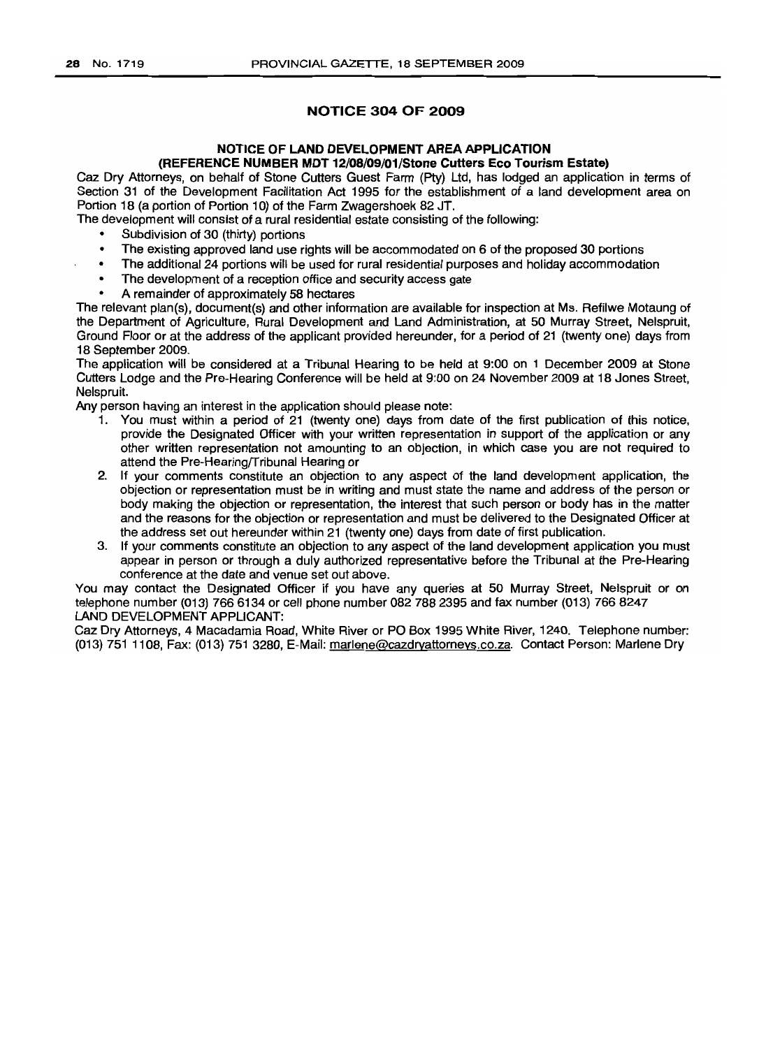## NOTICE 304 OF 2009

### NOTICE OF LAND DEVELOPMENT AREA APPLICATION
### (REFERENCE NUMBER MDT 12/08/09/01/Stone Cutters Eco Tourism Estate)

Caz Dry Attorneys, on behalf of Stone Cutters Guest Farm (Pty) Ltd, has lodged an application in terms of Section 31 of the Development Facilitation Act 1995 for the establishment of a land development area on Portion 18 (a portion of Portion 10) of the Farm Zwagershoek 82 JT.

The development will consist of a rural residential estate consisting of the following:

- Subdivision of 30 (thirty) portions
- The existing approved land use rights will be accommodated on 6 of the proposed 30 portions
- The additional 24 portions will be used for rural residential purposes and holiday accommodation
- The development of a reception office and security access gate
- A remainder of approximately 58 hectares

The relevant plan(s), document(s) and other information are available for inspection at Ms. Refilwe Motaung of the Department of Agriculture, Rural Development and Land Administration, at 50 Murray Street, Nelspruit, Ground Floor or at the address of the applicant provided hereunder, for a period of 21 (twenty one) days from 18 September 2009.

The application will be considered at a Tribunal Hearing to be held at 9:00 on 1 December 2009 at Stone Cutters Lodge and the Pre-Hearing Conference will be held at 9:00 on 24 November 2009 at 18 Jones Street, Nelspruit.

Any person having an interest in the application should please note:

1. You must within a period of 21 (twenty one) days from date of the first publication of this notice, provide the Designated Officer with your written representation in support of the application or any other written representation not amounting to an objection, in which case you are not required to attend the Pre-Hearing/Tribunal Hearing or
2. If your comments constitute an objection to any aspect of the land development application, the objection or representation must be in writing and must state the name and address of the person or body making the objection or representation, the interest that such person or body has in the matter and the reasons for the objection or representation and must be delivered to the Designated Officer at the address set out hereunder within 21 (twenty one) days from date of first publication.
3. If your comments constitute an objection to any aspect of the land development application you must appear in person or through a duly authorized representative before the Tribunal at the Pre-Hearing conference at the date and venue set out above.

You may contact the Designated Officer if you have any queries at 50 Murray Street, Nelspruit or on telephone number (013) 766 6134 or cell phone number 082 788 2395 and fax number (013) 766 8247

LAND DEVELOPMENT APPLICANT:

Caz Dry Attorneys, 4 Macadamia Road, White River or PO Box 1995 White River, 1240. Telephone number: (013) 751 1108, Fax: (013) 751 3280, E-Mail: marlene@cazdryattorneys.co.za. Contact Person: Marlene Dry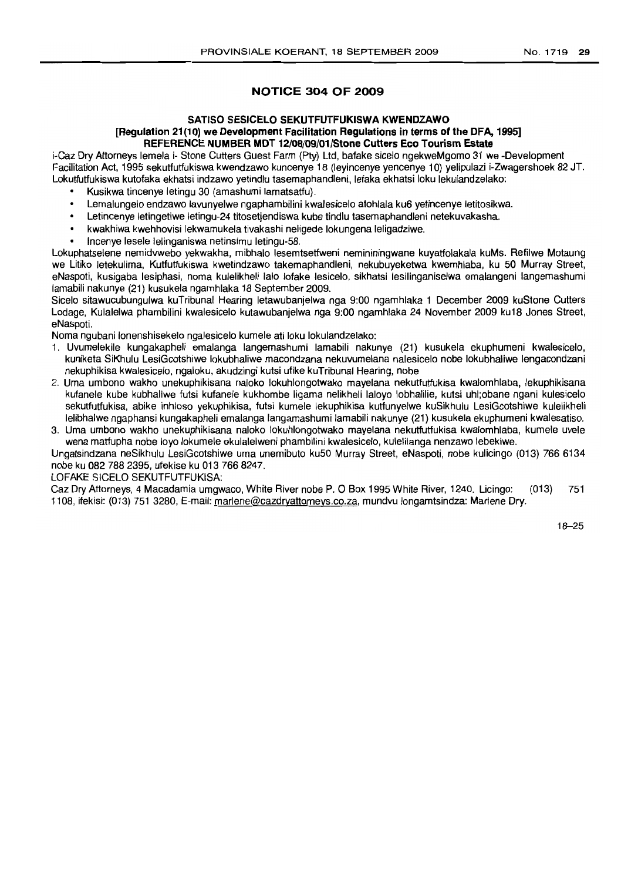## NOTICE 304 OF 2009

### SATISO SESICELO SEKUTFUTFUKISWA KWENDZAWO

**[Regulation 21(10) we Development Facilitation Regulations in terms of the DFA, 1995]**
**REFERENCE NUMBER MDT 12/08/09/01/Stone Cutters Eco Tourism Estate**

i-Caz Dry Attorneys lemela i- Stone Cutters Guest Farm (Pty) Ltd, bafake sicelo ngekweMgomo 31 we -Development Facilitation Act, 1995 sekutfutfukiswa kwendzawo kuncenye 18 (leyincenye yencenye 10) yelipulazi i-Zwagershoek 82 JT. Lokutfutfukiswa kutofaka ekhatsi indzawo yetindlu tasemaphandleni, lefaka ekhatsi loku lekulandzelako:

- Kusikwa tincenye letingu 30 (amashumi lamatsatfu).
- Lemalungelo endzawo lavunyelwe ngaphambilini kwalesicelo atohlala ku6 yetincenye letitosikwa.
- Letincenye letingetiwe letingu-24 titosetjendiswa kube tindlu tasemaphandleni netekuvakasha.
- kwakhiwa kwehhovisi lekwamukela tivakashi neligede lokungena leligadziwe.
- Incenye lesele lelinganiswa netinsimu letingu-58.

Lokuphatselene nemidvwebo yekwakha, mibhalo lesemtsetfweni nemininingwane kuyatfolakala kuMs. Refilwe Motaung we Litiko letekulima, Kutfutfukiswa kwetindzawo takemaphandleni, nekubuyeketwa kwemhlaba, ku 50 Murray Street, eNaspoti, kusigaba lesiphasi, noma kulelikheli lalo lofake lesicelo, sikhatsi lesilinganiselwa emalangeni langemashumi lamabili nakunye (21) kusukela ngamhlaka 18 September 2009.

Sicelo sitawucubungulwa kuTribunal Hearing letawubanjelwa nga 9:00 ngamhlaka 1 December 2009 kuStone Cutters Lodge, Kulalelwa phambilini kwalesicelo kutawubanjelwa nga 9:00 ngamhlaka 24 November 2009 ku18 Jones Street, eNaspoti.

Noma ngubani lonenshisekelo ngalesicelo kumele ati loku lokulandzelako:

1. Uvumelekile kungakapheli emalanga langemashumi lamabili nakunye (21) kusukela ekuphumeni kwalesicelo, kuniketa SiKhulu LesiGcotshiwe lokubhaliwe macondzana nekuvumelana nalesicelo nobe lokubhaliwe lengacondzani nekuphikisa kwalesicelo, ngaloku, akudzingi kutsi ufike kuTribunal Hearing, nobe
2. Uma umbono wakho unekuphikisana naloko lokuhlongotwako mayelana nekutfutfukisa kwalomhlaba, lekuphikisana kufanele kube kubhaliwe futsi kufanele kukhombe ligama nelikheli laloyo lobhalile, kutsi uhl;obane ngani kulesicelo sekutfutfukisa, abike inhloso yekuphikisa, futsi kumele lekuphikisa kutfunyelwe kuSikhulu LesiGcotshiwe kulelikheli lelibhalwe ngaphansi kungakapheli emalanga langamashumi lamabili nakunye (21) kusukela ekuphumeni kwalesatiso.
3. Uma umbono wakho unekuphikisana naloko lokuhlongotwako mayelana nekutfutfukisa kwalomhlaba, kumele uvele wena matfupha nobe loyo lokumele ekulalelweni phambilini kwalesicelo, kulelilanga nenzawo lebekiwe.

Ungatsindzana neSikhulu LesiGcotshiwe uma unemibuto ku50 Murray Street, eNaspoti, nobe kulicingo (013) 766 6134 nobe ku 082 788 2395, ufekise ku 013 766 8247.

LOFAKE SICELO SEKUTFUTFUKISA:

Caz Dry Attorneys, 4 Macadamia umgwaco, White River nobe P. O Box 1995 White River, 1240. Licingo: (013) 751 1108, ifekisi: (013) 751 3280, E-mail: marlene@cazdryattorneys.co.za, mundvu longamtsindza: Marlene Dry.

18–25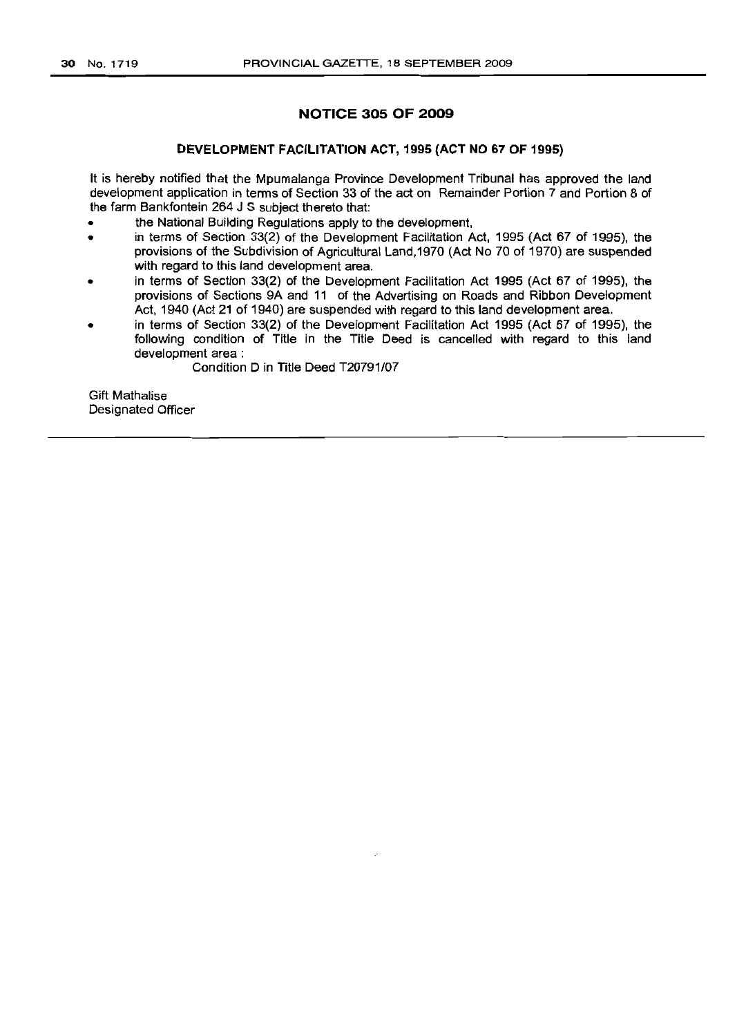## NOTICE 305 OF 2009

### DEVELOPMENT FACILITATION ACT, 1995 (ACT NO 67 OF 1995)

It is hereby notified that the Mpumalanga Province Development Tribunal has approved the land development application in terms of Section 33 of the act on Remainder Portion 7 and Portion 8 of the farm Bankfontein 264 J S subject thereto that:

- the National Building Regulations apply to the development,
- in terms of Section 33(2) of the Development Facilitation Act, 1995 (Act 67 of 1995), the provisions of the Subdivision of Agricultural Land,1970 (Act No 70 of 1970) are suspended with regard to this land development area.
- in terms of Section 33(2) of the Development Facilitation Act 1995 (Act 67 of 1995), the provisions of Sections 9A and 11 of the Advertising on Roads and Ribbon Development Act, 1940 (Act 21 of 1940) are suspended with regard to this land development area.
- in terms of Section 33(2) of the Development Facilitation Act 1995 (Act 67 of 1995), the following condition of Title in the Title Deed is cancelled with regard to this land development area :

    Condition D in Title Deed T20791/07

Gift Mathalise
Designated Officer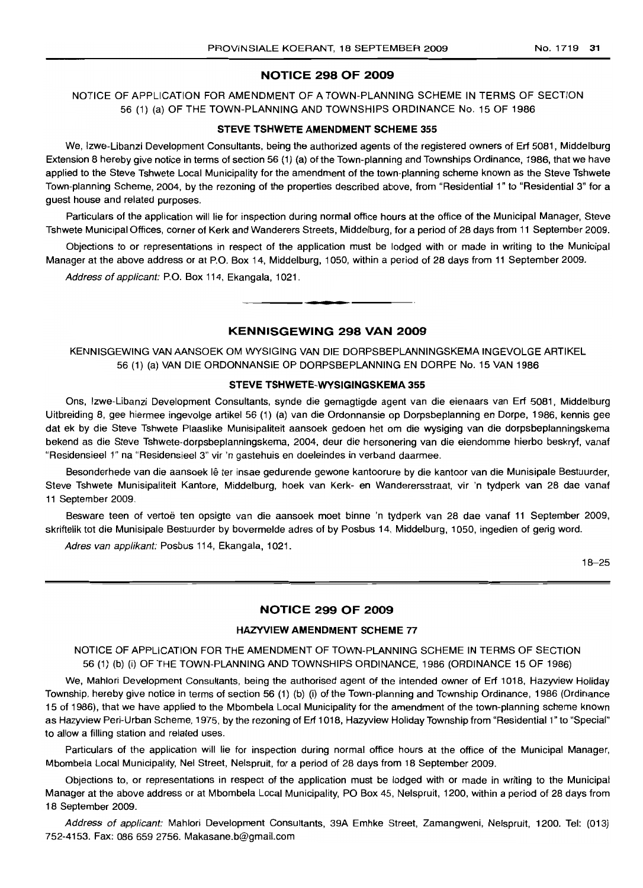## NOTICE 298 OF 2009

NOTICE OF APPLICATION FOR AMENDMENT OF A TOWN-PLANNING SCHEME IN TERMS OF SECTION 56 (1) (a) OF THE TOWN-PLANNING AND TOWNSHIPS ORDINANCE No. 15 OF 1986

### STEVE TSHWETE AMENDMENT SCHEME 355

We, Izwe-Libanzi Development Consultants, being the authorized agents of the registered owners of Erf 5081, Middelburg Extension 8 hereby give notice in terms of section 56 (1) (a) of the Town-planning and Townships Ordinance, 1986, that we have applied to the Steve Tshwete Local Municipality for the amendment of the town-planning scheme known as the Steve Tshwete Town-planning Scheme, 2004, by the rezoning of the properties described above, from "Residential 1" to "Residential 3" for a guest house and related purposes.

Particulars of the application will lie for inspection during normal office hours at the office of the Municipal Manager, Steve Tshwete Municipal Offices, corner of Kerk and Wanderers Streets, Middelburg, for a period of 28 days from 11 September 2009.

Objections to or representations in respect of the application must be lodged with or made in writing to the Municipal Manager at the above address or at P.O. Box 14, Middelburg, 1050, within a period of 28 days from 11 September 2009.

*Address of applicant:* P.O. Box 114, Ekangala, 1021.

---

## KENNISGEWING 298 VAN 2009

KENNISGEWING VAN AANSOEK OM WYSIGING VAN DIE DORPSBEPLANNINGSKEMA INGEVOLGE ARTIKEL 56 (1) (a) VAN DIE ORDONNANSIE OP DORPSBEPLANNING EN DORPE No. 15 VAN 1986

### STEVE TSHWETE-WYSIGINGSKEMA 355

Ons, Izwe-Libanzi Development Consultants, synde die gemagtigde agent van die eienaars van Erf 5081, Middelburg Uitbreiding 8, gee hiermee ingevolge artikel 56 (1) (a) van die Ordonnansie op Dorpsbeplanning en Dorpe, 1986, kennis gee dat ek by die Steve Tshwete Plaaslike Munisipaliteit aansoek gedoen het om die wysiging van die dorpsbeplanningskema bekend as die Steve Tshwete-dorpsbeplanningskema, 2004, deur die hersonering van die eiendomme hierbo beskryf, vanaf "Residensieel 1" na "Residensieel 3" vir 'n gastehuis en doeleindes in verband daarmee.

Besonderhede van die aansoek lê ter insae gedurende gewone kantoorure by die kantoor van die Munisipale Bestuurder, Steve Tshwete Munisipaliteit Kantore, Middelburg, hoek van Kerk- en Wanderersstraat, vir 'n tydperk van 28 dae vanaf 11 September 2009.

Besware teen of vertoë ten opsigte van die aansoek moet binne 'n tydperk van 28 dae vanaf 11 September 2009, skriftelik tot die Munisipale Bestuurder by bovermelde adres of by Posbus 14, Middelburg, 1050, ingedien of gerig word.

*Adres van applikant:* Posbus 114, Ekangala, 1021.

18–25

---

## NOTICE 299 OF 2009

### HAZYVIEW AMENDMENT SCHEME 77

NOTICE OF APPLICATION FOR THE AMENDMENT OF TOWN-PLANNING SCHEME IN TERMS OF SECTION 56 (1) (b) (i) OF THE TOWN-PLANNING AND TOWNSHIPS ORDINANCE, 1986 (ORDINANCE 15 OF 1986)

We, Mahlori Development Consultants, being the authorised agent of the intended owner of Erf 1018, Hazyview Holiday Township, hereby give notice in terms of section 56 (1) (b) (i) of the Town-planning and Township Ordinance, 1986 (Ordinance 15 of 1986), that we have applied to the Mbombela Local Municipality for the amendment of the town-planning scheme known as Hazyview Peri-Urban Scheme, 1975, by the rezoning of Erf 1018, Hazyview Holiday Township from "Residential 1" to "Special" to allow a filling station and related uses.

Particulars of the application will lie for inspection during normal office hours at the office of the Municipal Manager, Mbombela Local Municipality, Nel Street, Nelspruit, for a period of 28 days from 18 September 2009.

Objections to, or representations in respect of the application must be lodged with or made in writing to the Municipal Manager at the above address or at Mbombela Local Municipality, PO Box 45, Nelspruit, 1200, within a period of 28 days from 18 September 2009.

*Address of applicant:* Mahlori Development Consultants, 39A Emhke Street, Zamangweni, Nelspruit, 1200. Tel: (013) 752-4153. Fax: 086 659 2756. Makasane.b@gmail.com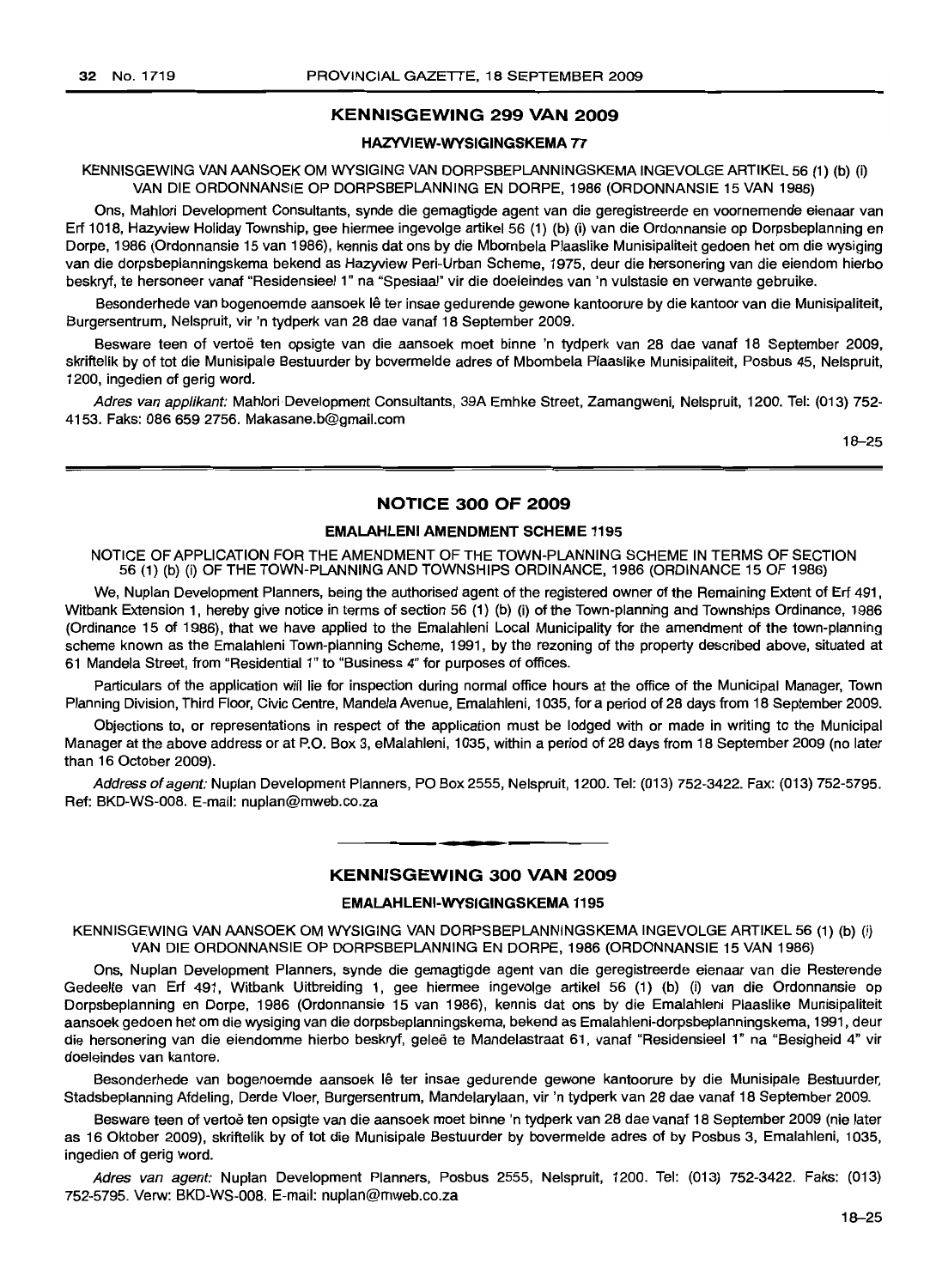## KENNISGEWING 299 VAN 2009

### HAZYVIEW-WYSIGINGSKEMA 77

KENNISGEWING VAN AANSOEK OM WYSIGING VAN DORPSBEPLANNINGSKEMA INGEVOLGE ARTIKEL 56 (1) (b) (i) VAN DIE ORDONNANSIE OP DORPSBEPLANNING EN DORPE, 1986 (ORDONNANSIE 15 VAN 1986)

Ons, Mahlori Development Consultants, synde die gemagtigde agent van die geregistreerde en voornemende eienaar van Erf 1018, Hazyview Holiday Township, gee hiermee ingevolge artikel 56 (1) (b) (i) van die Ordonnansie op Dorpsbeplanning en Dorpe, 1986 (Ordonnansie 15 van 1986), kennis dat ons by die Mbombela Plaaslike Munisipaliteit gedoen het om die wysiging van die dorpsbeplanningskema bekend as Hazyview Peri-Urban Scheme, 1975, deur die hersonering van die eiendom hierbo beskryf, te hersoneer vanaf "Residensieel 1" na "Spesiaal" vir die doeleindes van 'n vulstasie en verwante gebruike.

Besonderhede van bogenoemde aansoek lê ter insae gedurende gewone kantoorure by die kantoor van die Munisipaliteit, Burgersentrum, Nelspruit, vir 'n tydperk van 28 dae vanaf 18 September 2009.

Besware teen of vertoë ten opsigte van die aansoek moet binne 'n tydperk van 28 dae vanaf 18 September 2009, skriftelik by of tot die Munisipale Bestuurder by bovermelde adres of Mbombela Plaaslike Munisipaliteit, Posbus 45, Nelspruit, 1200, ingedien of gerig word.

*Adres van applikant:* Mahlori Development Consultants, 39A Emhke Street, Zamangweni, Nelspruit, 1200. Tel: (013) 752-4153. Faks: 086 659 2756. Makasane.b@gmail.com

18–25

## NOTICE 300 OF 2009

### EMALAHLENI AMENDMENT SCHEME 1195

NOTICE OF APPLICATION FOR THE AMENDMENT OF THE TOWN-PLANNING SCHEME IN TERMS OF SECTION 56 (1) (b) (i) OF THE TOWN-PLANNING AND TOWNSHIPS ORDINANCE, 1986 (ORDINANCE 15 OF 1986)

We, Nuplan Development Planners, being the authorised agent of the registered owner of the Remaining Extent of Erf 491, Witbank Extension 1, hereby give notice in terms of section 56 (1) (b) (i) of the Town-planning and Townships Ordinance, 1986 (Ordinance 15 of 1986), that we have applied to the Emalahleni Local Municipality for the amendment of the town-planning scheme known as the Emalahleni Town-planning Scheme, 1991, by the rezoning of the property described above, situated at 61 Mandela Street, from "Residential 1" to "Business 4" for purposes of offices.

Particulars of the application will lie for inspection during normal office hours at the office of the Municipal Manager, Town Planning Division, Third Floor, Civic Centre, Mandela Avenue, Emalahleni, 1035, for a period of 28 days from 18 September 2009.

Objections to, or representations in respect of the application must be lodged with or made in writing to the Municipal Manager at the above address or at P.O. Box 3, eMalahleni, 1035, within a period of 28 days from 18 September 2009 (no later than 16 October 2009).

*Address of agent:* Nuplan Development Planners, PO Box 2555, Nelspruit, 1200. Tel: (013) 752-3422. Fax: (013) 752-5795. Ref: BKD-WS-008. E-mail: nuplan@mweb.co.za

## KENNISGEWING 300 VAN 2009

### EMALAHLENI-WYSIGINGSKEMA 1195

KENNISGEWING VAN AANSOEK OM WYSIGING VAN DORPSBEPLANNINGSKEMA INGEVOLGE ARTIKEL 56 (1) (b) (i) VAN DIE ORDONNANSIE OP DORPSBEPLANNING EN DORPE, 1986 (ORDONNANSIE 15 VAN 1986)

Ons, Nuplan Development Planners, synde die gemagtigde agent van die geregistreerde eienaar van die Resterende Gedeelte van Erf 491, Witbank Uitbreiding 1, gee hiermee ingevolge artikel 56 (1) (b) (i) van die Ordonnansie op Dorpsbeplanning en Dorpe, 1986 (Ordonnansie 15 van 1986), kennis dat ons by die Emalahleni Plaaslike Munisipaliteit aansoek gedoen het om die wysiging van die dorpsbeplanningskema, bekend as Emalahleni-dorpsbeplanningskema, 1991, deur die hersonering van die eiendomme hierbo beskryf, geleë te Mandelastraat 61, vanaf "Residensieel 1" na "Besigheid 4" vir doeleindes van kantore.

Besonderhede van bogenoemde aansoek lê ter insae gedurende gewone kantoorure by die Munisipale Bestuurder, Stadsbeplanning Afdeling, Derde Vloer, Burgersentrum, Mandelarylaan, vir 'n tydperk van 28 dae vanaf 18 September 2009.

Besware teen of vertoë ten opsigte van die aansoek moet binne 'n tydperk van 28 dae vanaf 18 September 2009 (nie later as 16 Oktober 2009), skriftelik by of tot die Munisipale Bestuurder by bovermelde adres of by Posbus 3, Emalahleni, 1035, ingedien of gerig word.

*Adres van agent:* Nuplan Development Planners, Posbus 2555, Nelspruit, 1200. Tel: (013) 752-3422. Faks: (013) 752-5795. Verw: BKD-WS-008. E-mail: nuplan@mweb.co.za

18–25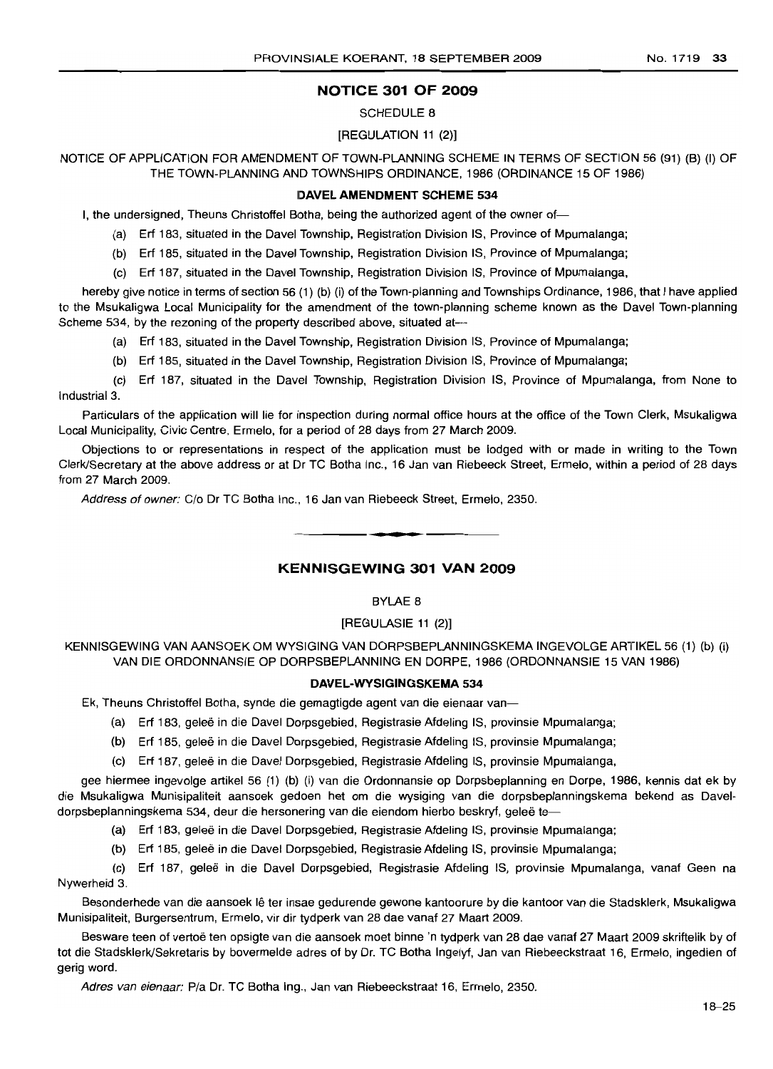## NOTICE 301 OF 2009

SCHEDULE 8

[REGULATION 11 (2)]

NOTICE OF APPLICATION FOR AMENDMENT OF TOWN-PLANNING SCHEME IN TERMS OF SECTION 56 (91) (B) (I) OF THE TOWN-PLANNING AND TOWNSHIPS ORDINANCE, 1986 (ORDINANCE 15 OF 1986)

**DAVEL AMENDMENT SCHEME 534**

I, the undersigned, Theuns Christoffel Botha, being the authorized agent of the owner of—

(a) Erf 183, situated in the Davel Township, Registration Division IS, Province of Mpumalanga;

(b) Erf 185, situated in the Davel Township, Registration Division IS, Province of Mpumalanga;

(c) Erf 187, situated in the Davel Township, Registration Division IS, Province of Mpumalanga,

hereby give notice in terms of section 56 (1) (b) (i) of the Town-planning and Townships Ordinance, 1986, that I have applied to the Msukaligwa Local Municipality for the amendment of the town-planning scheme known as the Davel Town-planning Scheme 534, by the rezoning of the property described above, situated at—

(a) Erf 183, situated in the Davel Township, Registration Division IS, Province of Mpumalanga;

(b) Erf 185, situated in the Davel Township, Registration Division IS, Province of Mpumalanga;

(c) Erf 187, situated in the Davel Township, Registration Division IS, Province of Mpumalanga, from None to Industrial 3.

Particulars of the application will lie for inspection during normal office hours at the office of the Town Clerk, Msukaligwa Local Municipality, Civic Centre, Ermelo, for a period of 28 days from 27 March 2009.

Objections to or representations in respect of the application must be lodged with or made in writing to the Town Clerk/Secretary at the above address or at Dr TC Botha Inc., 16 Jan van Riebeeck Street, Ermelo, within a period of 28 days from 27 March 2009.

*Address of owner:* C/o Dr TC Botha Inc., 16 Jan van Riebeeck Street, Ermelo, 2350.

---

## KENNISGEWING 301 VAN 2009

BYLAE 8

[REGULASIE 11 (2)]

KENNISGEWING VAN AANSOEK OM WYSIGING VAN DORPSBEPLANNINGSKEMA INGEVOLGE ARTIKEL 56 (1) (b) (i) VAN DIE ORDONNANSIE OP DORPSBEPLANNING EN DORPE, 1986 (ORDONNANSIE 15 VAN 1986)

**DAVEL-WYSIGINGSKEMA 534**

Ek, Theuns Christoffel Botha, synde die gemagtigde agent van die eienaar van—

(a) Erf 183, geleë in die Davel Dorpsgebied, Registrasie Afdeling IS, provinsie Mpumalanga;

(b) Erf 185, geleë in die Davel Dorpsgebied, Registrasie Afdeling IS, provinsie Mpumalanga;

(c) Erf 187, geleë in die Davel Dorpsgebied, Registrasie Afdeling IS, provinsie Mpumalanga,

gee hiermee ingevolge artikel 56 (1) (b) (i) van die Ordonnansie op Dorpsbeplanning en Dorpe, 1986, kennis dat ek by die Msukaligwa Munisipaliteit aansoek gedoen het om die wysiging van die dorpsbeplanningskema bekend as Davel-dorpsbeplanningskema 534, deur die hersonering van die eiendom hierbo beskryf, geleë te—

(a) Erf 183, geleë in die Davel Dorpsgebied, Registrasie Afdeling IS, provinsie Mpumalanga;

(b) Erf 185, geleë in die Davel Dorpsgebied, Registrasie Afdeling IS, provinsie Mpumalanga;

(c) Erf 187, geleë in die Davel Dorpsgebied, Registrasie Afdeling IS, provinsie Mpumalanga, vanaf Geen na Nywerheid 3.

Besonderhede van die aansoek lê ter insae gedurende gewone kantoorure by die kantoor van die Stadsklerk, Msukaligwa Munisipaliteit, Burgersentrum, Ermelo, vir dir tydperk van 28 dae vanaf 27 Maart 2009.

Besware teen of vertoë ten opsigte van die aansoek moet binne 'n tydperk van 28 dae vanaf 27 Maart 2009 skriftelik by of tot die Stadsklerk/Sekretaris by bovermelde adres of by Dr. TC Botha Ingelyf, Jan van Riebeeckstraat 16, Ermelo, ingedien of gerig word.

*Adres van eienaar:* P/a Dr. TC Botha Ing., Jan van Riebeeckstraat 16, Ermelo, 2350.

18–25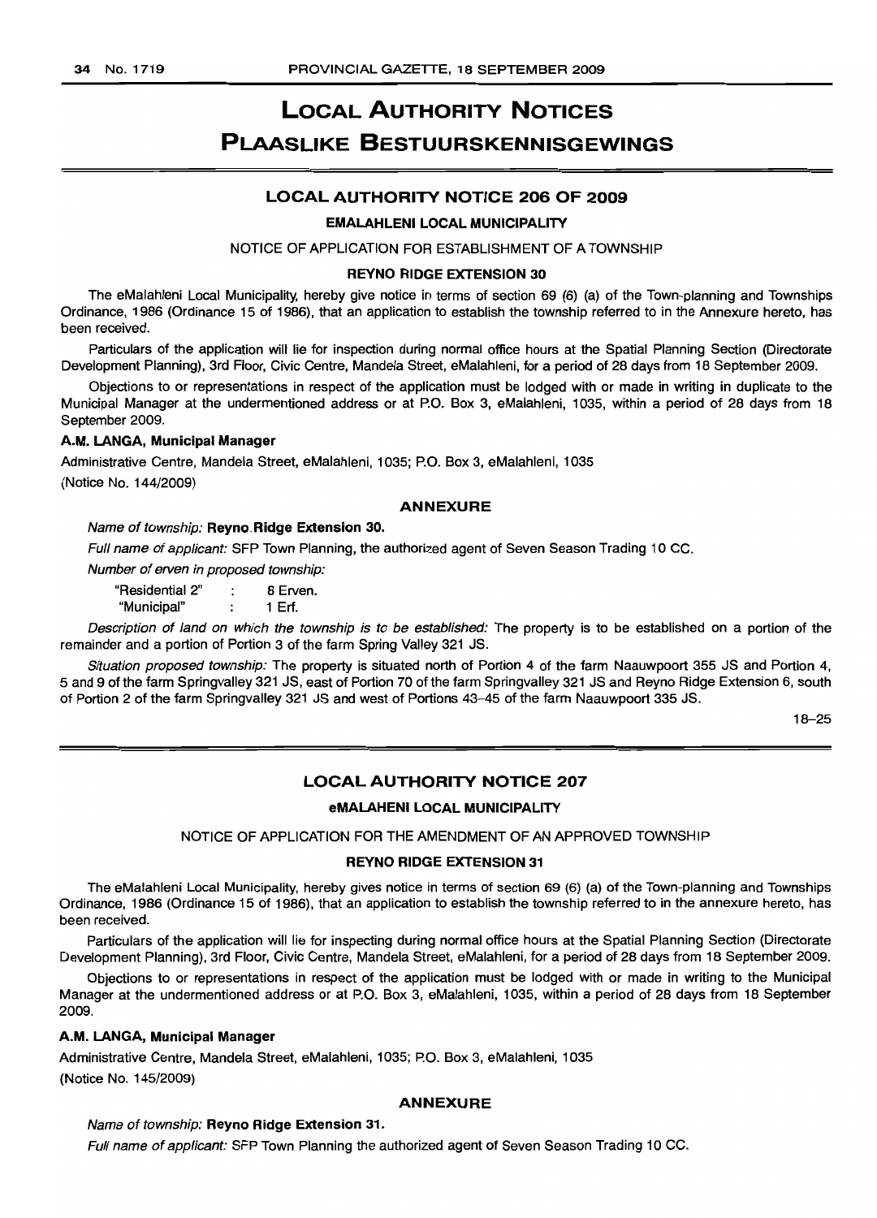# LOCAL AUTHORITY NOTICES

# PLAASLIKE BESTUURSKENNISGEWINGS

## LOCAL AUTHORITY NOTICE 206 OF 2009

### EMALAHLENI LOCAL MUNICIPALITY

NOTICE OF APPLICATION FOR ESTABLISHMENT OF A TOWNSHIP

**REYNO RIDGE EXTENSION 30**

The eMalahleni Local Municipality, hereby give notice in terms of section 69 (6) (a) of the Town-planning and Townships Ordinance, 1986 (Ordinance 15 of 1986), that an application to establish the township referred to in the Annexure hereto, has been received.

Particulars of the application will lie for inspection during normal office hours at the Spatial Planning Section (Directorate Development Planning), 3rd Floor, Civic Centre, Mandela Street, eMalahleni, for a period of 28 days from 18 September 2009.

Objections to or representations in respect of the application must be lodged with or made in writing in duplicate to the Municipal Manager at the undermentioned address or at P.O. Box 3, eMalahleni, 1035, within a period of 28 days from 18 September 2009.

**A.M. LANGA, Municipal Manager**

Administrative Centre, Mandela Street, eMalahleni, 1035; P.O. Box 3, eMalahleni, 1035

(Notice No. 144/2009)

**ANNEXURE**

*Name of township:* **Reyno Ridge Extension 30.**

*Full name of applicant:* SFP Town Planning, the authorized agent of Seven Season Trading 10 CC.

*Number of erven in proposed township:*

"Residential 2" : 8 Erven.
"Municipal" : 1 Erf.

*Description of land on which the township is to be established:* The property is to be established on a portion of the remainder and a portion of Portion 3 of the farm Spring Valley 321 JS.

*Situation proposed township:* The property is situated north of Portion 4 of the farm Naauwpoort 355 JS and Portion 4, 5 and 9 of the farm Springvalley 321 JS, east of Portion 70 of the farm Springvalley 321 JS and Reyno Ridge Extension 6, south of Portion 2 of the farm Springvalley 321 JS and west of Portions 43–45 of the farm Naauwpoort 335 JS.

18–25

## LOCAL AUTHORITY NOTICE 207

### eMALAHENI LOCAL MUNICIPALITY

NOTICE OF APPLICATION FOR THE AMENDMENT OF AN APPROVED TOWNSHIP

**REYNO RIDGE EXTENSION 31**

The eMalahleni Local Municipality, hereby gives notice in terms of section 69 (6) (a) of the Town-planning and Townships Ordinance, 1986 (Ordinance 15 of 1986), that an application to establish the township referred to in the annexure hereto, has been received.

Particulars of the application will lie for inspecting during normal office hours at the Spatial Planning Section (Directorate Development Planning), 3rd Floor, Civic Centre, Mandela Street, eMalahleni, for a period of 28 days from 18 September 2009.

Objections to or representations in respect of the application must be lodged with or made in writing to the Municipal Manager at the undermentioned address or at P.O. Box 3, eMalahleni, 1035, within a period of 28 days from 18 September 2009.

**A.M. LANGA, Municipal Manager**

Administrative Centre, Mandela Street, eMalahleni, 1035; P.O. Box 3, eMalahleni, 1035

(Notice No. 145/2009)

**ANNEXURE**

*Name of township:* **Reyno Ridge Extension 31.**

*Full name of applicant:* SFP Town Planning the authorized agent of Seven Season Trading 10 CC.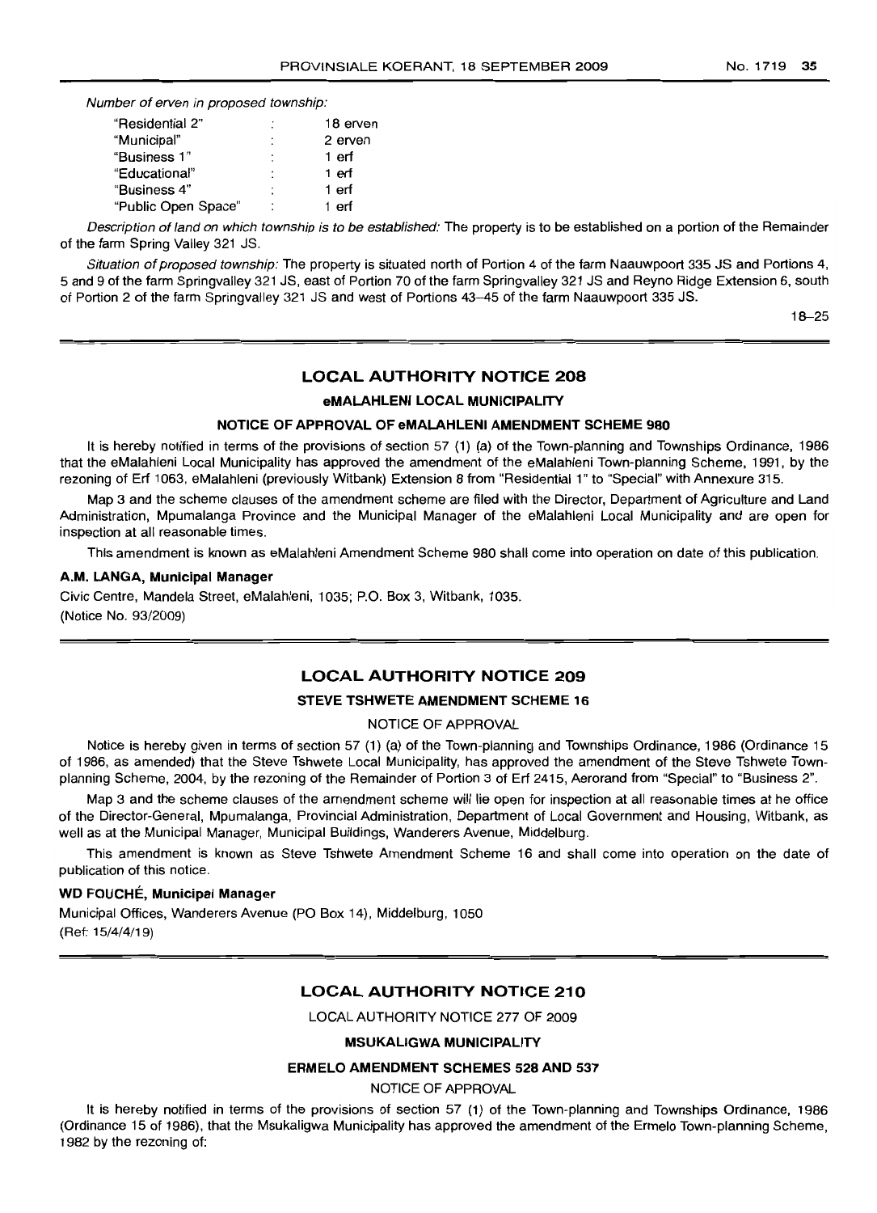*Number of erven in proposed township:*

| | | |
|---|---|---|
| "Residential 2" | : | 18 erven |
| "Municipal" | : | 2 erven |
| "Business 1" | : | 1 erf |
| "Educational" | : | 1 erf |
| "Business 4" | : | 1 erf |
| "Public Open Space" | : | 1 erf |

*Description of land on which township is to be established:* The property is to be established on a portion of the Remainder of the farm Spring Valley 321 JS.

*Situation of proposed township:* The property is situated north of Portion 4 of the farm Naauwpoort 335 JS and Portions 4, 5 and 9 of the farm Springvalley 321 JS, east of Portion 70 of the farm Springvalley 321 JS and Reyno Ridge Extension 6, south of Portion 2 of the farm Springvalley 321 JS and west of Portions 43–45 of the farm Naauwpoort 335 JS.

18–25

---

## LOCAL AUTHORITY NOTICE 208

### eMALAHLENI LOCAL MUNICIPALITY

### NOTICE OF APPROVAL OF eMALAHLENI AMENDMENT SCHEME 980

It is hereby notified in terms of the provisions of section 57 (1) (a) of the Town-planning and Townships Ordinance, 1986 that the eMalahleni Local Municipality has approved the amendment of the eMalahleni Town-planning Scheme, 1991, by the rezoning of Erf 1063, eMalahleni (previously Witbank) Extension 8 from "Residential 1" to "Special" with Annexure 315.

Map 3 and the scheme clauses of the amendment scheme are filed with the Director, Department of Agriculture and Land Administration, Mpumalanga Province and the Municipal Manager of the eMalahleni Local Municipality and are open for inspection at all reasonable times.

This amendment is known as eMalahleni Amendment Scheme 980 shall come into operation on date of this publication.

**A.M. LANGA, Municipal Manager**

Civic Centre, Mandela Street, eMalahleni, 1035; P.O. Box 3, Witbank, 1035.
(Notice No. 93/2009)

---

## LOCAL AUTHORITY NOTICE 209

### STEVE TSHWETE AMENDMENT SCHEME 16

NOTICE OF APPROVAL

Notice is hereby given in terms of section 57 (1) (a) of the Town-planning and Townships Ordinance, 1986 (Ordinance 15 of 1986, as amended) that the Steve Tshwete Local Municipality, has approved the amendment of the Steve Tshwete Town-planning Scheme, 2004, by the rezoning of the Remainder of Portion 3 of Erf 2415, Aerorand from "Special" to "Business 2".

Map 3 and the scheme clauses of the amendment scheme will lie open for inspection at all reasonable times at he office of the Director-General, Mpumalanga, Provincial Administration, Department of Local Government and Housing, Witbank, as well as at the Municipal Manager, Municipal Buildings, Wanderers Avenue, Middelburg.

This amendment is known as Steve Tshwete Amendment Scheme 16 and shall come into operation on the date of publication of this notice.

**WD FOUCHÉ, Municipal Manager**

Municipal Offices, Wanderers Avenue (PO Box 14), Middelburg, 1050
(Ref: 15/4/4/19)

---

## LOCAL AUTHORITY NOTICE 210

LOCAL AUTHORITY NOTICE 277 OF 2009

### MSUKALIGWA MUNICIPALITY

### ERMELO AMENDMENT SCHEMES 528 AND 537

NOTICE OF APPROVAL

It is hereby notified in terms of the provisions of section 57 (1) of the Town-planning and Townships Ordinance, 1986 (Ordinance 15 of 1986), that the Msukaligwa Municipality has approved the amendment of the Ermelo Town-planning Scheme, 1982 by the rezoning of: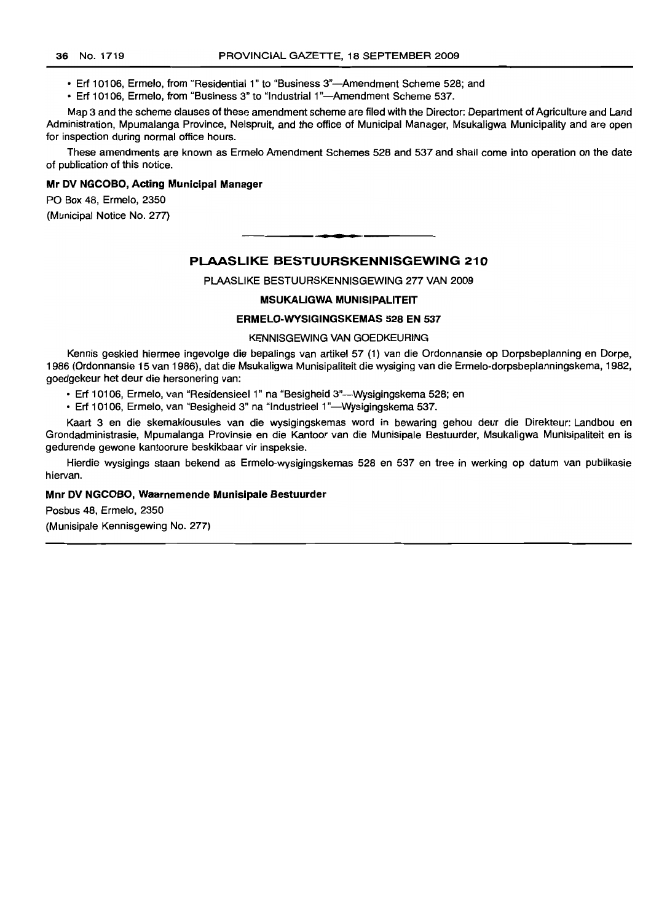- Erf 10106, Ermelo, from "Residential 1" to "Business 3"—Amendment Scheme 528; and
- Erf 10106, Ermelo, from "Business 3" to "Industrial 1"—Amendment Scheme 537.

Map 3 and the scheme clauses of these amendment scheme are filed with the Director: Department of Agriculture and Land Administration, Mpumalanga Province, Nelspruit, and the office of Municipal Manager, Msukaligwa Municipality and are open for inspection during normal office hours.

These amendments are known as Ermelo Amendment Schemes 528 and 537 and shall come into operation on the date of publication of this notice.

**Mr DV NGCOBO, Acting Municipal Manager**

PO Box 48, Ermelo, 2350

(Municipal Notice No. 277)

## PLAASLIKE BESTUURSKENNISGEWING 210

PLAASLIKE BESTUURSKENNISGEWING 277 VAN 2009

**MSUKALIGWA MUNISIPALITEIT**

**ERMELO-WYSIGINGSKEMAS 528 EN 537**

KENNISGEWING VAN GOEDKEURING

Kennis geskied hiermee ingevolge die bepalings van artikel 57 (1) van die Ordonnansie op Dorpsbeplanning en Dorpe, 1986 (Ordonnansie 15 van 1986), dat die Msukaligwa Munisipaliteit die wysiging van die Ermelo-dorpsbeplanningskema, 1982, goedgekeur het deur die hersonering van:

- Erf 10106, Ermelo, van "Residensieel 1" na "Besigheid 3"—Wysigingskema 528; en
- Erf 10106, Ermelo, van "Besigheid 3" na "Industrieel 1"—Wysigingskema 537.

Kaart 3 en die skemaklousules van die wysigingskemas word in bewaring gehou deur die Direkteur: Landbou en Grondadministrasie, Mpumalanga Provinsie en die Kantoor van die Munisipale Bestuurder, Msukaligwa Munisipaliteit en is gedurende gewone kantoorure beskikbaar vir inspeksie.

Hierdie wysigings staan bekend as Ermelo-wysigingskemas 528 en 537 en tree in werking op datum van publikasie hiervan.

**Mnr DV NGCOBO, Waarnemende Munisipale Bestuurder**

Posbus 48, Ermelo, 2350

(Munisipale Kennisgewing No. 277)